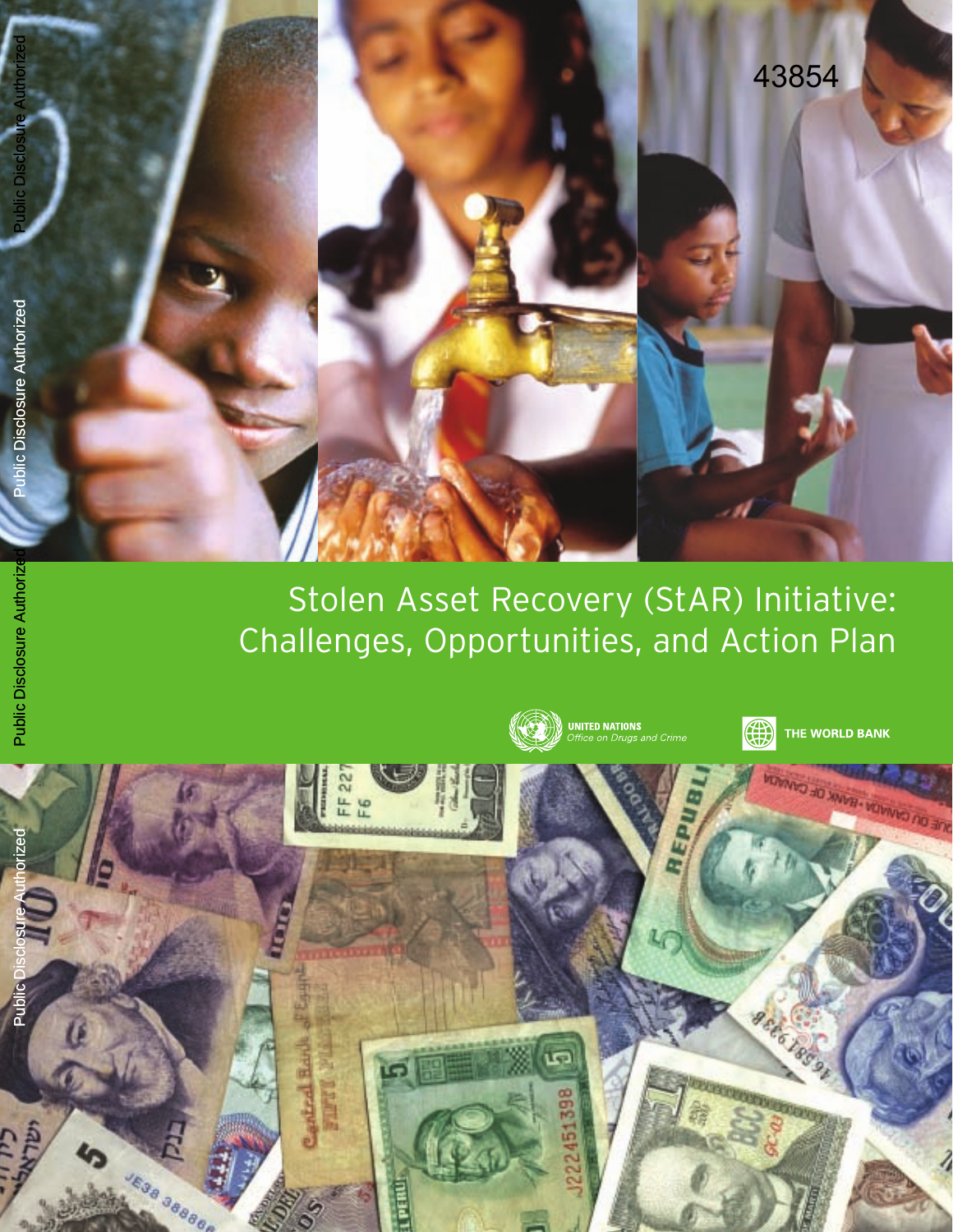43854

# Stolen Asset Recovery (StAR) Initiative: Challenges, Opportunities, and Action Plan

UNITED NATIONS
*Office on Drugs and Crime*

THE WORLD BANK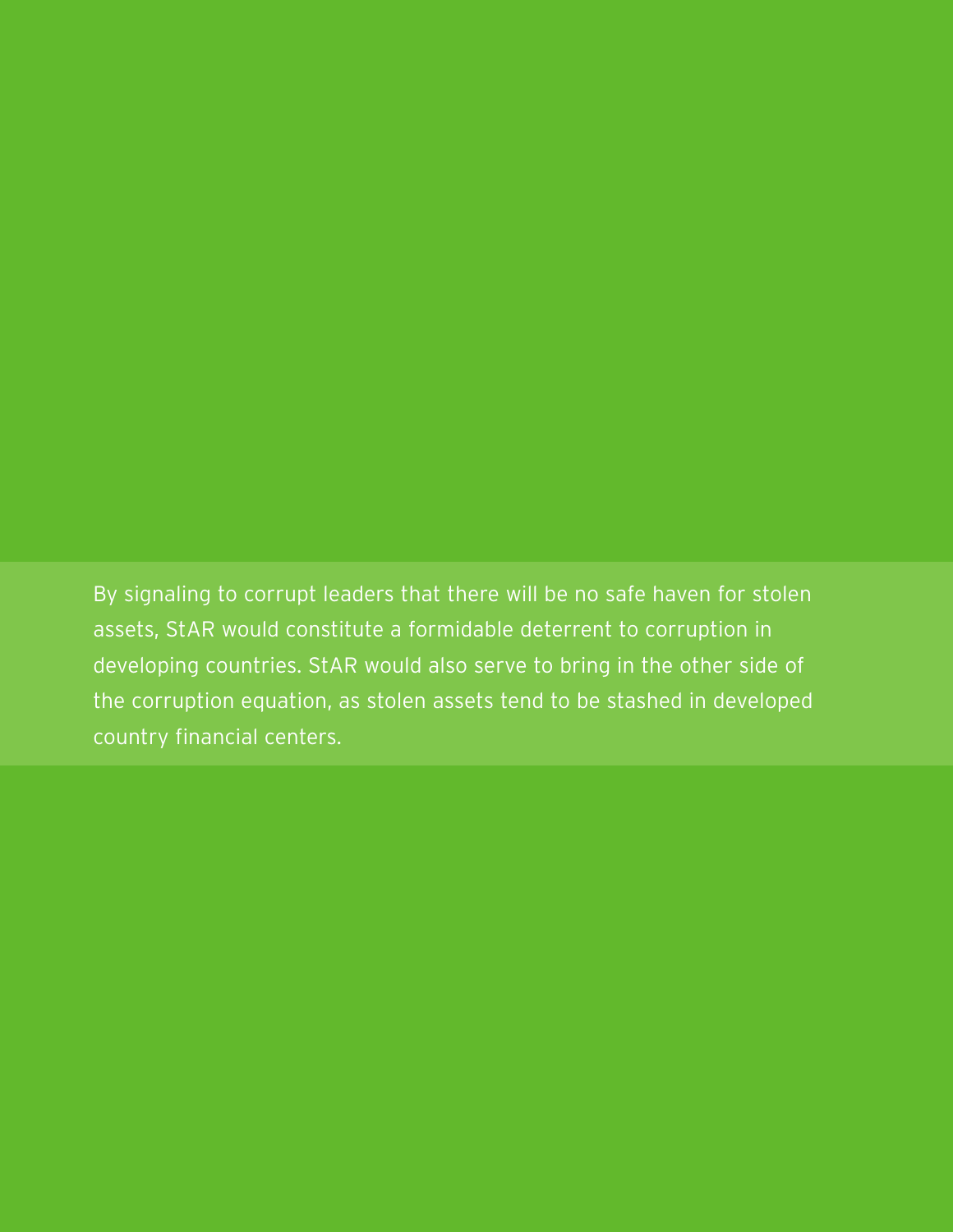By signaling to corrupt leaders that there will be no safe haven for stolen assets, StAR would constitute a formidable deterrent to corruption in developing countries. StAR would also serve to bring in the other side of the corruption equation, as stolen assets tend to be stashed in developed country financial centers.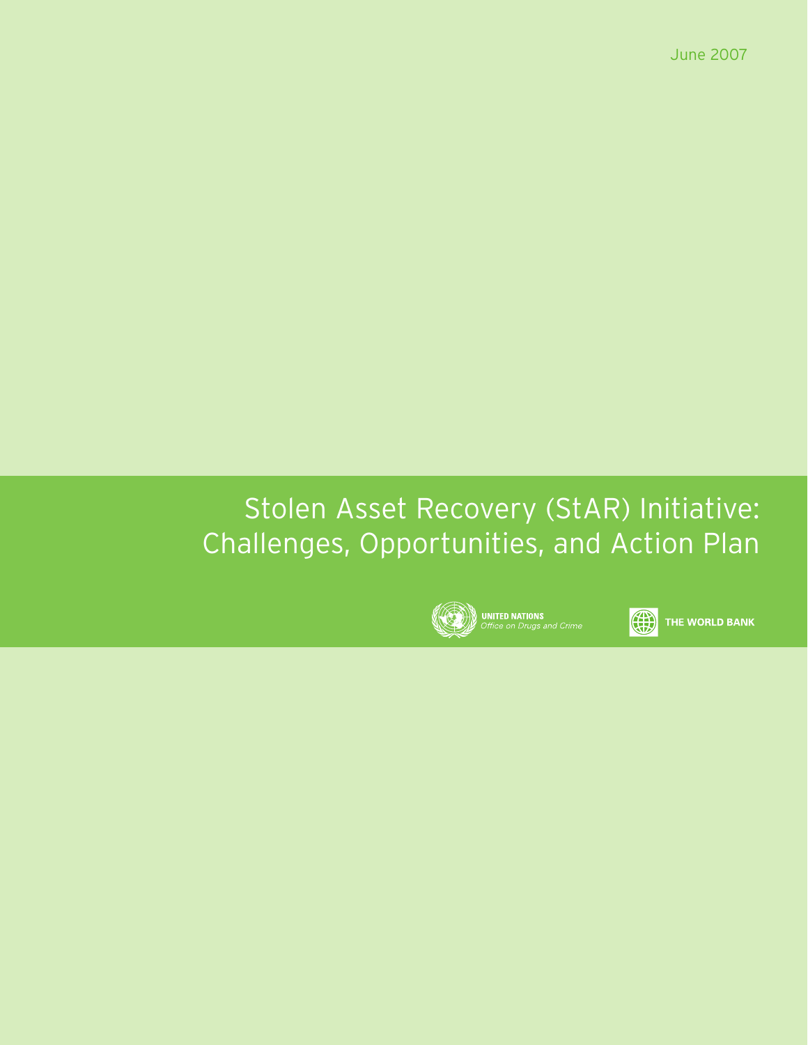June 2007

# Stolen Asset Recovery (StAR) Initiative: Challenges, Opportunities, and Action Plan

UNITED NATIONS
*Office on Drugs and Crime*

THE WORLD BANK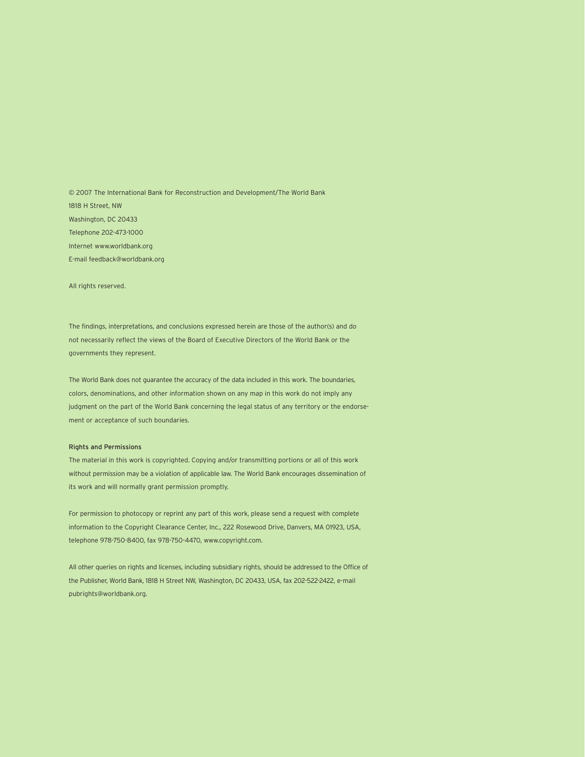© 2007 The International Bank for Reconstruction and Development/The World Bank
1818 H Street, NW
Washington, DC 20433
Telephone 202-473-1000
Internet www.worldbank.org
E-mail feedback@worldbank.org

All rights reserved.

The findings, interpretations, and conclusions expressed herein are those of the author(s) and do not necessarily reflect the views of the Board of Executive Directors of the World Bank or the governments they represent.

The World Bank does not guarantee the accuracy of the data included in this work. The boundaries, colors, denominations, and other information shown on any map in this work do not imply any judgment on the part of the World Bank concerning the legal status of any territory or the endorsement or acceptance of such boundaries.

**Rights and Permissions**

The material in this work is copyrighted. Copying and/or transmitting portions or all of this work without permission may be a violation of applicable law. The World Bank encourages dissemination of its work and will normally grant permission promptly.

For permission to photocopy or reprint any part of this work, please send a request with complete information to the Copyright Clearance Center, Inc., 222 Rosewood Drive, Danvers, MA 01923, USA, telephone 978-750-8400, fax 978-750-4470, www.copyright.com.

All other queries on rights and licenses, including subsidiary rights, should be addressed to the Office of the Publisher, World Bank, 1818 H Street NW, Washington, DC 20433, USA, fax 202-522-2422, e-mail pubrights@worldbank.org.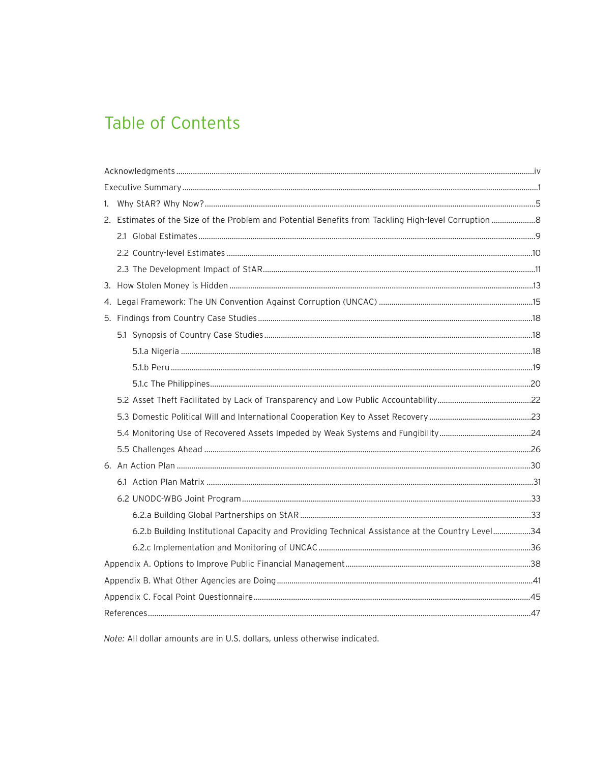# Table of Contents

Acknowledgments .......... iv

Executive Summary .......... 1

1. Why StAR? Why Now? .......... 5
2. Estimates of the Size of the Problem and Potential Benefits from Tackling High-level Corruption .......... 8
   - 2.1 Global Estimates .......... 9
   - 2.2 Country-level Estimates .......... 10
   - 2.3 The Development Impact of StAR .......... 11
3. How Stolen Money is Hidden .......... 13
4. Legal Framework: The UN Convention Against Corruption (UNCAC) .......... 15
5. Findings from Country Case Studies .......... 18
   - 5.1 Synopsis of Country Case Studies .......... 18
     - 5.1.a Nigeria .......... 18
     - 5.1.b Peru .......... 19
     - 5.1.c The Philippines .......... 20
   - 5.2 Asset Theft Facilitated by Lack of Transparency and Low Public Accountability .......... 22
   - 5.3 Domestic Political Will and International Cooperation Key to Asset Recovery .......... 23
   - 5.4 Monitoring Use of Recovered Assets Impeded by Weak Systems and Fungibility .......... 24
   - 5.5 Challenges Ahead .......... 26
6. An Action Plan .......... 30
   - 6.1 Action Plan Matrix .......... 31
   - 6.2 UNODC-WBG Joint Program .......... 33
     - 6.2.a Building Global Partnerships on StAR .......... 33
     - 6.2.b Building Institutional Capacity and Providing Technical Assistance at the Country Level .......... 34
     - 6.2.c Implementation and Monitoring of UNCAC .......... 36

Appendix A. Options to Improve Public Financial Management .......... 38

Appendix B. What Other Agencies are Doing .......... 41

Appendix C. Focal Point Questionnaire .......... 45

References .......... 47

*Note:* All dollar amounts are in U.S. dollars, unless otherwise indicated.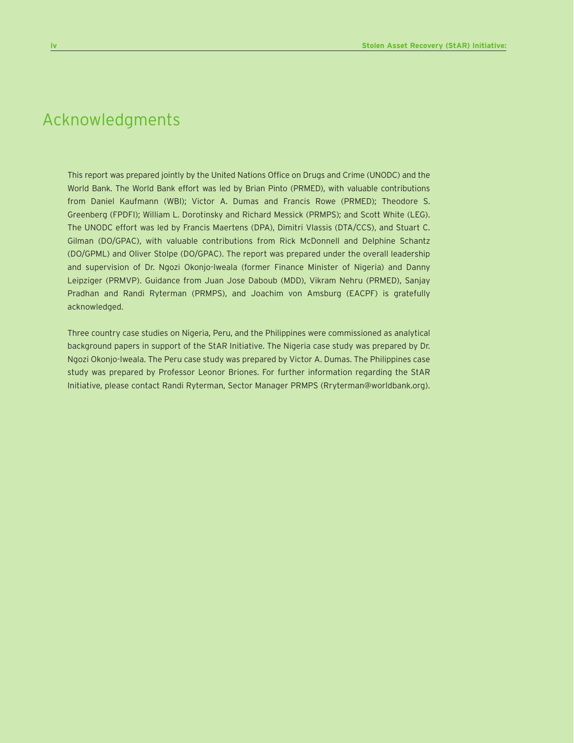# Acknowledgments

This report was prepared jointly by the United Nations Office on Drugs and Crime (UNODC) and the World Bank. The World Bank effort was led by Brian Pinto (PRMED), with valuable contributions from Daniel Kaufmann (WBI); Victor A. Dumas and Francis Rowe (PRMED); Theodore S. Greenberg (FPDFI); William L. Dorotinsky and Richard Messick (PRMPS); and Scott White (LEG). The UNODC effort was led by Francis Maertens (DPA), Dimitri Vlassis (DTA/CCS), and Stuart C. Gilman (DO/GPAC), with valuable contributions from Rick McDonnell and Delphine Schantz (DO/GPML) and Oliver Stolpe (DO/GPAC). The report was prepared under the overall leadership and supervision of Dr. Ngozi Okonjo-Iweala (former Finance Minister of Nigeria) and Danny Leipziger (PRMVP). Guidance from Juan Jose Daboub (MDD), Vikram Nehru (PRMED), Sanjay Pradhan and Randi Ryterman (PRMPS), and Joachim von Amsburg (EACPF) is gratefully acknowledged.

Three country case studies on Nigeria, Peru, and the Philippines were commissioned as analytical background papers in support of the StAR Initiative. The Nigeria case study was prepared by Dr. Ngozi Okonjo-Iweala. The Peru case study was prepared by Victor A. Dumas. The Philippines case study was prepared by Professor Leonor Briones. For further information regarding the StAR Initiative, please contact Randi Ryterman, Sector Manager PRMPS (Rryterman@worldbank.org).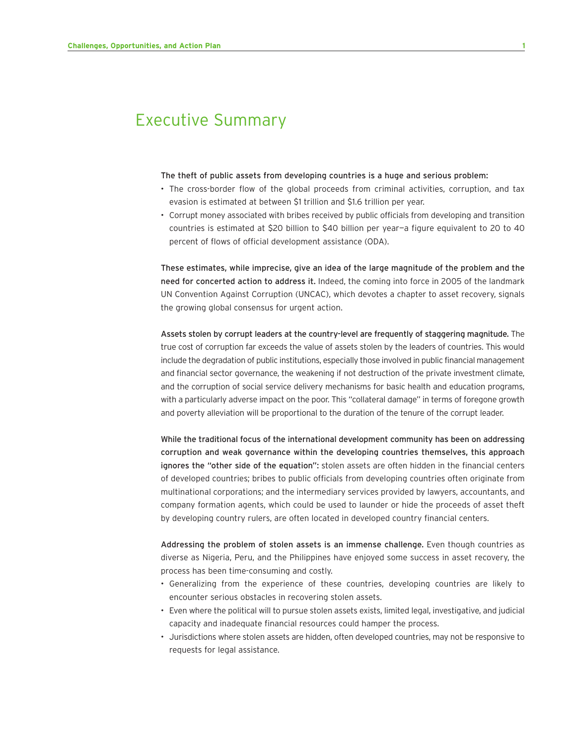# Executive Summary

**The theft of public assets from developing countries is a huge and serious problem:**

- The cross-border flow of the global proceeds from criminal activities, corruption, and tax evasion is estimated at between $1 trillion and $1.6 trillion per year.
- Corrupt money associated with bribes received by public officials from developing and transition countries is estimated at $20 billion to $40 billion per year—a figure equivalent to 20 to 40 percent of flows of official development assistance (ODA).

**These estimates, while imprecise, give an idea of the large magnitude of the problem and the need for concerted action to address it.** Indeed, the coming into force in 2005 of the landmark UN Convention Against Corruption (UNCAC), which devotes a chapter to asset recovery, signals the growing global consensus for urgent action.

**Assets stolen by corrupt leaders at the country-level are frequently of staggering magnitude.** The true cost of corruption far exceeds the value of assets stolen by the leaders of countries. This would include the degradation of public institutions, especially those involved in public financial management and financial sector governance, the weakening if not destruction of the private investment climate, and the corruption of social service delivery mechanisms for basic health and education programs, with a particularly adverse impact on the poor. This "collateral damage" in terms of foregone growth and poverty alleviation will be proportional to the duration of the tenure of the corrupt leader.

**While the traditional focus of the international development community has been on addressing corruption and weak governance within the developing countries themselves, this approach ignores the "other side of the equation":** stolen assets are often hidden in the financial centers of developed countries; bribes to public officials from developing countries often originate from multinational corporations; and the intermediary services provided by lawyers, accountants, and company formation agents, which could be used to launder or hide the proceeds of asset theft by developing country rulers, are often located in developed country financial centers.

**Addressing the problem of stolen assets is an immense challenge.** Even though countries as diverse as Nigeria, Peru, and the Philippines have enjoyed some success in asset recovery, the process has been time-consuming and costly.

- Generalizing from the experience of these countries, developing countries are likely to encounter serious obstacles in recovering stolen assets.
- Even where the political will to pursue stolen assets exists, limited legal, investigative, and judicial capacity and inadequate financial resources could hamper the process.
- Jurisdictions where stolen assets are hidden, often developed countries, may not be responsive to requests for legal assistance.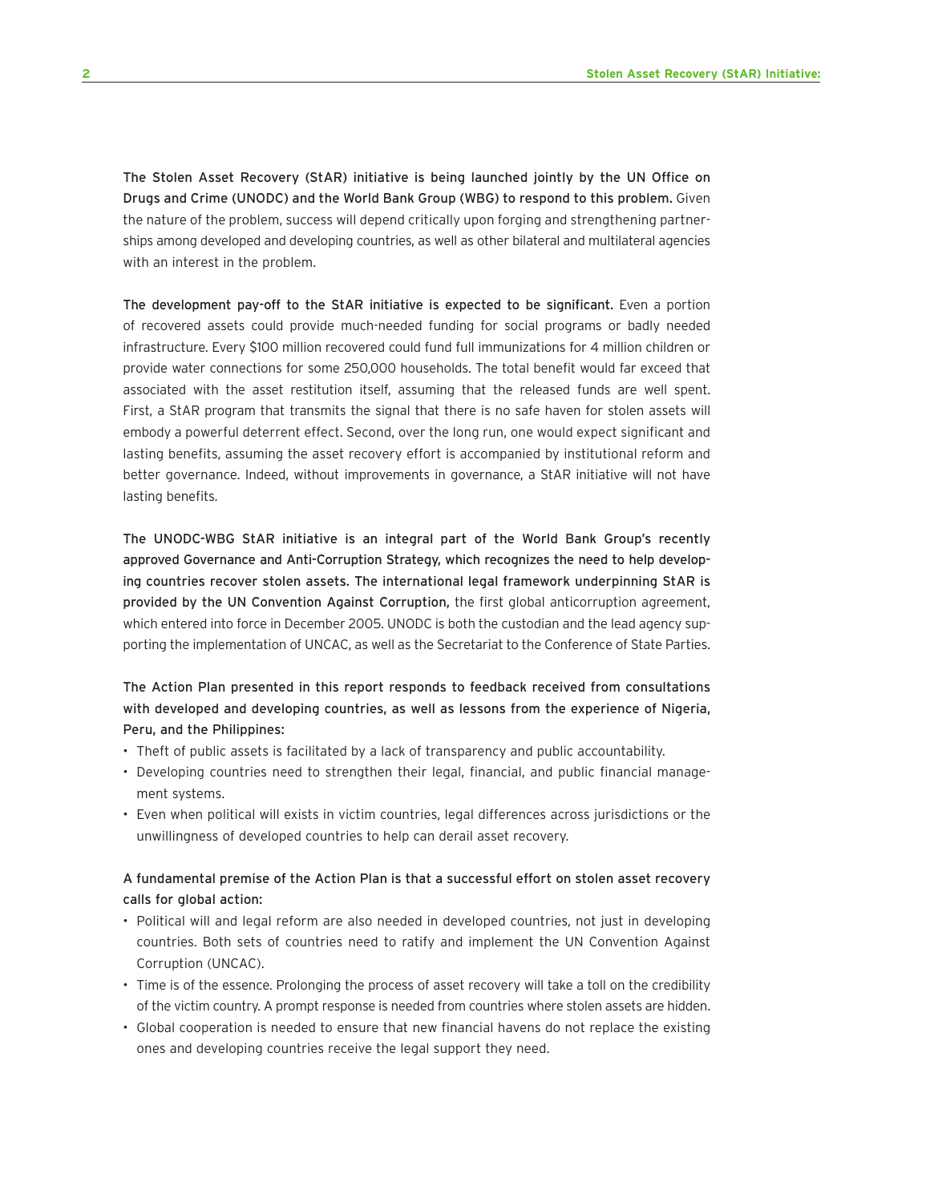**The Stolen Asset Recovery (StAR) initiative is being launched jointly by the UN Office on Drugs and Crime (UNODC) and the World Bank Group (WBG) to respond to this problem.** Given the nature of the problem, success will depend critically upon forging and strengthening partnerships among developed and developing countries, as well as other bilateral and multilateral agencies with an interest in the problem.

**The development pay-off to the StAR initiative is expected to be significant.** Even a portion of recovered assets could provide much-needed funding for social programs or badly needed infrastructure. Every $100 million recovered could fund full immunizations for 4 million children or provide water connections for some 250,000 households. The total benefit would far exceed that associated with the asset restitution itself, assuming that the released funds are well spent. First, a StAR program that transmits the signal that there is no safe haven for stolen assets will embody a powerful deterrent effect. Second, over the long run, one would expect significant and lasting benefits, assuming the asset recovery effort is accompanied by institutional reform and better governance. Indeed, without improvements in governance, a StAR initiative will not have lasting benefits.

**The UNODC-WBG StAR initiative is an integral part of the World Bank Group's recently approved Governance and Anti-Corruption Strategy, which recognizes the need to help developing countries recover stolen assets. The international legal framework underpinning StAR is provided by the UN Convention Against Corruption,** the first global anticorruption agreement, which entered into force in December 2005. UNODC is both the custodian and the lead agency supporting the implementation of UNCAC, as well as the Secretariat to the Conference of State Parties.

**The Action Plan presented in this report responds to feedback received from consultations with developed and developing countries, as well as lessons from the experience of Nigeria, Peru, and the Philippines:**

- Theft of public assets is facilitated by a lack of transparency and public accountability.
- Developing countries need to strengthen their legal, financial, and public financial management systems.
- Even when political will exists in victim countries, legal differences across jurisdictions or the unwillingness of developed countries to help can derail asset recovery.

**A fundamental premise of the Action Plan is that a successful effort on stolen asset recovery calls for global action:**

- Political will and legal reform are also needed in developed countries, not just in developing countries. Both sets of countries need to ratify and implement the UN Convention Against Corruption (UNCAC).
- Time is of the essence. Prolonging the process of asset recovery will take a toll on the credibility of the victim country. A prompt response is needed from countries where stolen assets are hidden.
- Global cooperation is needed to ensure that new financial havens do not replace the existing ones and developing countries receive the legal support they need.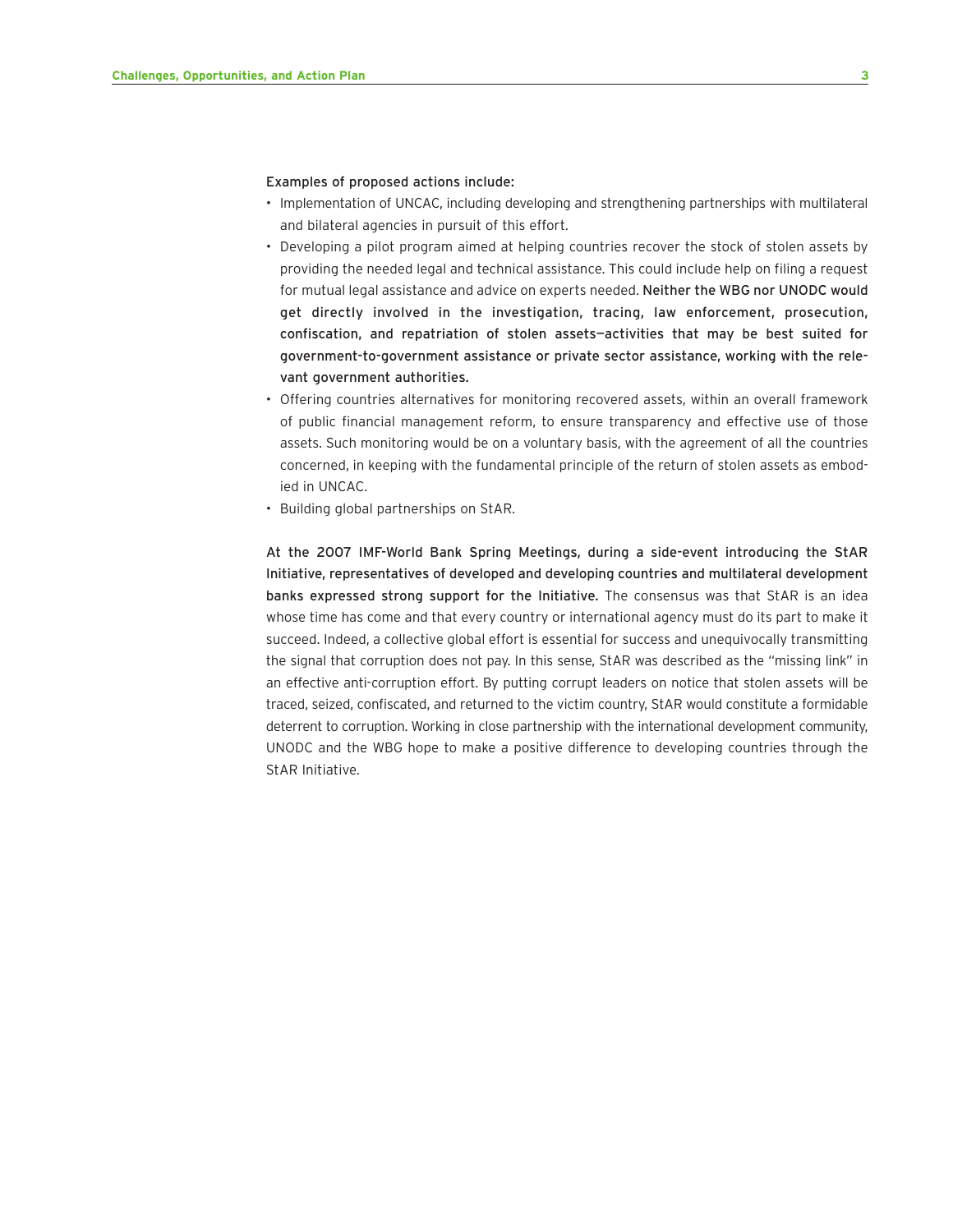**Examples of proposed actions include:**

- Implementation of UNCAC, including developing and strengthening partnerships with multilateral and bilateral agencies in pursuit of this effort.
- Developing a pilot program aimed at helping countries recover the stock of stolen assets by providing the needed legal and technical assistance. This could include help on filing a request for mutual legal assistance and advice on experts needed. **Neither the WBG nor UNODC would get directly involved in the investigation, tracing, law enforcement, prosecution, confiscation, and repatriation of stolen assets—activities that may be best suited for government-to-government assistance or private sector assistance, working with the relevant government authorities.**
- Offering countries alternatives for monitoring recovered assets, within an overall framework of public financial management reform, to ensure transparency and effective use of those assets. Such monitoring would be on a voluntary basis, with the agreement of all the countries concerned, in keeping with the fundamental principle of the return of stolen assets as embodied in UNCAC.
- Building global partnerships on StAR.

**At the 2007 IMF-World Bank Spring Meetings, during a side-event introducing the StAR Initiative, representatives of developed and developing countries and multilateral development banks expressed strong support for the Initiative.** The consensus was that StAR is an idea whose time has come and that every country or international agency must do its part to make it succeed. Indeed, a collective global effort is essential for success and unequivocally transmitting the signal that corruption does not pay. In this sense, StAR was described as the "missing link" in an effective anti-corruption effort. By putting corrupt leaders on notice that stolen assets will be traced, seized, confiscated, and returned to the victim country, StAR would constitute a formidable deterrent to corruption. Working in close partnership with the international development community, UNODC and the WBG hope to make a positive difference to developing countries through the StAR Initiative.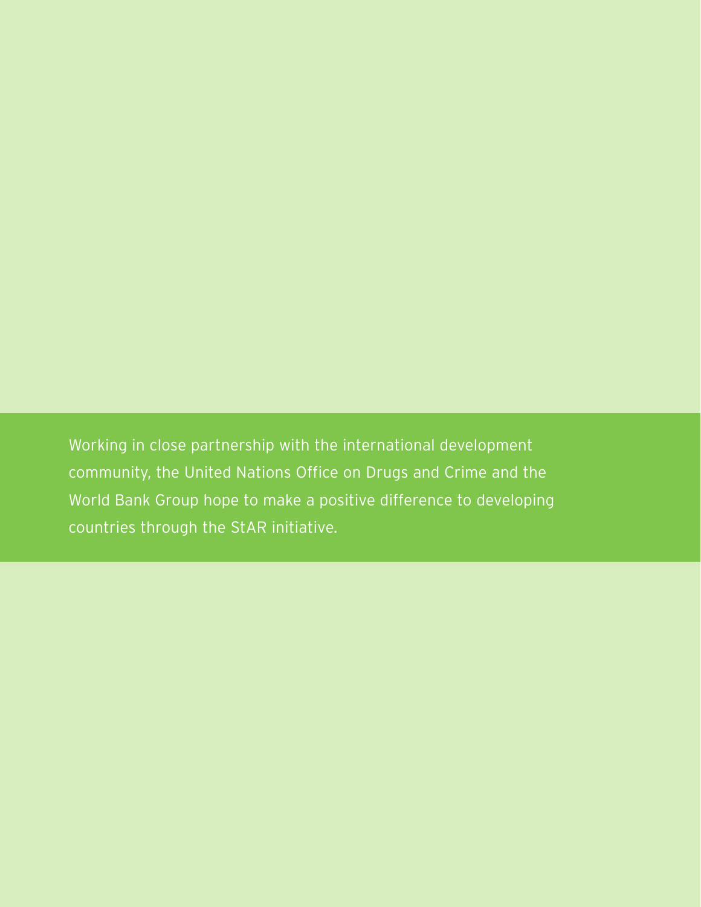Working in close partnership with the international development community, the United Nations Office on Drugs and Crime and the World Bank Group hope to make a positive difference to developing countries through the StAR initiative.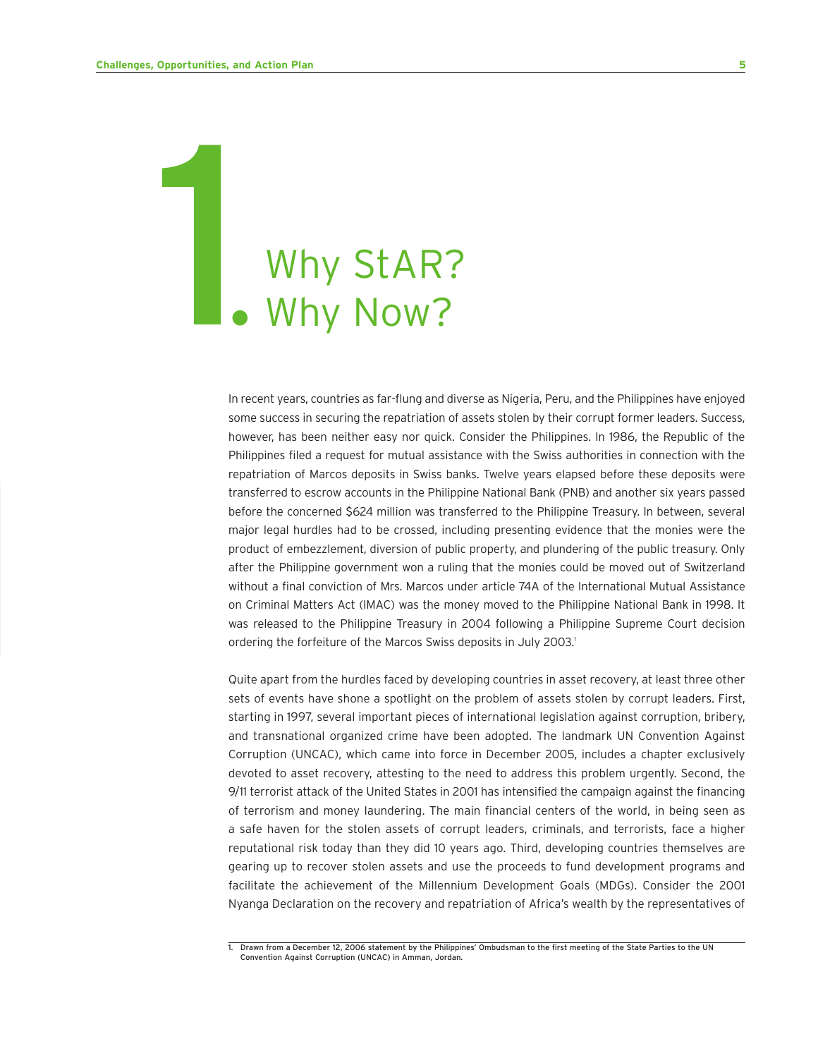# 1. Why StAR? Why Now?

In recent years, countries as far-flung and diverse as Nigeria, Peru, and the Philippines have enjoyed some success in securing the repatriation of assets stolen by their corrupt former leaders. Success, however, has been neither easy nor quick. Consider the Philippines. In 1986, the Republic of the Philippines filed a request for mutual assistance with the Swiss authorities in connection with the repatriation of Marcos deposits in Swiss banks. Twelve years elapsed before these deposits were transferred to escrow accounts in the Philippine National Bank (PNB) and another six years passed before the concerned $624 million was transferred to the Philippine Treasury. In between, several major legal hurdles had to be crossed, including presenting evidence that the monies were the product of embezzlement, diversion of public property, and plundering of the public treasury. Only after the Philippine government won a ruling that the monies could be moved out of Switzerland without a final conviction of Mrs. Marcos under article 74A of the International Mutual Assistance on Criminal Matters Act (IMAC) was the money moved to the Philippine National Bank in 1998. It was released to the Philippine Treasury in 2004 following a Philippine Supreme Court decision ordering the forfeiture of the Marcos Swiss deposits in July 2003.[1]

Quite apart from the hurdles faced by developing countries in asset recovery, at least three other sets of events have shone a spotlight on the problem of assets stolen by corrupt leaders. First, starting in 1997, several important pieces of international legislation against corruption, bribery, and transnational organized crime have been adopted. The landmark UN Convention Against Corruption (UNCAC), which came into force in December 2005, includes a chapter exclusively devoted to asset recovery, attesting to the need to address this problem urgently. Second, the 9/11 terrorist attack of the United States in 2001 has intensified the campaign against the financing of terrorism and money laundering. The main financial centers of the world, in being seen as a safe haven for the stolen assets of corrupt leaders, criminals, and terrorists, face a higher reputational risk today than they did 10 years ago. Third, developing countries themselves are gearing up to recover stolen assets and use the proceeds to fund development programs and facilitate the achievement of the Millennium Development Goals (MDGs). Consider the 2001 Nyanga Declaration on the recovery and repatriation of Africa's wealth by the representatives of

1. Drawn from a December 12, 2006 statement by the Philippines' Ombudsman to the first meeting of the State Parties to the UN Convention Against Corruption (UNCAC) in Amman, Jordan.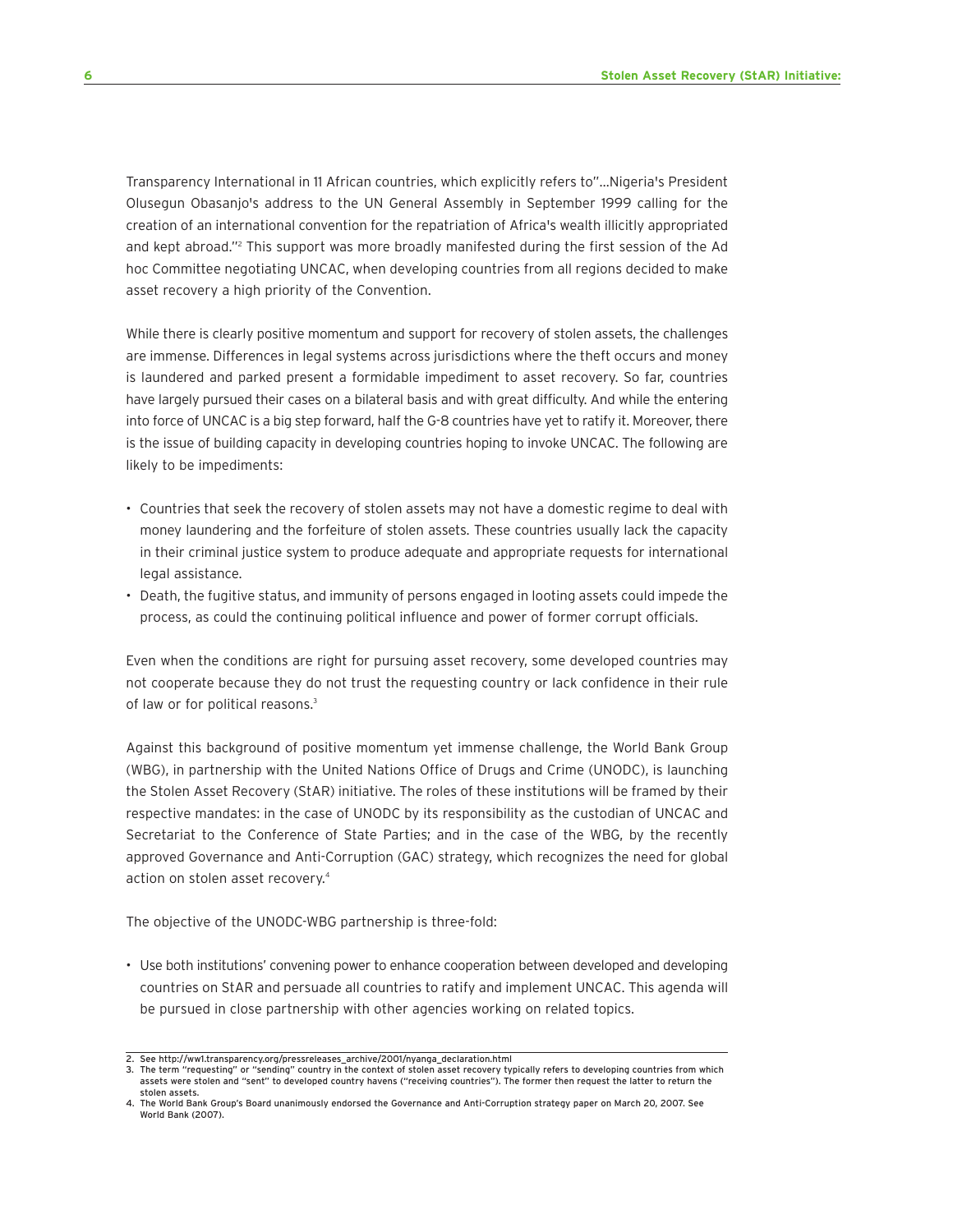Transparency International in 11 African countries, which explicitly refers to"...Nigeria's President Olusegun Obasanjo's address to the UN General Assembly in September 1999 calling for the creation of an international convention for the repatriation of Africa's wealth illicitly appropriated and kept abroad."[2] This support was more broadly manifested during the first session of the Ad hoc Committee negotiating UNCAC, when developing countries from all regions decided to make asset recovery a high priority of the Convention.

While there is clearly positive momentum and support for recovery of stolen assets, the challenges are immense. Differences in legal systems across jurisdictions where the theft occurs and money is laundered and parked present a formidable impediment to asset recovery. So far, countries have largely pursued their cases on a bilateral basis and with great difficulty. And while the entering into force of UNCAC is a big step forward, half the G-8 countries have yet to ratify it. Moreover, there is the issue of building capacity in developing countries hoping to invoke UNCAC. The following are likely to be impediments:

- Countries that seek the recovery of stolen assets may not have a domestic regime to deal with money laundering and the forfeiture of stolen assets. These countries usually lack the capacity in their criminal justice system to produce adequate and appropriate requests for international legal assistance.
- Death, the fugitive status, and immunity of persons engaged in looting assets could impede the process, as could the continuing political influence and power of former corrupt officials.

Even when the conditions are right for pursuing asset recovery, some developed countries may not cooperate because they do not trust the requesting country or lack confidence in their rule of law or for political reasons.[3]

Against this background of positive momentum yet immense challenge, the World Bank Group (WBG), in partnership with the United Nations Office of Drugs and Crime (UNODC), is launching the Stolen Asset Recovery (StAR) initiative. The roles of these institutions will be framed by their respective mandates: in the case of UNODC by its responsibility as the custodian of UNCAC and Secretariat to the Conference of State Parties; and in the case of the WBG, by the recently approved Governance and Anti-Corruption (GAC) strategy, which recognizes the need for global action on stolen asset recovery.[4]

The objective of the UNODC-WBG partnership is three-fold:

- Use both institutions' convening power to enhance cooperation between developed and developing countries on StAR and persuade all countries to ratify and implement UNCAC. This agenda will be pursued in close partnership with other agencies working on related topics.

---

2. See http://ww1.transparency.org/pressreleases_archive/2001/nyanga_declaration.html
3. The term "requesting" or "sending" country in the context of stolen asset recovery typically refers to developing countries from which assets were stolen and "sent" to developed country havens ("receiving countries"). The former then request the latter to return the stolen assets.
4. The World Bank Group's Board unanimously endorsed the Governance and Anti-Corruption strategy paper on March 20, 2007. See World Bank (2007).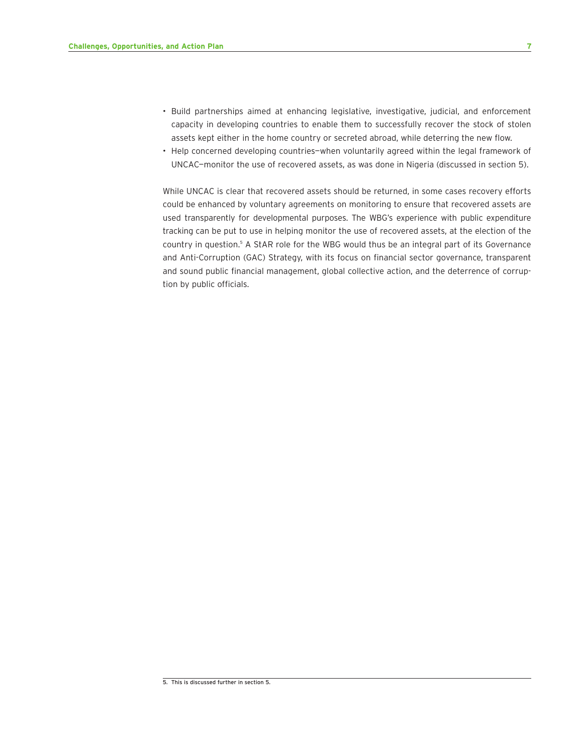- Build partnerships aimed at enhancing legislative, investigative, judicial, and enforcement capacity in developing countries to enable them to successfully recover the stock of stolen assets kept either in the home country or secreted abroad, while deterring the new flow.
- Help concerned developing countries—when voluntarily agreed within the legal framework of UNCAC—monitor the use of recovered assets, as was done in Nigeria (discussed in section 5).

While UNCAC is clear that recovered assets should be returned, in some cases recovery efforts could be enhanced by voluntary agreements on monitoring to ensure that recovered assets are used transparently for developmental purposes. The WBG's experience with public expenditure tracking can be put to use in helping monitor the use of recovered assets, at the election of the country in question.[5] A StAR role for the WBG would thus be an integral part of its Governance and Anti-Corruption (GAC) Strategy, with its focus on financial sector governance, transparent and sound public financial management, global collective action, and the deterrence of corruption by public officials.

5. This is discussed further in section 5.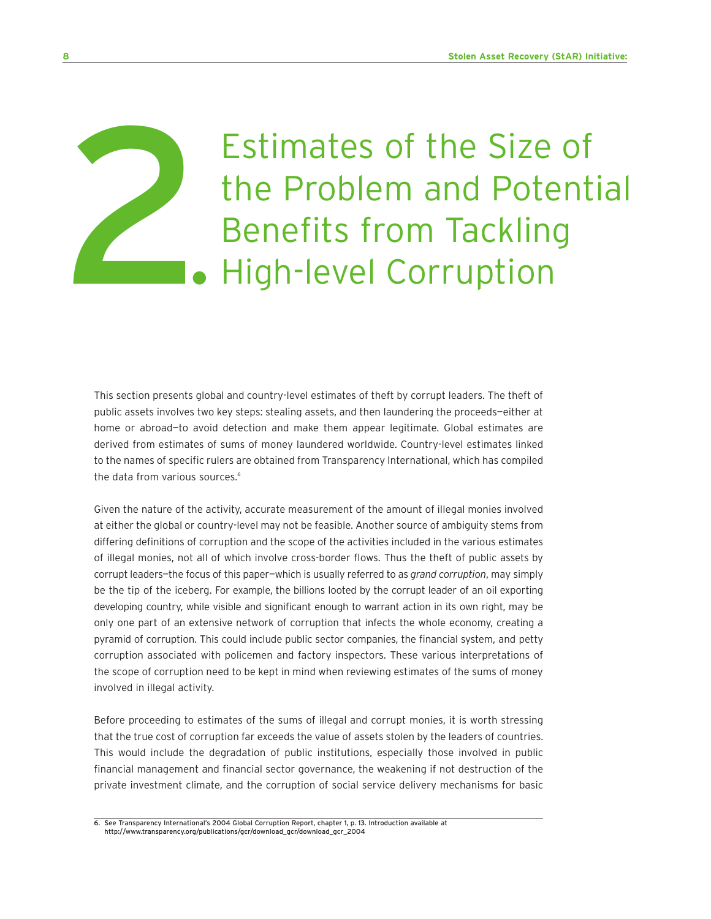# 2. Estimates of the Size of the Problem and Potential Benefits from Tackling High-level Corruption

This section presents global and country-level estimates of theft by corrupt leaders. The theft of public assets involves two key steps: stealing assets, and then laundering the proceeds—either at home or abroad—to avoid detection and make them appear legitimate. Global estimates are derived from estimates of sums of money laundered worldwide. Country-level estimates linked to the names of specific rulers are obtained from Transparency International, which has compiled the data from various sources.[6]

Given the nature of the activity, accurate measurement of the amount of illegal monies involved at either the global or country-level may not be feasible. Another source of ambiguity stems from differing definitions of corruption and the scope of the activities included in the various estimates of illegal monies, not all of which involve cross-border flows. Thus the theft of public assets by corrupt leaders—the focus of this paper—which is usually referred to as *grand corruption*, may simply be the tip of the iceberg. For example, the billions looted by the corrupt leader of an oil exporting developing country, while visible and significant enough to warrant action in its own right, may be only one part of an extensive network of corruption that infects the whole economy, creating a pyramid of corruption. This could include public sector companies, the financial system, and petty corruption associated with policemen and factory inspectors. These various interpretations of the scope of corruption need to be kept in mind when reviewing estimates of the sums of money involved in illegal activity.

Before proceeding to estimates of the sums of illegal and corrupt monies, it is worth stressing that the true cost of corruption far exceeds the value of assets stolen by the leaders of countries. This would include the degradation of public institutions, especially those involved in public financial management and financial sector governance, the weakening if not destruction of the private investment climate, and the corruption of social service delivery mechanisms for basic

6. See Transparency International's 2004 Global Corruption Report, chapter 1, p. 13. Introduction available at http://www.transparency.org/publications/gcr/download_gcr/download_gcr_2004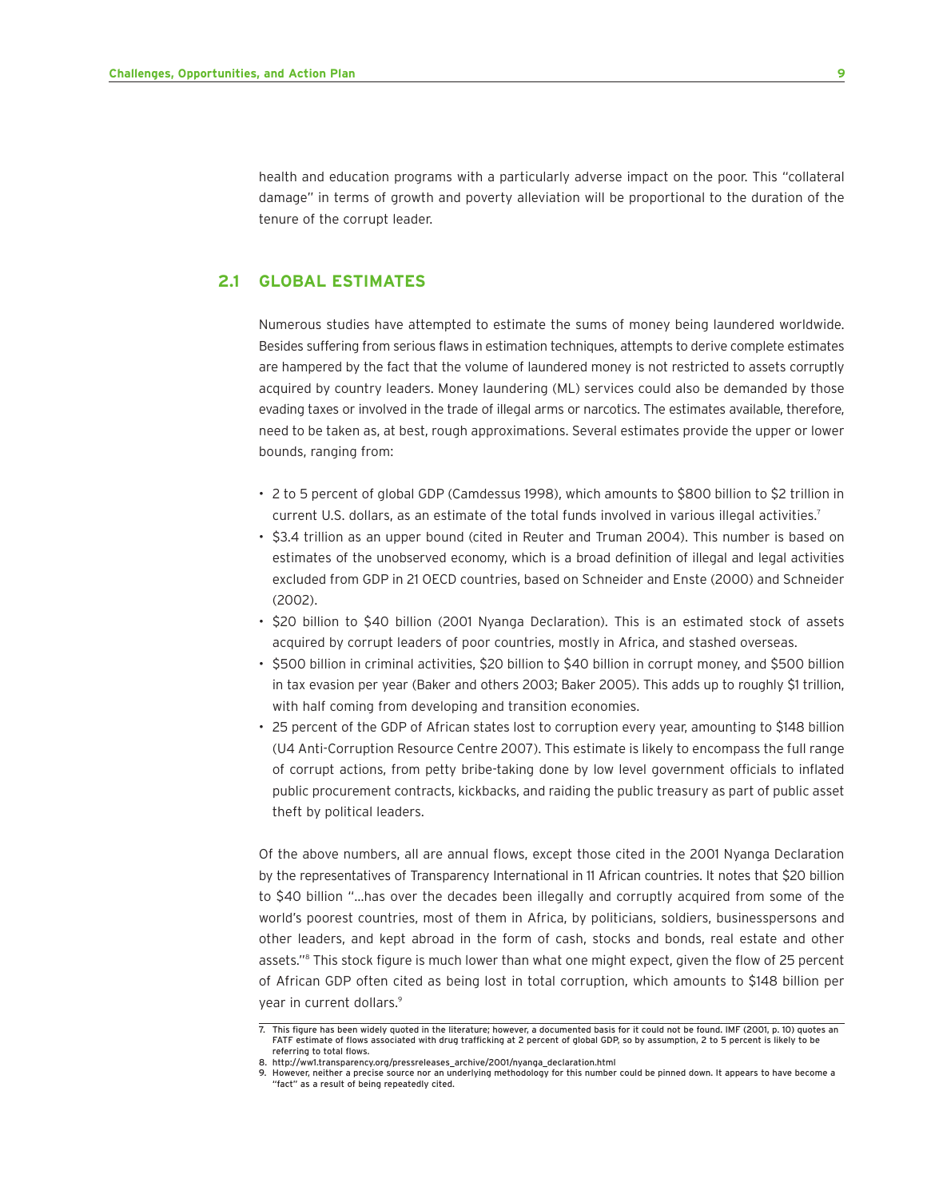health and education programs with a particularly adverse impact on the poor. This "collateral damage" in terms of growth and poverty alleviation will be proportional to the duration of the tenure of the corrupt leader.

## 2.1 GLOBAL ESTIMATES

Numerous studies have attempted to estimate the sums of money being laundered worldwide. Besides suffering from serious flaws in estimation techniques, attempts to derive complete estimates are hampered by the fact that the volume of laundered money is not restricted to assets corruptly acquired by country leaders. Money laundering (ML) services could also be demanded by those evading taxes or involved in the trade of illegal arms or narcotics. The estimates available, therefore, need to be taken as, at best, rough approximations. Several estimates provide the upper or lower bounds, ranging from:

- 2 to 5 percent of global GDP (Camdessus 1998), which amounts to $800 billion to $2 trillion in current U.S. dollars, as an estimate of the total funds involved in various illegal activities.[7]
- $3.4 trillion as an upper bound (cited in Reuter and Truman 2004). This number is based on estimates of the unobserved economy, which is a broad definition of illegal and legal activities excluded from GDP in 21 OECD countries, based on Schneider and Enste (2000) and Schneider (2002).
- $20 billion to $40 billion (2001 Nyanga Declaration). This is an estimated stock of assets acquired by corrupt leaders of poor countries, mostly in Africa, and stashed overseas.
- $500 billion in criminal activities, $20 billion to $40 billion in corrupt money, and $500 billion in tax evasion per year (Baker and others 2003; Baker 2005). This adds up to roughly $1 trillion, with half coming from developing and transition economies.
- 25 percent of the GDP of African states lost to corruption every year, amounting to $148 billion (U4 Anti-Corruption Resource Centre 2007). This estimate is likely to encompass the full range of corrupt actions, from petty bribe-taking done by low level government officials to inflated public procurement contracts, kickbacks, and raiding the public treasury as part of public asset theft by political leaders.

Of the above numbers, all are annual flows, except those cited in the 2001 Nyanga Declaration by the representatives of Transparency International in 11 African countries. It notes that $20 billion to $40 billion "…has over the decades been illegally and corruptly acquired from some of the world's poorest countries, most of them in Africa, by politicians, soldiers, businesspersons and other leaders, and kept abroad in the form of cash, stocks and bonds, real estate and other assets."[8] This stock figure is much lower than what one might expect, given the flow of 25 percent of African GDP often cited as being lost in total corruption, which amounts to $148 billion per year in current dollars.[9]

---

7. This figure has been widely quoted in the literature; however, a documented basis for it could not be found. IMF (2001, p. 10) quotes an FATF estimate of flows associated with drug trafficking at 2 percent of global GDP, so by assumption, 2 to 5 percent is likely to be referring to total flows.
8. http://ww1.transparency.org/pressreleases_archive/2001/nyanga_declaration.html
9. However, neither a precise source nor an underlying methodology for this number could be pinned down. It appears to have become a "fact" as a result of being repeatedly cited.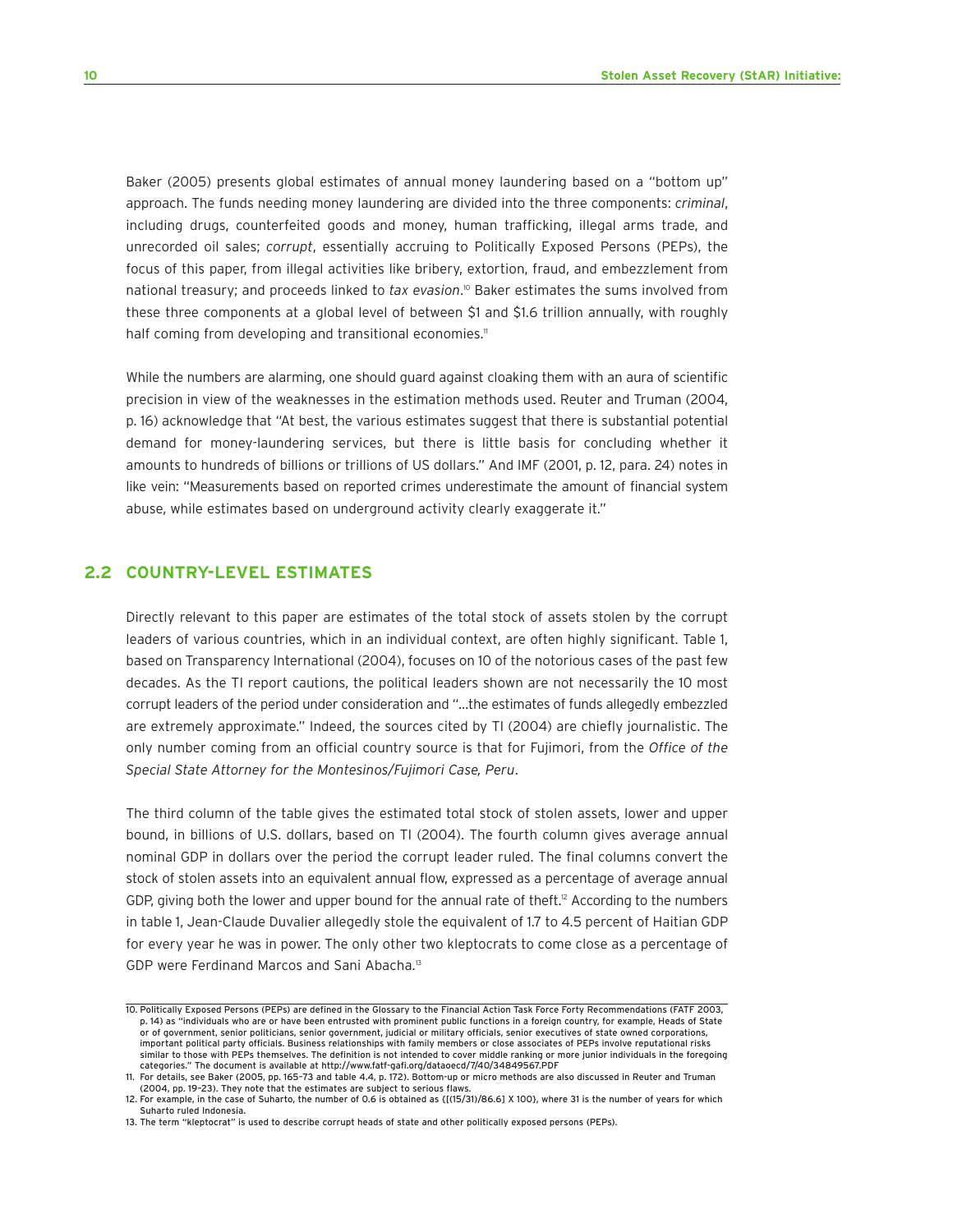Baker (2005) presents global estimates of annual money laundering based on a "bottom up" approach. The funds needing money laundering are divided into the three components: *criminal*, including drugs, counterfeited goods and money, human trafficking, illegal arms trade, and unrecorded oil sales; *corrupt*, essentially accruing to Politically Exposed Persons (PEPs), the focus of this paper, from illegal activities like bribery, extortion, fraud, and embezzlement from national treasury; and proceeds linked to *tax evasion*.[10] Baker estimates the sums involved from these three components at a global level of between $1 and $1.6 trillion annually, with roughly half coming from developing and transitional economies.[11]

While the numbers are alarming, one should guard against cloaking them with an aura of scientific precision in view of the weaknesses in the estimation methods used. Reuter and Truman (2004, p. 16) acknowledge that "At best, the various estimates suggest that there is substantial potential demand for money-laundering services, but there is little basis for concluding whether it amounts to hundreds of billions or trillions of US dollars." And IMF (2001, p. 12, para. 24) notes in like vein: "Measurements based on reported crimes underestimate the amount of financial system abuse, while estimates based on underground activity clearly exaggerate it."

## 2.2 COUNTRY-LEVEL ESTIMATES

Directly relevant to this paper are estimates of the total stock of assets stolen by the corrupt leaders of various countries, which in an individual context, are often highly significant. Table 1, based on Transparency International (2004), focuses on 10 of the notorious cases of the past few decades. As the TI report cautions, the political leaders shown are not necessarily the 10 most corrupt leaders of the period under consideration and "...the estimates of funds allegedly embezzled are extremely approximate." Indeed, the sources cited by TI (2004) are chiefly journalistic. The only number coming from an official country source is that for Fujimori, from the *Office of the Special State Attorney for the Montesinos/Fujimori Case, Peru*.

The third column of the table gives the estimated total stock of stolen assets, lower and upper bound, in billions of U.S. dollars, based on TI (2004). The fourth column gives average annual nominal GDP in dollars over the period the corrupt leader ruled. The final columns convert the stock of stolen assets into an equivalent annual flow, expressed as a percentage of average annual GDP, giving both the lower and upper bound for the annual rate of theft.[12] According to the numbers in table 1, Jean-Claude Duvalier allegedly stole the equivalent of 1.7 to 4.5 percent of Haitian GDP for every year he was in power. The only other two kleptocrats to come close as a percentage of GDP were Ferdinand Marcos and Sani Abacha.[13]

---

10. Politically Exposed Persons (PEPs) are defined in the Glossary to the Financial Action Task Force Forty Recommendations (FATF 2003, p. 14) as "individuals who are or have been entrusted with prominent public functions in a foreign country, for example, Heads of State or of government, senior politicians, senior government, judicial or military officials, senior executives of state owned corporations, important political party officials. Business relationships with family members or close associates of PEPs involve reputational risks similar to those with PEPs themselves. The definition is not intended to cover middle ranking or more junior individuals in the foregoing categories." The document is available at http://www.fatf-gafi.org/dataoecd/7/40/34849567.PDF

11. For details, see Baker (2005, pp. 165–73 and table 4.4, p. 172). Bottom-up or micro methods are also discussed in Reuter and Truman (2004, pp. 19–23). They note that the estimates are subject to serious flaws.

12. For example, in the case of Suharto, the number of 0.6 is obtained as {[(15/31)/86.6] X 100}, where 31 is the number of years for which Suharto ruled Indonesia.

13. The term "kleptocrat" is used to describe corrupt heads of state and other politically exposed persons (PEPs).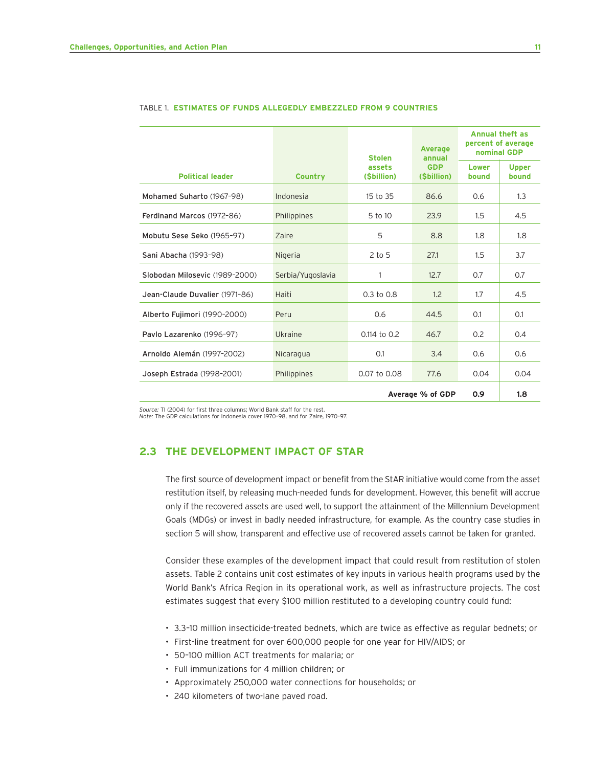TABLE 1. **ESTIMATES OF FUNDS ALLEGEDLY EMBEZZLED FROM 9 COUNTRIES**

| Political leader | Country | Stolen assets ($billion) | Average annual GDP ($billion) | Annual theft as percent of average nominal GDP | |
|---|---|---|---|---|---|
| | | | | Lower bound | Upper bound |
| Mohamed Suharto (1967–98) | Indonesia | 15 to 35 | 86.6 | 0.6 | 1.3 |
| Ferdinand Marcos (1972–86) | Philippines | 5 to 10 | 23.9 | 1.5 | 4.5 |
| Mobutu Sese Seko (1965–97) | Zaire | 5 | 8.8 | 1.8 | 1.8 |
| Sani Abacha (1993–98) | Nigeria | 2 to 5 | 27.1 | 1.5 | 3.7 |
| Slobodan Milosevic (1989–2000) | Serbia/Yugoslavia | 1 | 12.7 | 0.7 | 0.7 |
| Jean-Claude Duvalier (1971–86) | Haiti | 0.3 to 0.8 | 1.2 | 1.7 | 4.5 |
| Alberto Fujimori (1990–2000) | Peru | 0.6 | 44.5 | 0.1 | 0.1 |
| Pavlo Lazarenko (1996–97) | Ukraine | 0.114 to 0.2 | 46.7 | 0.2 | 0.4 |
| Arnoldo Alemán (1997–2002) | Nicaragua | 0.1 | 3.4 | 0.6 | 0.6 |
| Joseph Estrada (1998–2001) | Philippines | 0.07 to 0.08 | 77.6 | 0.04 | 0.04 |
| | | | **Average % of GDP** | **0.9** | **1.8** |

*Source:* TI (2004) for first three columns; World Bank staff for the rest.
*Note:* The GDP calculations for Indonesia cover 1970–98, and for Zaire, 1970–97.

## 2.3 THE DEVELOPMENT IMPACT OF STAR

The first source of development impact or benefit from the StAR initiative would come from the asset restitution itself, by releasing much-needed funds for development. However, this benefit will accrue only if the recovered assets are used well, to support the attainment of the Millennium Development Goals (MDGs) or invest in badly needed infrastructure, for example. As the country case studies in section 5 will show, transparent and effective use of recovered assets cannot be taken for granted.

Consider these examples of the development impact that could result from restitution of stolen assets. Table 2 contains unit cost estimates of key inputs in various health programs used by the World Bank's Africa Region in its operational work, as well as infrastructure projects. The cost estimates suggest that every $100 million restituted to a developing country could fund:

- 3.3–10 million insecticide-treated bednets, which are twice as effective as regular bednets; or
- First-line treatment for over 600,000 people for one year for HIV/AIDS; or
- 50–100 million ACT treatments for malaria; or
- Full immunizations for 4 million children; or
- Approximately 250,000 water connections for households; or
- 240 kilometers of two-lane paved road.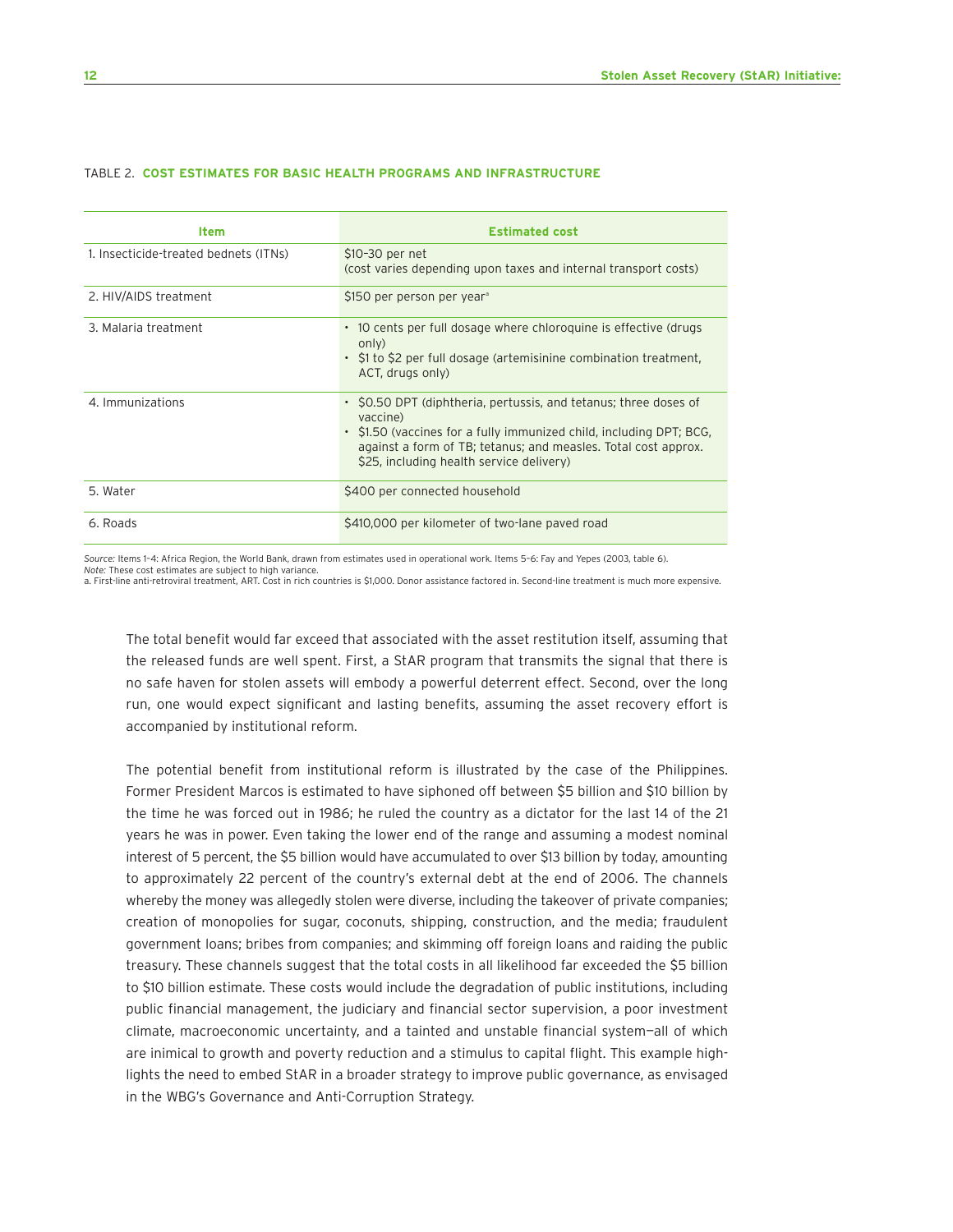TABLE 2. **COST ESTIMATES FOR BASIC HEALTH PROGRAMS AND INFRASTRUCTURE**

| Item | Estimated cost |
|---|---|
| 1. Insecticide-treated bednets (ITNs) | $10–30 per net<br>(cost varies depending upon taxes and internal transport costs) |
| 2. HIV/AIDS treatment | $150 per person per year[a] |
| 3. Malaria treatment | • 10 cents per full dosage where chloroquine is effective (drugs only)<br>• $1 to $2 per full dosage (artemisinine combination treatment, ACT, drugs only) |
| 4. Immunizations | • $0.50 DPT (diphtheria, pertussis, and tetanus; three doses of vaccine)<br>• $1.50 (vaccines for a fully immunized child, including DPT; BCG, against a form of TB; tetanus; and measles. Total cost approx. $25, including health service delivery) |
| 5. Water | $400 per connected household |
| 6. Roads | $410,000 per kilometer of two-lane paved road |

*Source:* Items 1–4: Africa Region, the World Bank, drawn from estimates used in operational work. Items 5–6: Fay and Yepes (2003, table 6).
*Note:* These cost estimates are subject to high variance.
a. First-line anti-retroviral treatment, ART. Cost in rich countries is $1,000. Donor assistance factored in. Second-line treatment is much more expensive.

The total benefit would far exceed that associated with the asset restitution itself, assuming that the released funds are well spent. First, a StAR program that transmits the signal that there is no safe haven for stolen assets will embody a powerful deterrent effect. Second, over the long run, one would expect significant and lasting benefits, assuming the asset recovery effort is accompanied by institutional reform.

The potential benefit from institutional reform is illustrated by the case of the Philippines. Former President Marcos is estimated to have siphoned off between $5 billion and $10 billion by the time he was forced out in 1986; he ruled the country as a dictator for the last 14 of the 21 years he was in power. Even taking the lower end of the range and assuming a modest nominal interest of 5 percent, the $5 billion would have accumulated to over $13 billion by today, amounting to approximately 22 percent of the country's external debt at the end of 2006. The channels whereby the money was allegedly stolen were diverse, including the takeover of private companies; creation of monopolies for sugar, coconuts, shipping, construction, and the media; fraudulent government loans; bribes from companies; and skimming off foreign loans and raiding the public treasury. These channels suggest that the total costs in all likelihood far exceeded the $5 billion to $10 billion estimate. These costs would include the degradation of public institutions, including public financial management, the judiciary and financial sector supervision, a poor investment climate, macroeconomic uncertainty, and a tainted and unstable financial system—all of which are inimical to growth and poverty reduction and a stimulus to capital flight. This example highlights the need to embed StAR in a broader strategy to improve public governance, as envisaged in the WBG's Governance and Anti-Corruption Strategy.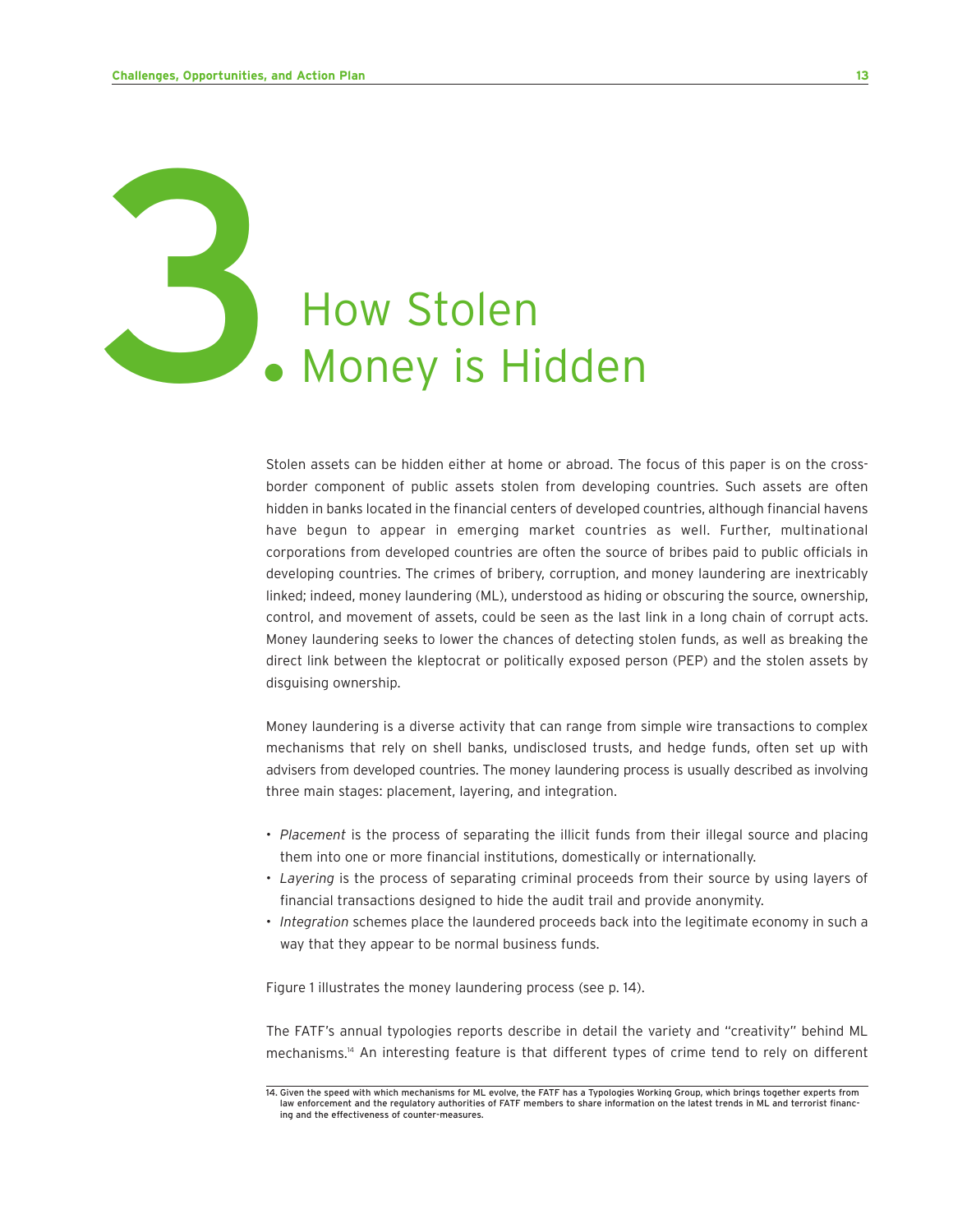# 3. How Stolen Money is Hidden

Stolen assets can be hidden either at home or abroad. The focus of this paper is on the cross-border component of public assets stolen from developing countries. Such assets are often hidden in banks located in the financial centers of developed countries, although financial havens have begun to appear in emerging market countries as well. Further, multinational corporations from developed countries are often the source of bribes paid to public officials in developing countries. The crimes of bribery, corruption, and money laundering are inextricably linked; indeed, money laundering (ML), understood as hiding or obscuring the source, ownership, control, and movement of assets, could be seen as the last link in a long chain of corrupt acts. Money laundering seeks to lower the chances of detecting stolen funds, as well as breaking the direct link between the kleptocrat or politically exposed person (PEP) and the stolen assets by disguising ownership.

Money laundering is a diverse activity that can range from simple wire transactions to complex mechanisms that rely on shell banks, undisclosed trusts, and hedge funds, often set up with advisers from developed countries. The money laundering process is usually described as involving three main stages: placement, layering, and integration.

- *Placement* is the process of separating the illicit funds from their illegal source and placing them into one or more financial institutions, domestically or internationally.
- *Layering* is the process of separating criminal proceeds from their source by using layers of financial transactions designed to hide the audit trail and provide anonymity.
- *Integration* schemes place the laundered proceeds back into the legitimate economy in such a way that they appear to be normal business funds.

Figure 1 illustrates the money laundering process (see p. 14).

The FATF's annual typologies reports describe in detail the variety and "creativity" behind ML mechanisms.[14] An interesting feature is that different types of crime tend to rely on different

---

14. Given the speed with which mechanisms for ML evolve, the FATF has a Typologies Working Group, which brings together experts from law enforcement and the regulatory authorities of FATF members to share information on the latest trends in ML and terrorist financing and the effectiveness of counter-measures.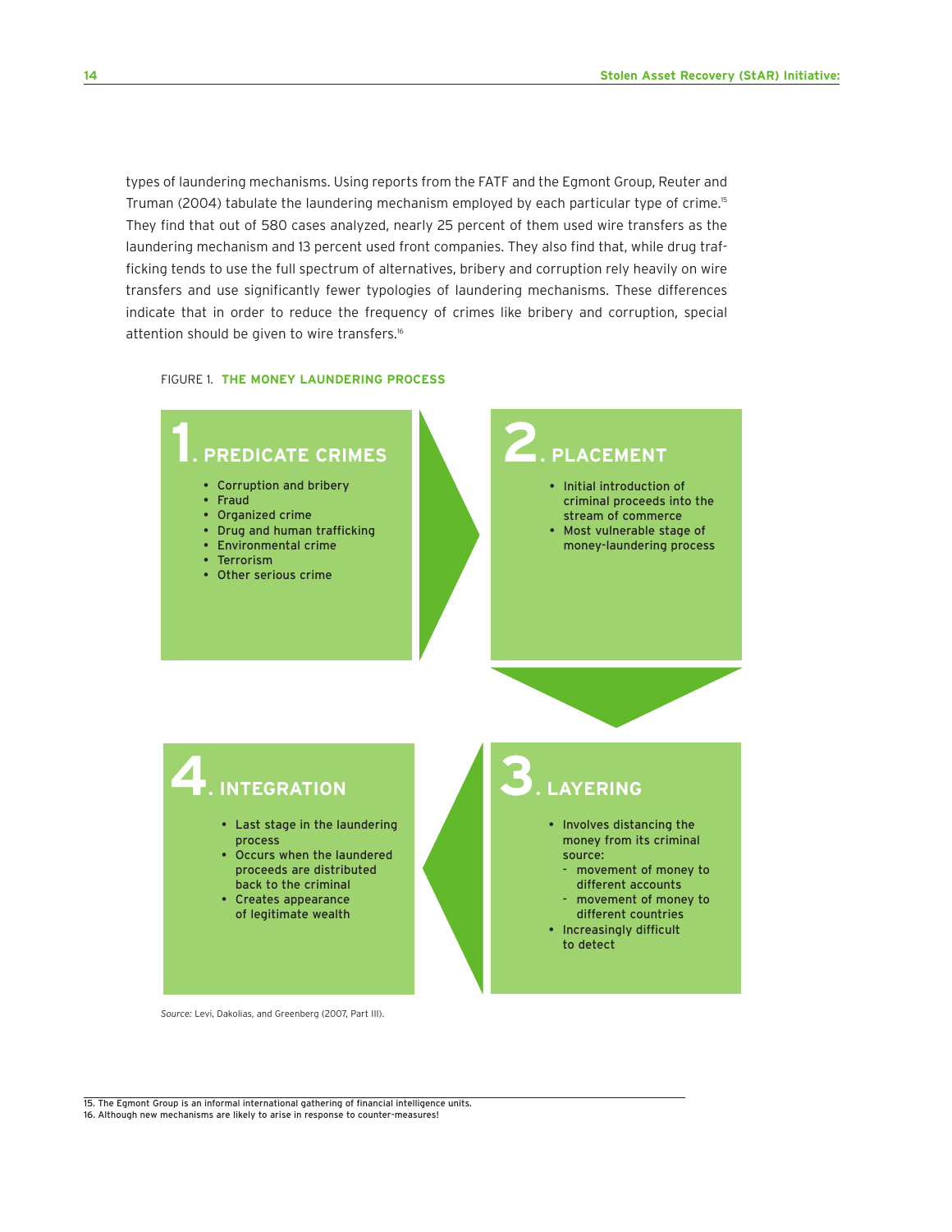types of laundering mechanisms. Using reports from the FATF and the Egmont Group, Reuter and Truman (2004) tabulate the laundering mechanism employed by each particular type of crime.[15] They find that out of 580 cases analyzed, nearly 25 percent of them used wire transfers as the laundering mechanism and 13 percent used front companies. They also find that, while drug trafficking tends to use the full spectrum of alternatives, bribery and corruption rely heavily on wire transfers and use significantly fewer typologies of laundering mechanisms. These differences indicate that in order to reduce the frequency of crimes like bribery and corruption, special attention should be given to wire transfers.[16]

FIGURE 1. **THE MONEY LAUNDERING PROCESS**

**1. PREDICATE CRIMES**

- Corruption and bribery
- Fraud
- Organized crime
- Drug and human trafficking
- Environmental crime
- Terrorism
- Other serious crime

**2. PLACEMENT**

- Initial introduction of criminal proceeds into the stream of commerce
- Most vulnerable stage of money-laundering process

**3. LAYERING**

- Involves distancing the money from its criminal source:
  - movement of money to different accounts
  - movement of money to different countries
- Increasingly difficult to detect

**4. INTEGRATION**

- Last stage in the laundering process
- Occurs when the laundered proceeds are distributed back to the criminal
- Creates appearance of legitimate wealth

*Source:* Levi, Dakolias, and Greenberg (2007, Part III).

---

15. The Egmont Group is an informal international gathering of financial intelligence units.
16. Although new mechanisms are likely to arise in response to counter-measures!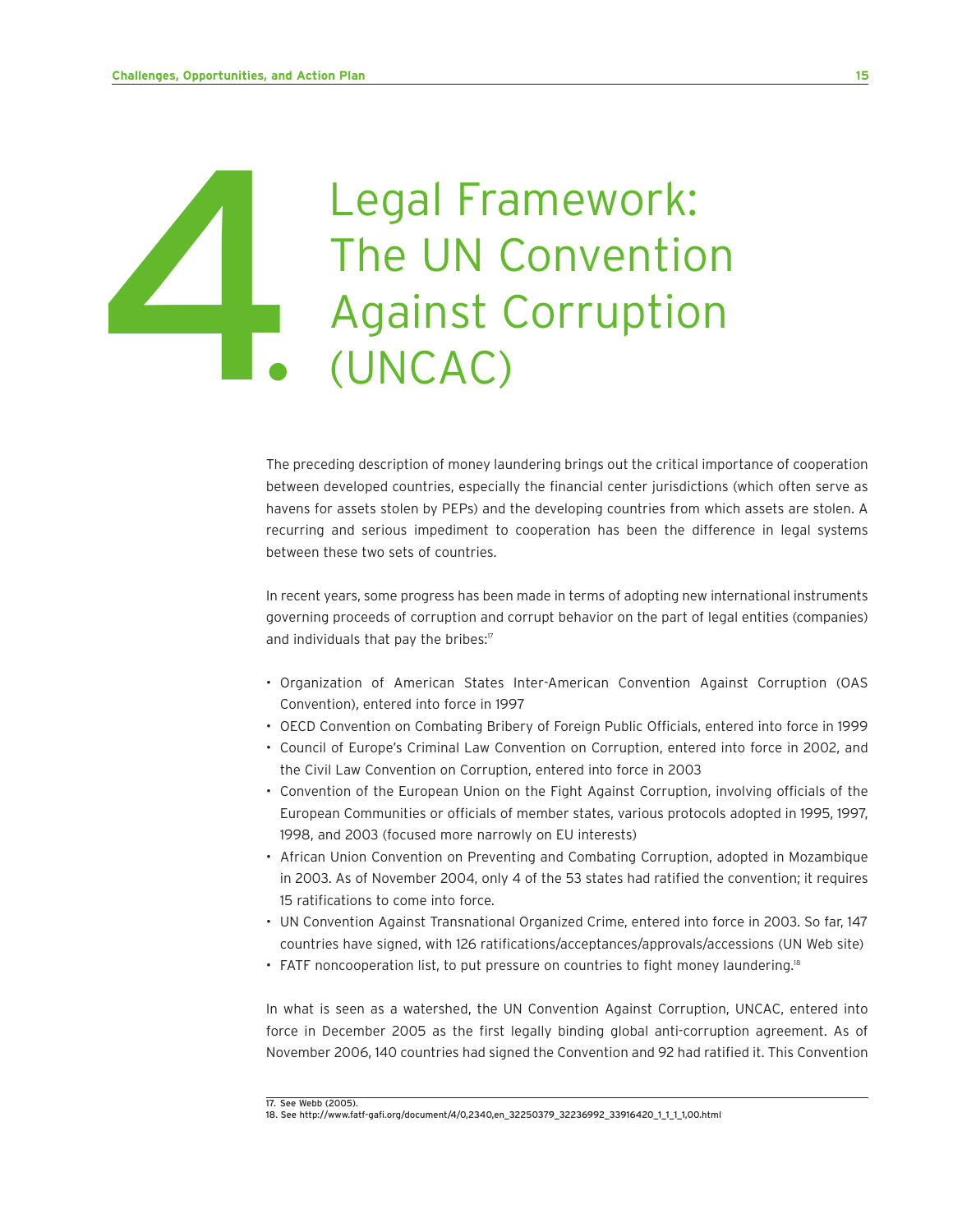# 4. Legal Framework: The UN Convention Against Corruption (UNCAC)

The preceding description of money laundering brings out the critical importance of cooperation between developed countries, especially the financial center jurisdictions (which often serve as havens for assets stolen by PEPs) and the developing countries from which assets are stolen. A recurring and serious impediment to cooperation has been the difference in legal systems between these two sets of countries.

In recent years, some progress has been made in terms of adopting new international instruments governing proceeds of corruption and corrupt behavior on the part of legal entities (companies) and individuals that pay the bribes:[17]

- Organization of American States Inter-American Convention Against Corruption (OAS Convention), entered into force in 1997
- OECD Convention on Combating Bribery of Foreign Public Officials, entered into force in 1999
- Council of Europe's Criminal Law Convention on Corruption, entered into force in 2002, and the Civil Law Convention on Corruption, entered into force in 2003
- Convention of the European Union on the Fight Against Corruption, involving officials of the European Communities or officials of member states, various protocols adopted in 1995, 1997, 1998, and 2003 (focused more narrowly on EU interests)
- African Union Convention on Preventing and Combating Corruption, adopted in Mozambique in 2003. As of November 2004, only 4 of the 53 states had ratified the convention; it requires 15 ratifications to come into force.
- UN Convention Against Transnational Organized Crime, entered into force in 2003. So far, 147 countries have signed, with 126 ratifications/acceptances/approvals/accessions (UN Web site)
- FATF noncooperation list, to put pressure on countries to fight money laundering.[18]

In what is seen as a watershed, the UN Convention Against Corruption, UNCAC, entered into force in December 2005 as the first legally binding global anti-corruption agreement. As of November 2006, 140 countries had signed the Convention and 92 had ratified it. This Convention

17. See Webb (2005).
18. See http://www.fatf-gafi.org/document/4/0,2340,en_32250379_32236992_33916420_1_1_1_1,00.html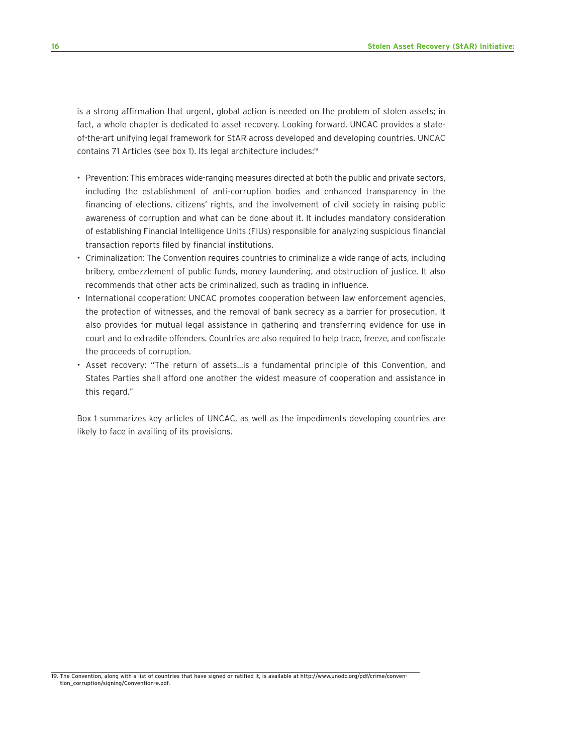is a strong affirmation that urgent, global action is needed on the problem of stolen assets; in fact, a whole chapter is dedicated to asset recovery. Looking forward, UNCAC provides a state-of-the-art unifying legal framework for StAR across developed and developing countries. UNCAC contains 71 Articles (see box 1). Its legal architecture includes:[19]

- Prevention: This embraces wide-ranging measures directed at both the public and private sectors, including the establishment of anti-corruption bodies and enhanced transparency in the financing of elections, citizens' rights, and the involvement of civil society in raising public awareness of corruption and what can be done about it. It includes mandatory consideration of establishing Financial Intelligence Units (FIUs) responsible for analyzing suspicious financial transaction reports filed by financial institutions.
- Criminalization: The Convention requires countries to criminalize a wide range of acts, including bribery, embezzlement of public funds, money laundering, and obstruction of justice. It also recommends that other acts be criminalized, such as trading in influence.
- International cooperation: UNCAC promotes cooperation between law enforcement agencies, the protection of witnesses, and the removal of bank secrecy as a barrier for prosecution. It also provides for mutual legal assistance in gathering and transferring evidence for use in court and to extradite offenders. Countries are also required to help trace, freeze, and confiscate the proceeds of corruption.
- Asset recovery: "The return of assets…is a fundamental principle of this Convention, and States Parties shall afford one another the widest measure of cooperation and assistance in this regard."

Box 1 summarizes key articles of UNCAC, as well as the impediments developing countries are likely to face in availing of its provisions.

19. The Convention, along with a list of countries that have signed or ratified it, is available at http://www.unodc.org/pdf/crime/convention_corruption/signing/Convention-e.pdf.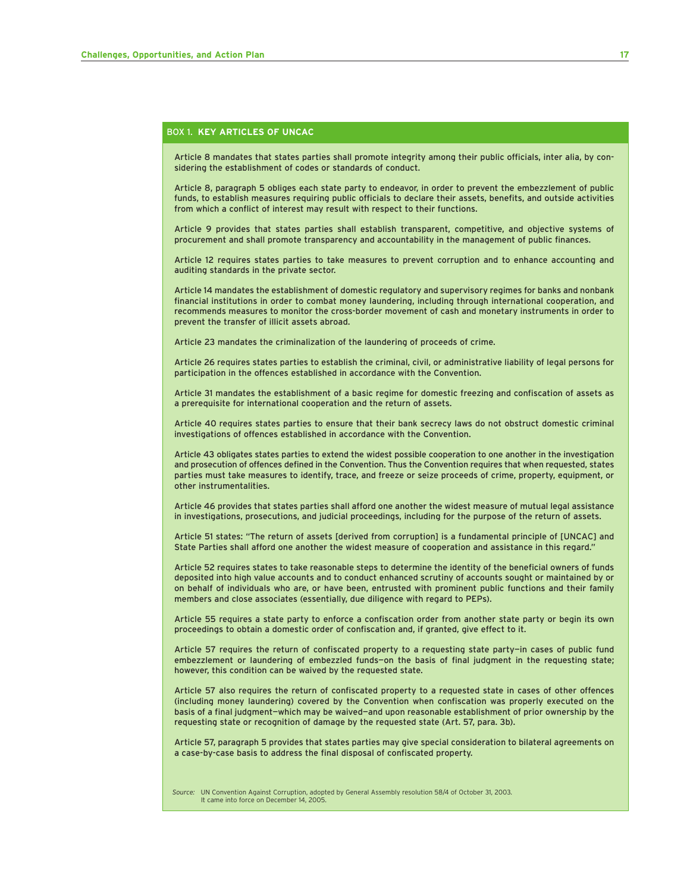### BOX 1. **KEY ARTICLES OF UNCAC**

Article 8 mandates that states parties shall promote integrity among their public officials, inter alia, by considering the establishment of codes or standards of conduct.

Article 8, paragraph 5 obliges each state party to endeavor, in order to prevent the embezzlement of public funds, to establish measures requiring public officials to declare their assets, benefits, and outside activities from which a conflict of interest may result with respect to their functions.

Article 9 provides that states parties shall establish transparent, competitive, and objective systems of procurement and shall promote transparency and accountability in the management of public finances.

Article 12 requires states parties to take measures to prevent corruption and to enhance accounting and auditing standards in the private sector.

Article 14 mandates the establishment of domestic regulatory and supervisory regimes for banks and nonbank financial institutions in order to combat money laundering, including through international cooperation, and recommends measures to monitor the cross-border movement of cash and monetary instruments in order to prevent the transfer of illicit assets abroad.

Article 23 mandates the criminalization of the laundering of proceeds of crime.

Article 26 requires states parties to establish the criminal, civil, or administrative liability of legal persons for participation in the offences established in accordance with the Convention.

Article 31 mandates the establishment of a basic regime for domestic freezing and confiscation of assets as a prerequisite for international cooperation and the return of assets.

Article 40 requires states parties to ensure that their bank secrecy laws do not obstruct domestic criminal investigations of offences established in accordance with the Convention.

Article 43 obligates states parties to extend the widest possible cooperation to one another in the investigation and prosecution of offences defined in the Convention. Thus the Convention requires that when requested, states parties must take measures to identify, trace, and freeze or seize proceeds of crime, property, equipment, or other instrumentalities.

Article 46 provides that states parties shall afford one another the widest measure of mutual legal assistance in investigations, prosecutions, and judicial proceedings, including for the purpose of the return of assets.

Article 51 states: "The return of assets [derived from corruption] is a fundamental principle of [UNCAC] and State Parties shall afford one another the widest measure of cooperation and assistance in this regard."

Article 52 requires states to take reasonable steps to determine the identity of the beneficial owners of funds deposited into high value accounts and to conduct enhanced scrutiny of accounts sought or maintained by or on behalf of individuals who are, or have been, entrusted with prominent public functions and their family members and close associates (essentially, due diligence with regard to PEPs).

Article 55 requires a state party to enforce a confiscation order from another state party or begin its own proceedings to obtain a domestic order of confiscation and, if granted, give effect to it.

Article 57 requires the return of confiscated property to a requesting state party—in cases of public fund embezzlement or laundering of embezzled funds—on the basis of final judgment in the requesting state; however, this condition can be waived by the requested state.

Article 57 also requires the return of confiscated property to a requested state in cases of other offences (including money laundering) covered by the Convention when confiscation was properly executed on the basis of a final judgment—which may be waived—and upon reasonable establishment of prior ownership by the requesting state or recognition of damage by the requested state (Art. 57, para. 3b).

Article 57, paragraph 5 provides that states parties may give special consideration to bilateral agreements on a case-by-case basis to address the final disposal of confiscated property.

*Source:* UN Convention Against Corruption, adopted by General Assembly resolution 58/4 of October 31, 2003. It came into force on December 14, 2005.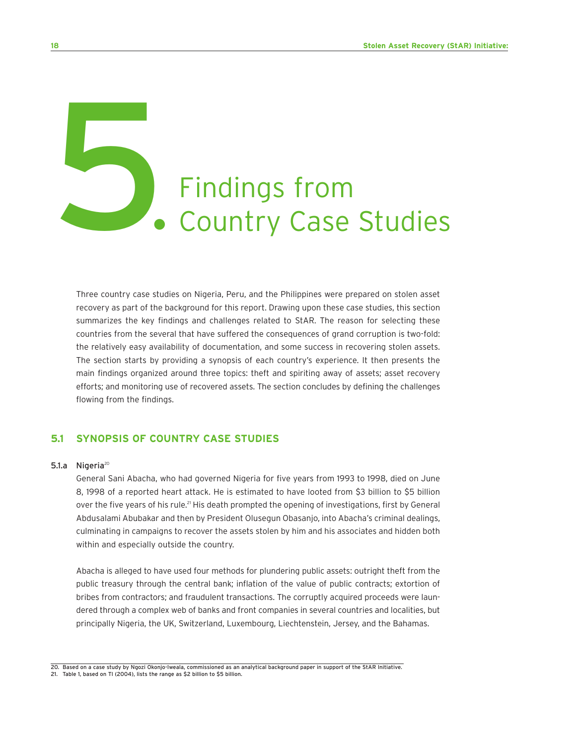# 5. Findings from Country Case Studies

Three country case studies on Nigeria, Peru, and the Philippines were prepared on stolen asset recovery as part of the background for this report. Drawing upon these case studies, this section summarizes the key findings and challenges related to StAR. The reason for selecting these countries from the several that have suffered the consequences of grand corruption is two-fold: the relatively easy availability of documentation, and some success in recovering stolen assets. The section starts by providing a synopsis of each country's experience. It then presents the main findings organized around three topics: theft and spiriting away of assets; asset recovery efforts; and monitoring use of recovered assets. The section concludes by defining the challenges flowing from the findings.

## 5.1 SYNOPSIS OF COUNTRY CASE STUDIES

### 5.1.a Nigeria[20]

General Sani Abacha, who had governed Nigeria for five years from 1993 to 1998, died on June 8, 1998 of a reported heart attack. He is estimated to have looted from $3 billion to $5 billion over the five years of his rule.[21] His death prompted the opening of investigations, first by General Abdusalami Abubakar and then by President Olusegun Obasanjo, into Abacha's criminal dealings, culminating in campaigns to recover the assets stolen by him and his associates and hidden both within and especially outside the country.

Abacha is alleged to have used four methods for plundering public assets: outright theft from the public treasury through the central bank; inflation of the value of public contracts; extortion of bribes from contractors; and fraudulent transactions. The corruptly acquired proceeds were laundered through a complex web of banks and front companies in several countries and localities, but principally Nigeria, the UK, Switzerland, Luxembourg, Liechtenstein, Jersey, and the Bahamas.

---

20. Based on a case study by Ngozi Okonjo-Iweala, commissioned as an analytical background paper in support of the StAR Initiative.

21. Table 1, based on TI (2004), lists the range as $2 billion to $5 billion.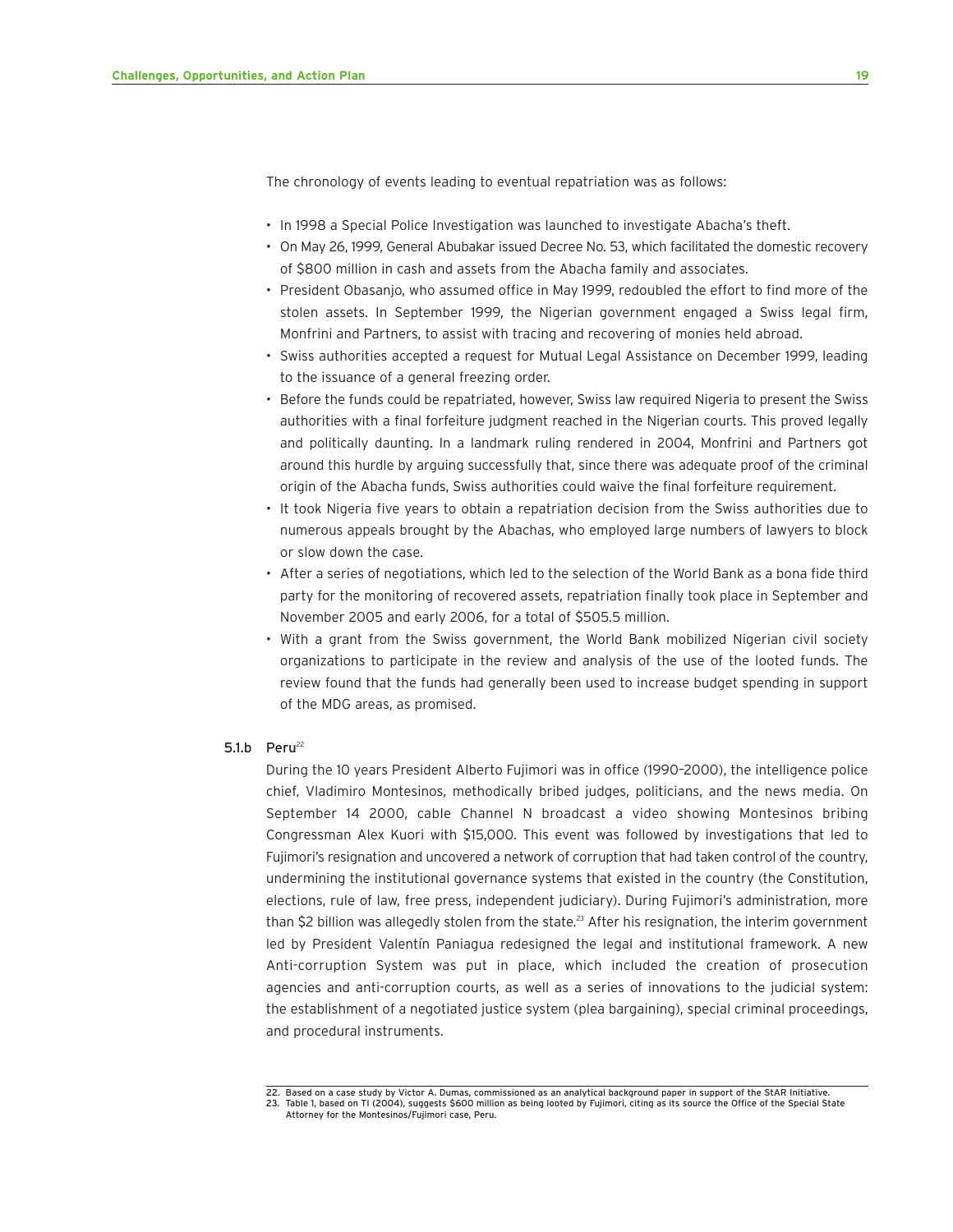The chronology of events leading to eventual repatriation was as follows:

- In 1998 a Special Police Investigation was launched to investigate Abacha's theft.
- On May 26, 1999, General Abubakar issued Decree No. 53, which facilitated the domestic recovery of $800 million in cash and assets from the Abacha family and associates.
- President Obasanjo, who assumed office in May 1999, redoubled the effort to find more of the stolen assets. In September 1999, the Nigerian government engaged a Swiss legal firm, Monfrini and Partners, to assist with tracing and recovering of monies held abroad.
- Swiss authorities accepted a request for Mutual Legal Assistance on December 1999, leading to the issuance of a general freezing order.
- Before the funds could be repatriated, however, Swiss law required Nigeria to present the Swiss authorities with a final forfeiture judgment reached in the Nigerian courts. This proved legally and politically daunting. In a landmark ruling rendered in 2004, Monfrini and Partners got around this hurdle by arguing successfully that, since there was adequate proof of the criminal origin of the Abacha funds, Swiss authorities could waive the final forfeiture requirement.
- It took Nigeria five years to obtain a repatriation decision from the Swiss authorities due to numerous appeals brought by the Abachas, who employed large numbers of lawyers to block or slow down the case.
- After a series of negotiations, which led to the selection of the World Bank as a bona fide third party for the monitoring of recovered assets, repatriation finally took place in September and November 2005 and early 2006, for a total of $505.5 million.
- With a grant from the Swiss government, the World Bank mobilized Nigerian civil society organizations to participate in the review and analysis of the use of the looted funds. The review found that the funds had generally been used to increase budget spending in support of the MDG areas, as promised.

### 5.1.b Peru[22]

During the 10 years President Alberto Fujimori was in office (1990–2000), the intelligence police chief, Vladimiro Montesinos, methodically bribed judges, politicians, and the news media. On September 14 2000, cable Channel N broadcast a video showing Montesinos bribing Congressman Alex Kuori with $15,000. This event was followed by investigations that led to Fujimori's resignation and uncovered a network of corruption that had taken control of the country, undermining the institutional governance systems that existed in the country (the Constitution, elections, rule of law, free press, independent judiciary). During Fujimori's administration, more than $2 billion was allegedly stolen from the state.[23] After his resignation, the interim government led by President Valentín Paniagua redesigned the legal and institutional framework. A new Anti-corruption System was put in place, which included the creation of prosecution agencies and anti-corruption courts, as well as a series of innovations to the judicial system: the establishment of a negotiated justice system (plea bargaining), special criminal proceedings, and procedural instruments.

22. Based on a case study by Victor A. Dumas, commissioned as an analytical background paper in support of the StAR Initiative.
23. Table 1, based on TI (2004), suggests $600 million as being looted by Fujimori, citing as its source the Office of the Special State Attorney for the Montesinos/Fujimori case, Peru.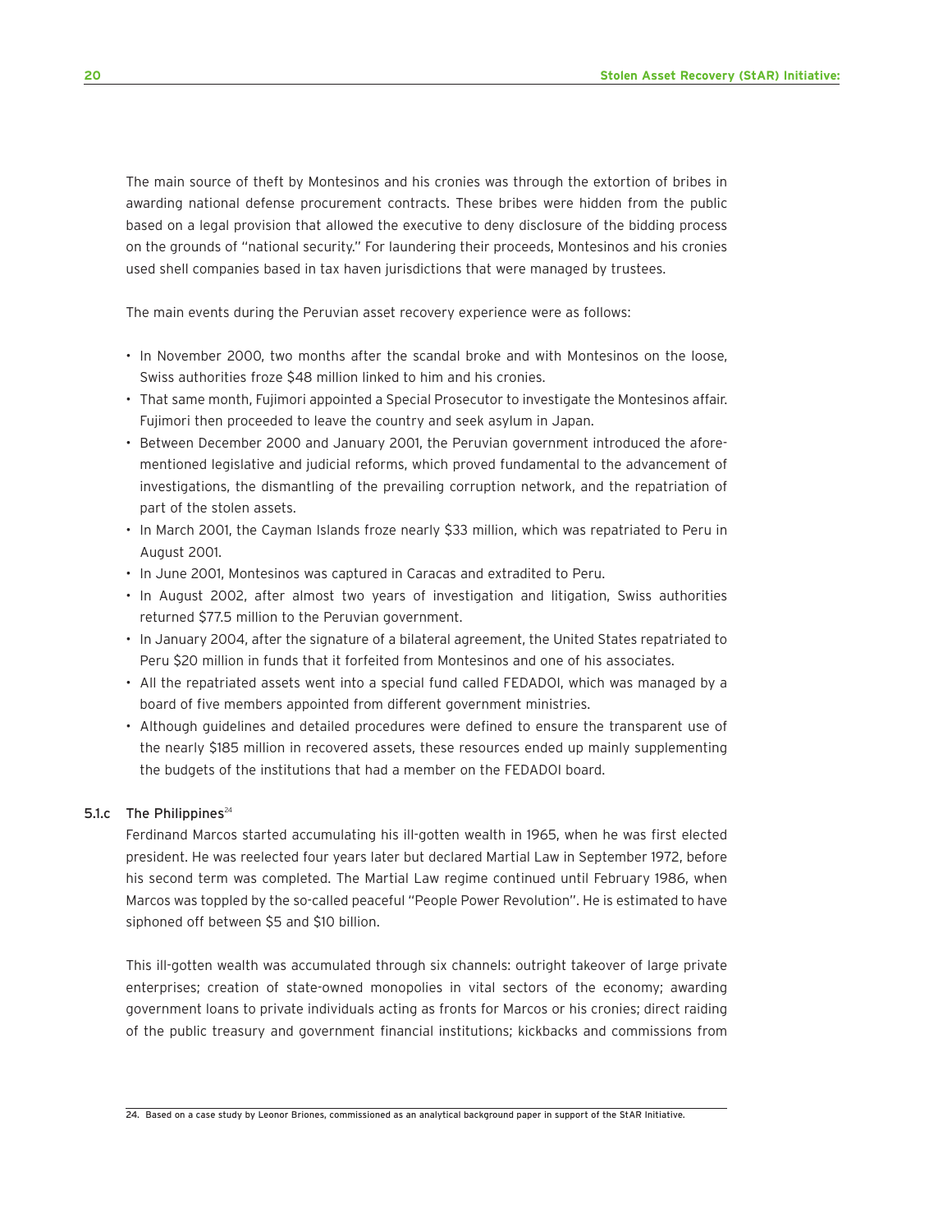The main source of theft by Montesinos and his cronies was through the extortion of bribes in awarding national defense procurement contracts. These bribes were hidden from the public based on a legal provision that allowed the executive to deny disclosure of the bidding process on the grounds of "national security." For laundering their proceeds, Montesinos and his cronies used shell companies based in tax haven jurisdictions that were managed by trustees.

The main events during the Peruvian asset recovery experience were as follows:

- In November 2000, two months after the scandal broke and with Montesinos on the loose, Swiss authorities froze $48 million linked to him and his cronies.
- That same month, Fujimori appointed a Special Prosecutor to investigate the Montesinos affair. Fujimori then proceeded to leave the country and seek asylum in Japan.
- Between December 2000 and January 2001, the Peruvian government introduced the aforementioned legislative and judicial reforms, which proved fundamental to the advancement of investigations, the dismantling of the prevailing corruption network, and the repatriation of part of the stolen assets.
- In March 2001, the Cayman Islands froze nearly $33 million, which was repatriated to Peru in August 2001.
- In June 2001, Montesinos was captured in Caracas and extradited to Peru.
- In August 2002, after almost two years of investigation and litigation, Swiss authorities returned $77.5 million to the Peruvian government.
- In January 2004, after the signature of a bilateral agreement, the United States repatriated to Peru $20 million in funds that it forfeited from Montesinos and one of his associates.
- All the repatriated assets went into a special fund called FEDADOI, which was managed by a board of five members appointed from different government ministries.
- Although guidelines and detailed procedures were defined to ensure the transparent use of the nearly $185 million in recovered assets, these resources ended up mainly supplementing the budgets of the institutions that had a member on the FEDADOI board.

### 5.1.c The Philippines[24]

Ferdinand Marcos started accumulating his ill-gotten wealth in 1965, when he was first elected president. He was reelected four years later but declared Martial Law in September 1972, before his second term was completed. The Martial Law regime continued until February 1986, when Marcos was toppled by the so-called peaceful "People Power Revolution". He is estimated to have siphoned off between $5 and $10 billion.

This ill-gotten wealth was accumulated through six channels: outright takeover of large private enterprises; creation of state-owned monopolies in vital sectors of the economy; awarding government loans to private individuals acting as fronts for Marcos or his cronies; direct raiding of the public treasury and government financial institutions; kickbacks and commissions from

24. Based on a case study by Leonor Briones, commissioned as an analytical background paper in support of the StAR Initiative.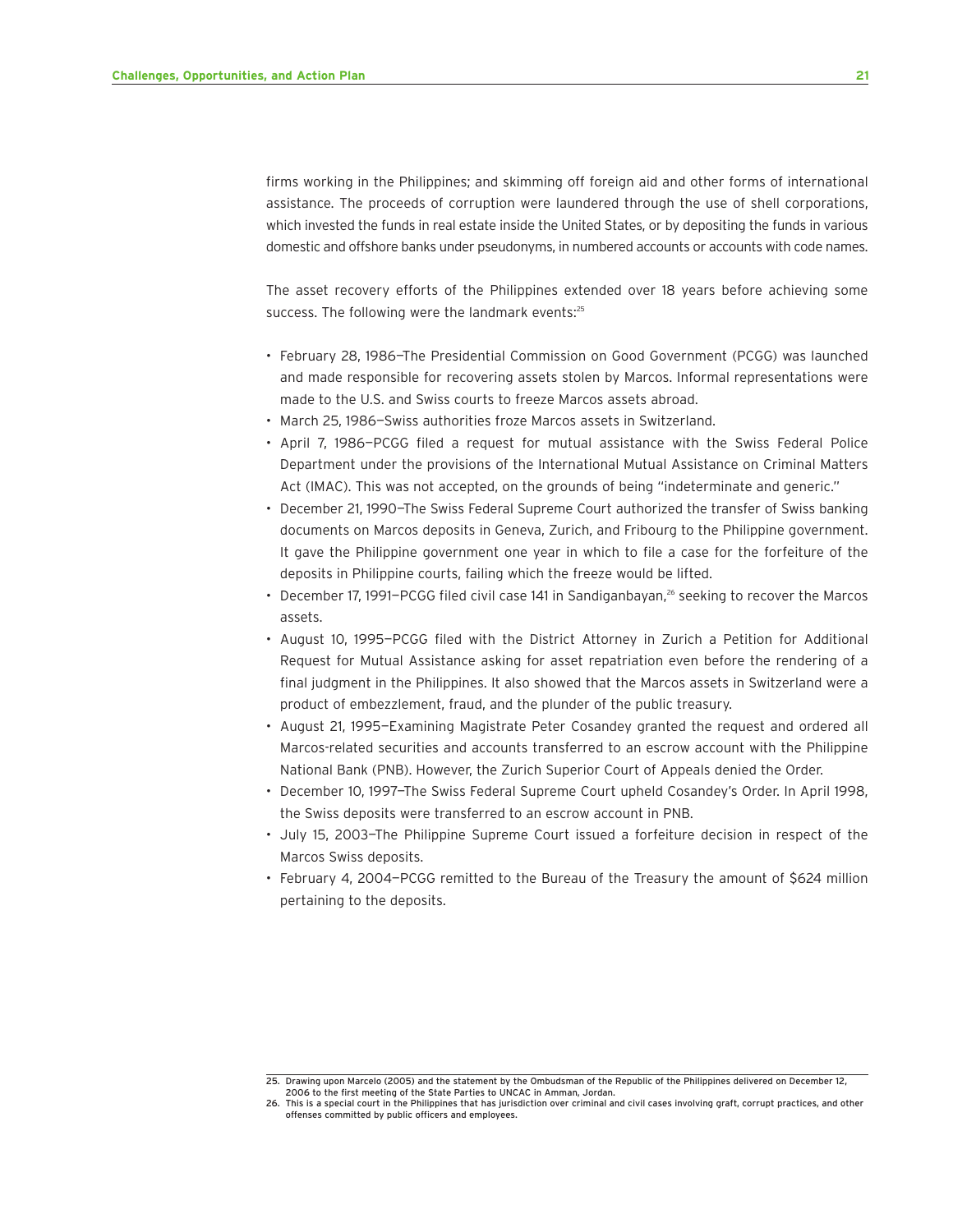firms working in the Philippines; and skimming off foreign aid and other forms of international assistance. The proceeds of corruption were laundered through the use of shell corporations, which invested the funds in real estate inside the United States, or by depositing the funds in various domestic and offshore banks under pseudonyms, in numbered accounts or accounts with code names.

The asset recovery efforts of the Philippines extended over 18 years before achieving some success. The following were the landmark events:[25]

- February 28, 1986—The Presidential Commission on Good Government (PCGG) was launched and made responsible for recovering assets stolen by Marcos. Informal representations were made to the U.S. and Swiss courts to freeze Marcos assets abroad.
- March 25, 1986—Swiss authorities froze Marcos assets in Switzerland.
- April 7, 1986—PCGG filed a request for mutual assistance with the Swiss Federal Police Department under the provisions of the International Mutual Assistance on Criminal Matters Act (IMAC). This was not accepted, on the grounds of being "indeterminate and generic."
- December 21, 1990—The Swiss Federal Supreme Court authorized the transfer of Swiss banking documents on Marcos deposits in Geneva, Zurich, and Fribourg to the Philippine government. It gave the Philippine government one year in which to file a case for the forfeiture of the deposits in Philippine courts, failing which the freeze would be lifted.
- December 17, 1991—PCGG filed civil case 141 in Sandiganbayan,[26] seeking to recover the Marcos assets.
- August 10, 1995—PCGG filed with the District Attorney in Zurich a Petition for Additional Request for Mutual Assistance asking for asset repatriation even before the rendering of a final judgment in the Philippines. It also showed that the Marcos assets in Switzerland were a product of embezzlement, fraud, and the plunder of the public treasury.
- August 21, 1995—Examining Magistrate Peter Cosandey granted the request and ordered all Marcos-related securities and accounts transferred to an escrow account with the Philippine National Bank (PNB). However, the Zurich Superior Court of Appeals denied the Order.
- December 10, 1997—The Swiss Federal Supreme Court upheld Cosandey's Order. In April 1998, the Swiss deposits were transferred to an escrow account in PNB.
- July 15, 2003—The Philippine Supreme Court issued a forfeiture decision in respect of the Marcos Swiss deposits.
- February 4, 2004—PCGG remitted to the Bureau of the Treasury the amount of $624 million pertaining to the deposits.

---

25. Drawing upon Marcelo (2005) and the statement by the Ombudsman of the Republic of the Philippines delivered on December 12, 2006 to the first meeting of the State Parties to UNCAC in Amman, Jordan.
26. This is a special court in the Philippines that has jurisdiction over criminal and civil cases involving graft, corrupt practices, and other offenses committed by public officers and employees.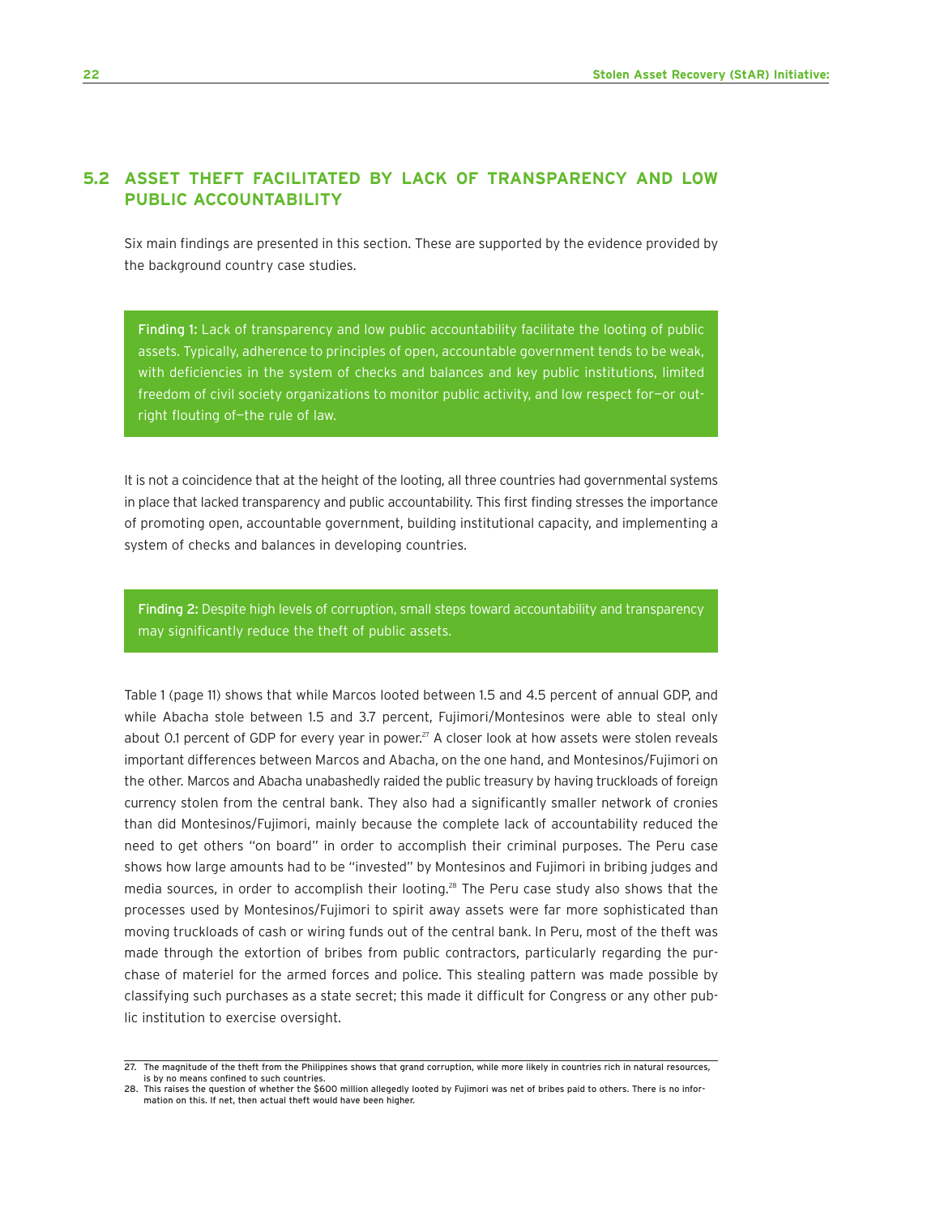## 5.2 ASSET THEFT FACILITATED BY LACK OF TRANSPARENCY AND LOW PUBLIC ACCOUNTABILITY

Six main findings are presented in this section. These are supported by the evidence provided by the background country case studies.

> **Finding 1:** Lack of transparency and low public accountability facilitate the looting of public assets. Typically, adherence to principles of open, accountable government tends to be weak, with deficiencies in the system of checks and balances and key public institutions, limited freedom of civil society organizations to monitor public activity, and low respect for—or outright flouting of—the rule of law.

It is not a coincidence that at the height of the looting, all three countries had governmental systems in place that lacked transparency and public accountability. This first finding stresses the importance of promoting open, accountable government, building institutional capacity, and implementing a system of checks and balances in developing countries.

> **Finding 2:** Despite high levels of corruption, small steps toward accountability and transparency may significantly reduce the theft of public assets.

Table 1 (page 11) shows that while Marcos looted between 1.5 and 4.5 percent of annual GDP, and while Abacha stole between 1.5 and 3.7 percent, Fujimori/Montesinos were able to steal only about 0.1 percent of GDP for every year in power.[27] A closer look at how assets were stolen reveals important differences between Marcos and Abacha, on the one hand, and Montesinos/Fujimori on the other. Marcos and Abacha unabashedly raided the public treasury by having truckloads of foreign currency stolen from the central bank. They also had a significantly smaller network of cronies than did Montesinos/Fujimori, mainly because the complete lack of accountability reduced the need to get others "on board" in order to accomplish their criminal purposes. The Peru case shows how large amounts had to be "invested" by Montesinos and Fujimori in bribing judges and media sources, in order to accomplish their looting.[28] The Peru case study also shows that the processes used by Montesinos/Fujimori to spirit away assets were far more sophisticated than moving truckloads of cash or wiring funds out of the central bank. In Peru, most of the theft was made through the extortion of bribes from public contractors, particularly regarding the purchase of materiel for the armed forces and police. This stealing pattern was made possible by classifying such purchases as a state secret; this made it difficult for Congress or any other public institution to exercise oversight.

---

27. The magnitude of the theft from the Philippines shows that grand corruption, while more likely in countries rich in natural resources, is by no means confined to such countries.

28. This raises the question of whether the $600 million allegedly looted by Fujimori was net of bribes paid to others. There is no information on this. If net, then actual theft would have been higher.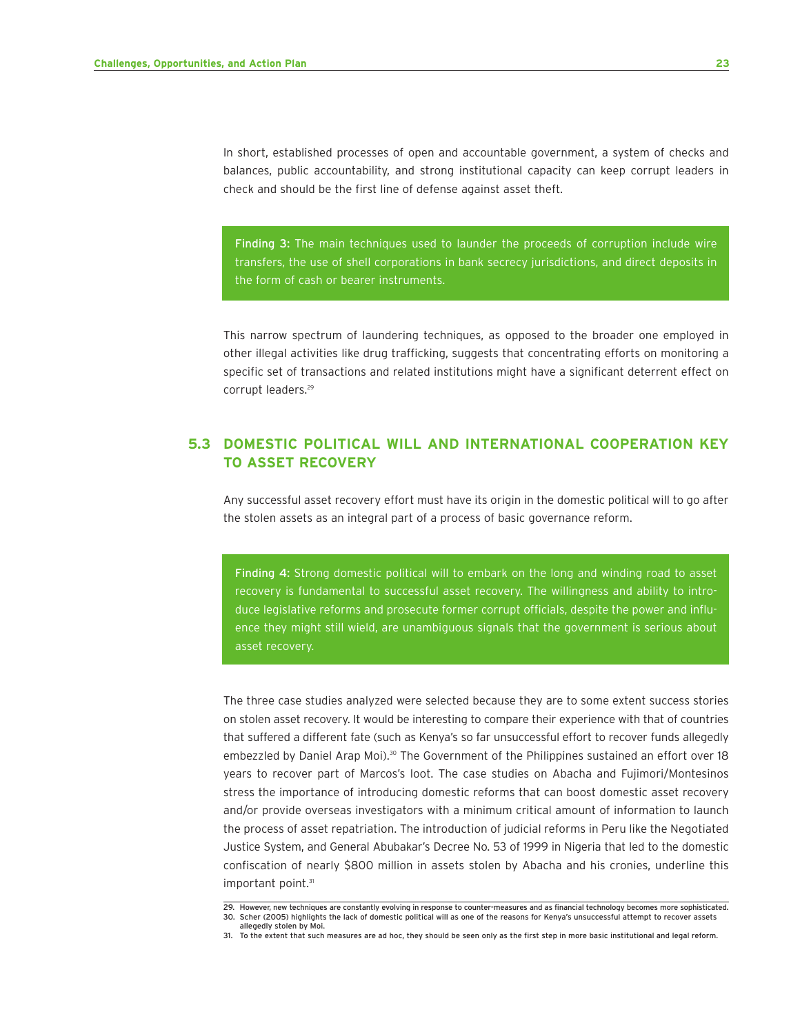In short, established processes of open and accountable government, a system of checks and balances, public accountability, and strong institutional capacity can keep corrupt leaders in check and should be the first line of defense against asset theft.

> **Finding 3:** The main techniques used to launder the proceeds of corruption include wire transfers, the use of shell corporations in bank secrecy jurisdictions, and direct deposits in the form of cash or bearer instruments.

This narrow spectrum of laundering techniques, as opposed to the broader one employed in other illegal activities like drug trafficking, suggests that concentrating efforts on monitoring a specific set of transactions and related institutions might have a significant deterrent effect on corrupt leaders.[29]

## 5.3 DOMESTIC POLITICAL WILL AND INTERNATIONAL COOPERATION KEY TO ASSET RECOVERY

Any successful asset recovery effort must have its origin in the domestic political will to go after the stolen assets as an integral part of a process of basic governance reform.

> **Finding 4:** Strong domestic political will to embark on the long and winding road to asset recovery is fundamental to successful asset recovery. The willingness and ability to introduce legislative reforms and prosecute former corrupt officials, despite the power and influence they might still wield, are unambiguous signals that the government is serious about asset recovery.

The three case studies analyzed were selected because they are to some extent success stories on stolen asset recovery. It would be interesting to compare their experience with that of countries that suffered a different fate (such as Kenya's so far unsuccessful effort to recover funds allegedly embezzled by Daniel Arap Moi).[30] The Government of the Philippines sustained an effort over 18 years to recover part of Marcos's loot. The case studies on Abacha and Fujimori/Montesinos stress the importance of introducing domestic reforms that can boost domestic asset recovery and/or provide overseas investigators with a minimum critical amount of information to launch the process of asset repatriation. The introduction of judicial reforms in Peru like the Negotiated Justice System, and General Abubakar's Decree No. 53 of 1999 in Nigeria that led to the domestic confiscation of nearly $800 million in assets stolen by Abacha and his cronies, underline this important point.[31]

---

29. However, new techniques are constantly evolving in response to counter-measures and as financial technology becomes more sophisticated.
30. Scher (2005) highlights the lack of domestic political will as one of the reasons for Kenya's unsuccessful attempt to recover assets allegedly stolen by Moi.
31. To the extent that such measures are ad hoc, they should be seen only as the first step in more basic institutional and legal reform.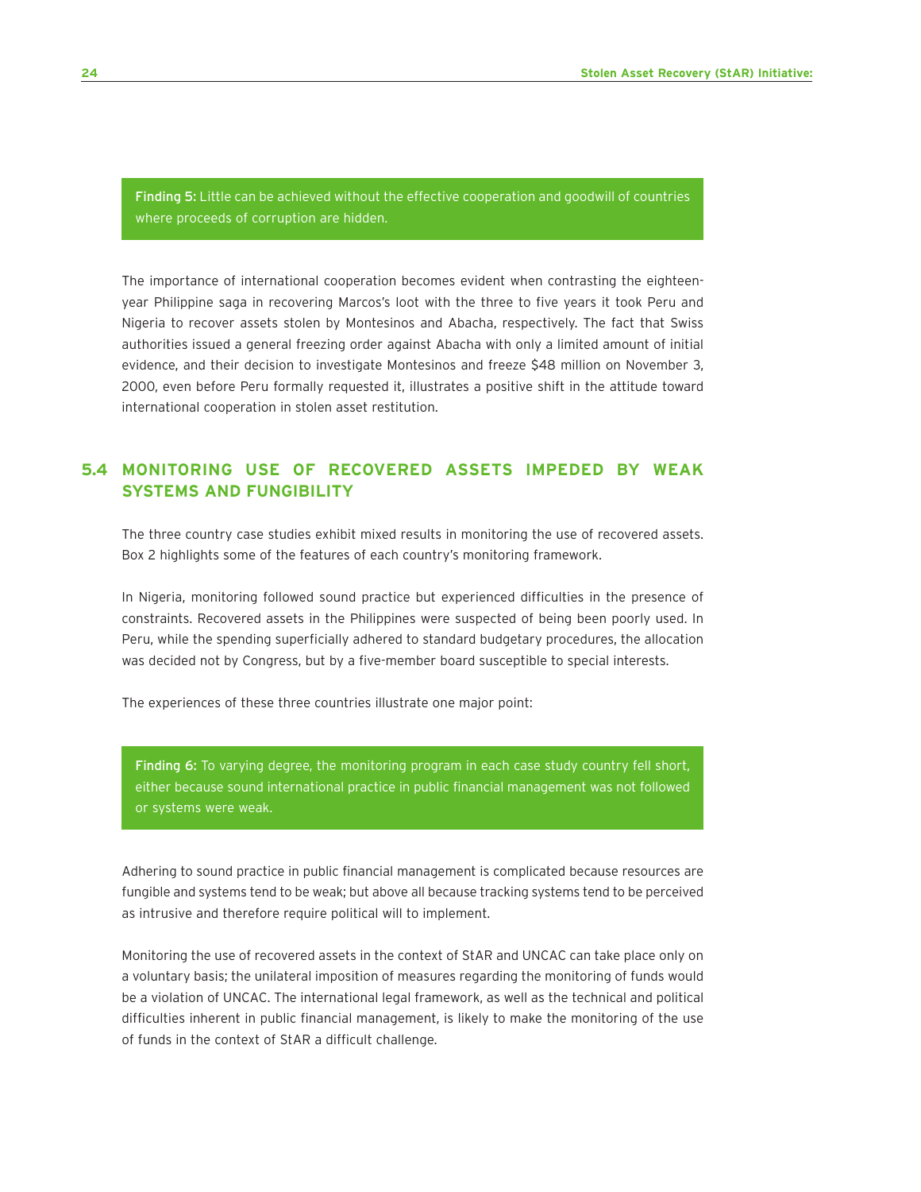**Finding 5:** Little can be achieved without the effective cooperation and goodwill of countries where proceeds of corruption are hidden.

The importance of international cooperation becomes evident when contrasting the eighteen-year Philippine saga in recovering Marcos's loot with the three to five years it took Peru and Nigeria to recover assets stolen by Montesinos and Abacha, respectively. The fact that Swiss authorities issued a general freezing order against Abacha with only a limited amount of initial evidence, and their decision to investigate Montesinos and freeze $48 million on November 3, 2000, even before Peru formally requested it, illustrates a positive shift in the attitude toward international cooperation in stolen asset restitution.

## 5.4 MONITORING USE OF RECOVERED ASSETS IMPEDED BY WEAK SYSTEMS AND FUNGIBILITY

The three country case studies exhibit mixed results in monitoring the use of recovered assets. Box 2 highlights some of the features of each country's monitoring framework.

In Nigeria, monitoring followed sound practice but experienced difficulties in the presence of constraints. Recovered assets in the Philippines were suspected of being been poorly used. In Peru, while the spending superficially adhered to standard budgetary procedures, the allocation was decided not by Congress, but by a five-member board susceptible to special interests.

The experiences of these three countries illustrate one major point:

**Finding 6:** To varying degree, the monitoring program in each case study country fell short, either because sound international practice in public financial management was not followed or systems were weak.

Adhering to sound practice in public financial management is complicated because resources are fungible and systems tend to be weak; but above all because tracking systems tend to be perceived as intrusive and therefore require political will to implement.

Monitoring the use of recovered assets in the context of StAR and UNCAC can take place only on a voluntary basis; the unilateral imposition of measures regarding the monitoring of funds would be a violation of UNCAC. The international legal framework, as well as the technical and political difficulties inherent in public financial management, is likely to make the monitoring of the use of funds in the context of StAR a difficult challenge.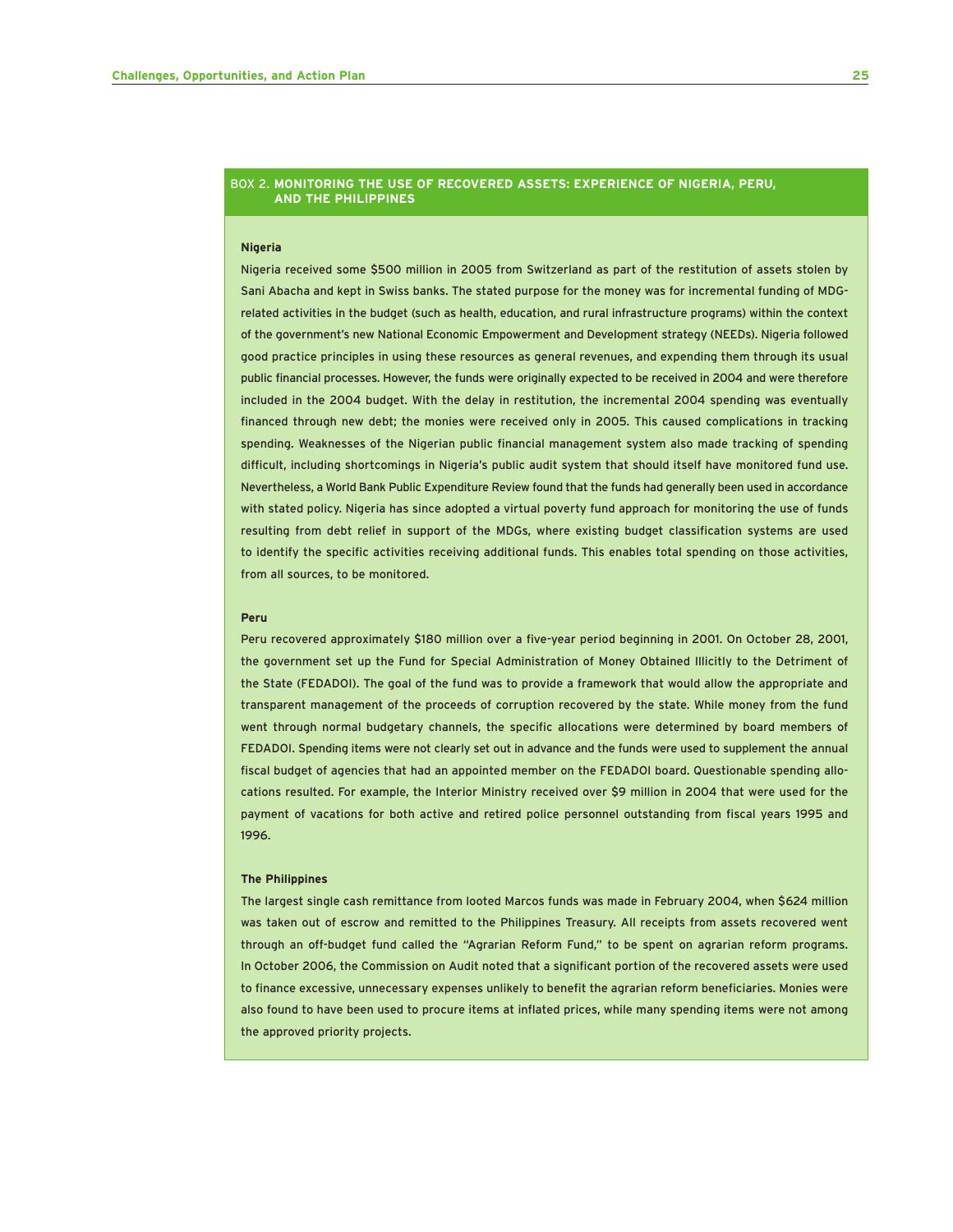## BOX 2. MONITORING THE USE OF RECOVERED ASSETS: EXPERIENCE OF NIGERIA, PERU, AND THE PHILIPPINES

**Nigeria**

Nigeria received some $500 million in 2005 from Switzerland as part of the restitution of assets stolen by Sani Abacha and kept in Swiss banks. The stated purpose for the money was for incremental funding of MDG-related activities in the budget (such as health, education, and rural infrastructure programs) within the context of the government's new National Economic Empowerment and Development strategy (NEEDs). Nigeria followed good practice principles in using these resources as general revenues, and expending them through its usual public financial processes. However, the funds were originally expected to be received in 2004 and were therefore included in the 2004 budget. With the delay in restitution, the incremental 2004 spending was eventually financed through new debt; the monies were received only in 2005. This caused complications in tracking spending. Weaknesses of the Nigerian public financial management system also made tracking of spending difficult, including shortcomings in Nigeria's public audit system that should itself have monitored fund use. Nevertheless, a World Bank Public Expenditure Review found that the funds had generally been used in accordance with stated policy. Nigeria has since adopted a virtual poverty fund approach for monitoring the use of funds resulting from debt relief in support of the MDGs, where existing budget classification systems are used to identify the specific activities receiving additional funds. This enables total spending on those activities, from all sources, to be monitored.

**Peru**

Peru recovered approximately $180 million over a five-year period beginning in 2001. On October 28, 2001, the government set up the Fund for Special Administration of Money Obtained Illicitly to the Detriment of the State (FEDADOI). The goal of the fund was to provide a framework that would allow the appropriate and transparent management of the proceeds of corruption recovered by the state. While money from the fund went through normal budgetary channels, the specific allocations were determined by board members of FEDADOI. Spending items were not clearly set out in advance and the funds were used to supplement the annual fiscal budget of agencies that had an appointed member on the FEDADOI board. Questionable spending allocations resulted. For example, the Interior Ministry received over $9 million in 2004 that were used for the payment of vacations for both active and retired police personnel outstanding from fiscal years 1995 and 1996.

**The Philippines**

The largest single cash remittance from looted Marcos funds was made in February 2004, when $624 million was taken out of escrow and remitted to the Philippines Treasury. All receipts from assets recovered went through an off-budget fund called the "Agrarian Reform Fund," to be spent on agrarian reform programs. In October 2006, the Commission on Audit noted that a significant portion of the recovered assets were used to finance excessive, unnecessary expenses unlikely to benefit the agrarian reform beneficiaries. Monies were also found to have been used to procure items at inflated prices, while many spending items were not among the approved priority projects.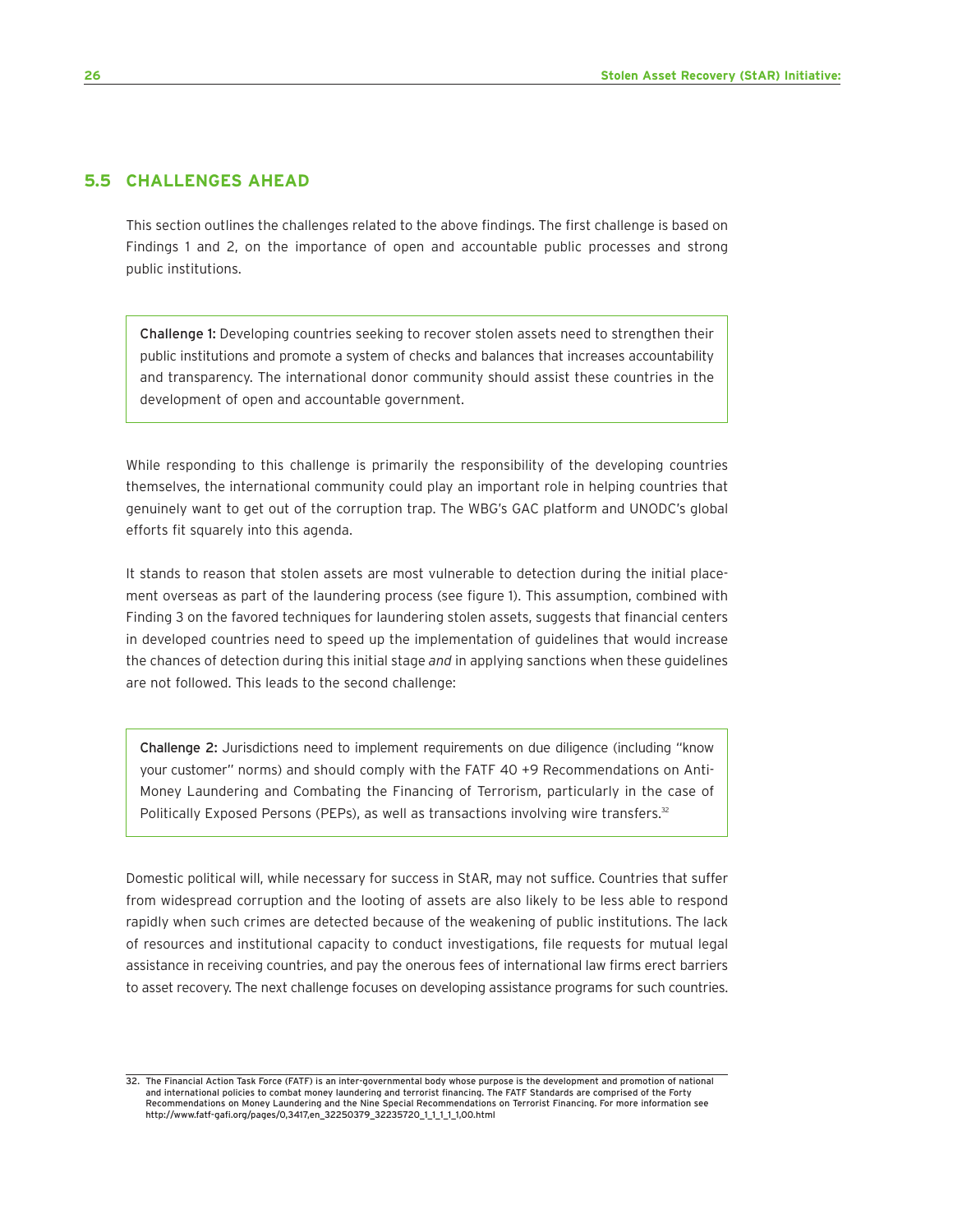## 5.5 CHALLENGES AHEAD

This section outlines the challenges related to the above findings. The first challenge is based on Findings 1 and 2, on the importance of open and accountable public processes and strong public institutions.

> **Challenge 1:** Developing countries seeking to recover stolen assets need to strengthen their public institutions and promote a system of checks and balances that increases accountability and transparency. The international donor community should assist these countries in the development of open and accountable government.

While responding to this challenge is primarily the responsibility of the developing countries themselves, the international community could play an important role in helping countries that genuinely want to get out of the corruption trap. The WBG's GAC platform and UNODC's global efforts fit squarely into this agenda.

It stands to reason that stolen assets are most vulnerable to detection during the initial placement overseas as part of the laundering process (see figure 1). This assumption, combined with Finding 3 on the favored techniques for laundering stolen assets, suggests that financial centers in developed countries need to speed up the implementation of guidelines that would increase the chances of detection during this initial stage *and* in applying sanctions when these guidelines are not followed. This leads to the second challenge:

> **Challenge 2:** Jurisdictions need to implement requirements on due diligence (including "know your customer" norms) and should comply with the FATF 40 +9 Recommendations on Anti-Money Laundering and Combating the Financing of Terrorism, particularly in the case of Politically Exposed Persons (PEPs), as well as transactions involving wire transfers.[32]

Domestic political will, while necessary for success in StAR, may not suffice. Countries that suffer from widespread corruption and the looting of assets are also likely to be less able to respond rapidly when such crimes are detected because of the weakening of public institutions. The lack of resources and institutional capacity to conduct investigations, file requests for mutual legal assistance in receiving countries, and pay the onerous fees of international law firms erect barriers to asset recovery. The next challenge focuses on developing assistance programs for such countries.

32. The Financial Action Task Force (FATF) is an inter-governmental body whose purpose is the development and promotion of national and international policies to combat money laundering and terrorist financing. The FATF Standards are comprised of the Forty Recommendations on Money Laundering and the Nine Special Recommendations on Terrorist Financing. For more information see http://www.fatf-gafi.org/pages/0,3417,en_32250379_32235720_1_1_1_1_1,00.html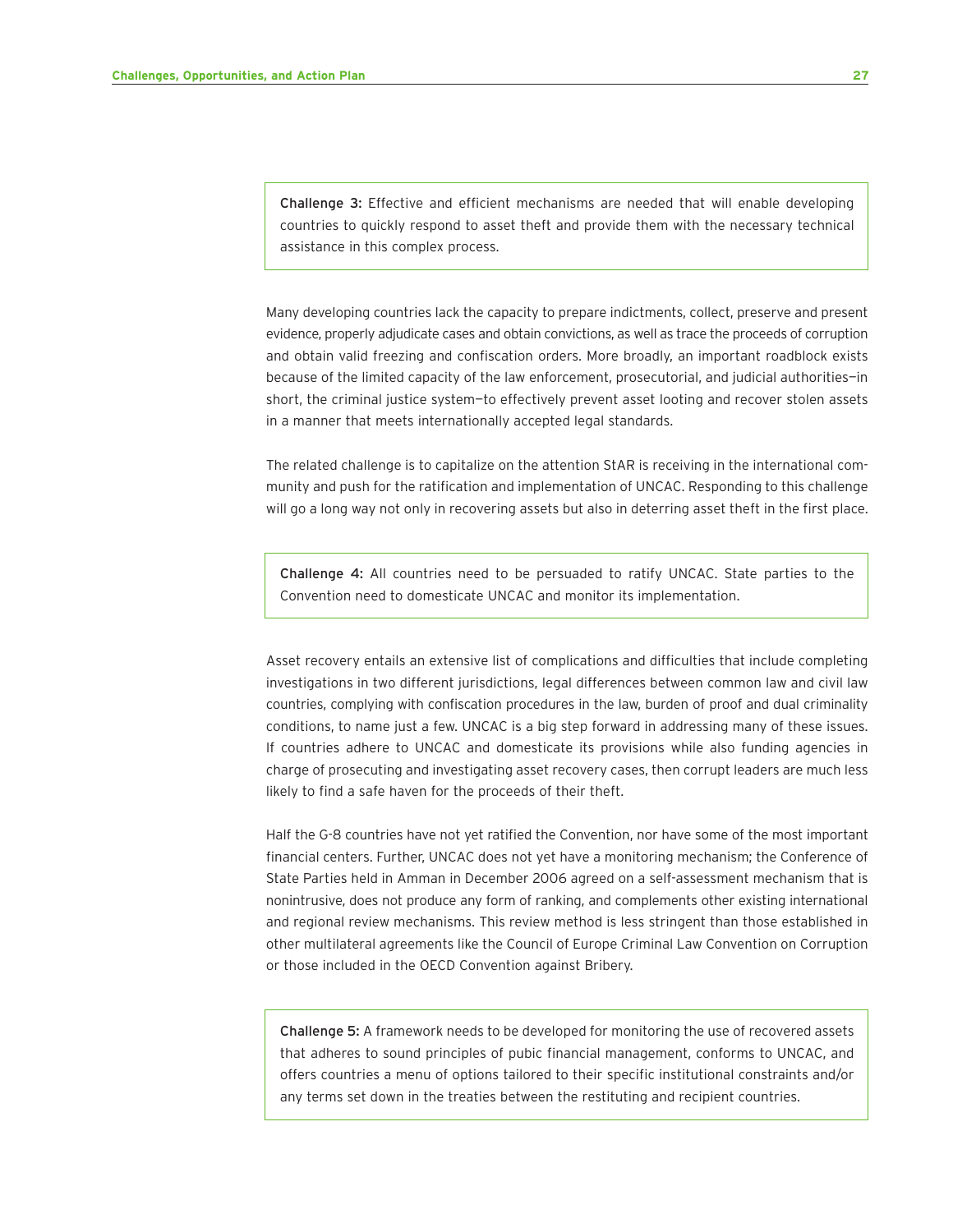> **Challenge 3:** Effective and efficient mechanisms are needed that will enable developing countries to quickly respond to asset theft and provide them with the necessary technical assistance in this complex process.

Many developing countries lack the capacity to prepare indictments, collect, preserve and present evidence, properly adjudicate cases and obtain convictions, as well as trace the proceeds of corruption and obtain valid freezing and confiscation orders. More broadly, an important roadblock exists because of the limited capacity of the law enforcement, prosecutorial, and judicial authorities—in short, the criminal justice system—to effectively prevent asset looting and recover stolen assets in a manner that meets internationally accepted legal standards.

The related challenge is to capitalize on the attention StAR is receiving in the international community and push for the ratification and implementation of UNCAC. Responding to this challenge will go a long way not only in recovering assets but also in deterring asset theft in the first place.

> **Challenge 4:** All countries need to be persuaded to ratify UNCAC. State parties to the Convention need to domesticate UNCAC and monitor its implementation.

Asset recovery entails an extensive list of complications and difficulties that include completing investigations in two different jurisdictions, legal differences between common law and civil law countries, complying with confiscation procedures in the law, burden of proof and dual criminality conditions, to name just a few. UNCAC is a big step forward in addressing many of these issues. If countries adhere to UNCAC and domesticate its provisions while also funding agencies in charge of prosecuting and investigating asset recovery cases, then corrupt leaders are much less likely to find a safe haven for the proceeds of their theft.

Half the G-8 countries have not yet ratified the Convention, nor have some of the most important financial centers. Further, UNCAC does not yet have a monitoring mechanism; the Conference of State Parties held in Amman in December 2006 agreed on a self-assessment mechanism that is nonintrusive, does not produce any form of ranking, and complements other existing international and regional review mechanisms. This review method is less stringent than those established in other multilateral agreements like the Council of Europe Criminal Law Convention on Corruption or those included in the OECD Convention against Bribery.

> **Challenge 5:** A framework needs to be developed for monitoring the use of recovered assets that adheres to sound principles of pubic financial management, conforms to UNCAC, and offers countries a menu of options tailored to their specific institutional constraints and/or any terms set down in the treaties between the restituting and recipient countries.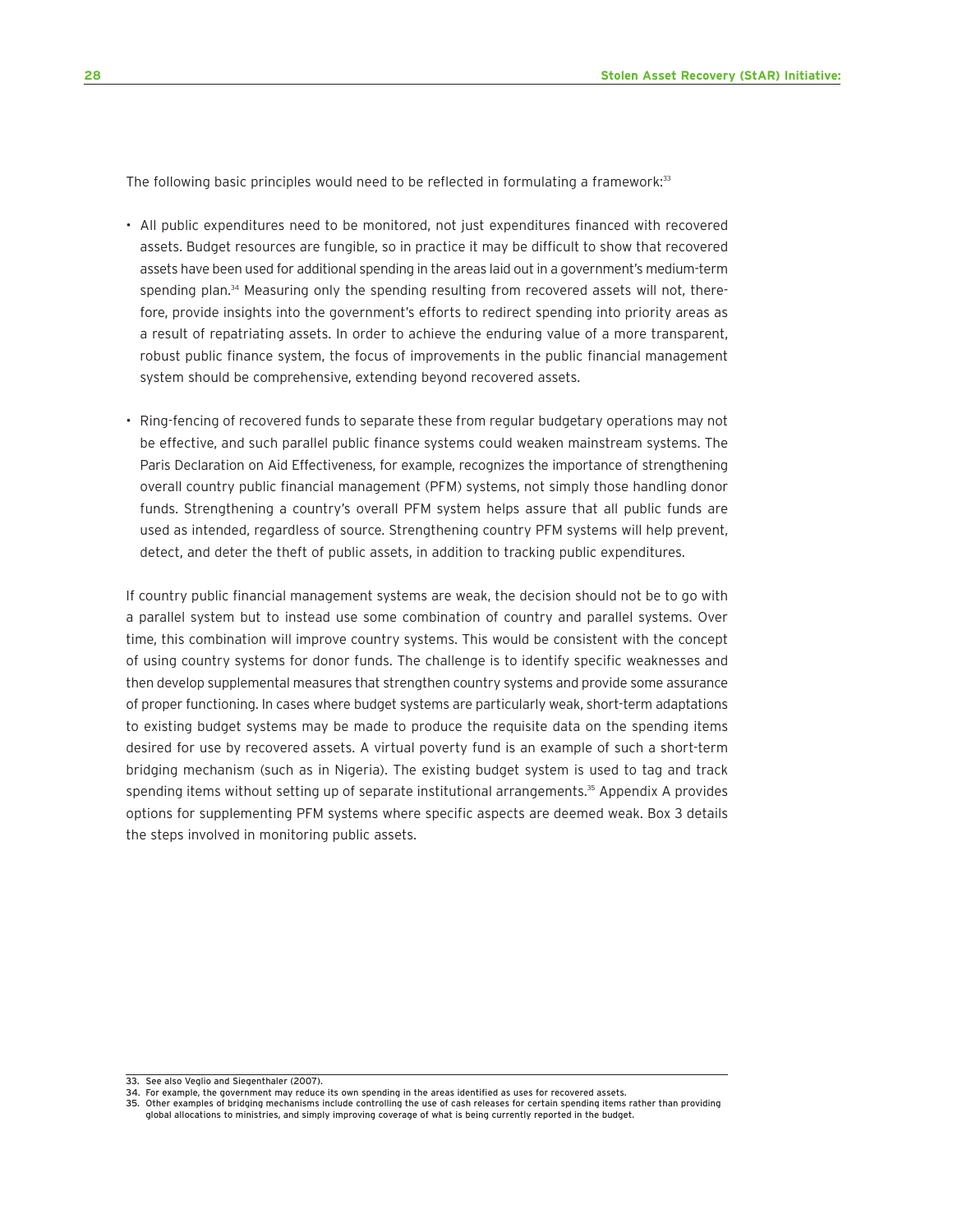The following basic principles would need to be reflected in formulating a framework:[33]

- All public expenditures need to be monitored, not just expenditures financed with recovered assets. Budget resources are fungible, so in practice it may be difficult to show that recovered assets have been used for additional spending in the areas laid out in a government's medium-term spending plan.[34] Measuring only the spending resulting from recovered assets will not, therefore, provide insights into the government's efforts to redirect spending into priority areas as a result of repatriating assets. In order to achieve the enduring value of a more transparent, robust public finance system, the focus of improvements in the public financial management system should be comprehensive, extending beyond recovered assets.

- Ring-fencing of recovered funds to separate these from regular budgetary operations may not be effective, and such parallel public finance systems could weaken mainstream systems. The Paris Declaration on Aid Effectiveness, for example, recognizes the importance of strengthening overall country public financial management (PFM) systems, not simply those handling donor funds. Strengthening a country's overall PFM system helps assure that all public funds are used as intended, regardless of source. Strengthening country PFM systems will help prevent, detect, and deter the theft of public assets, in addition to tracking public expenditures.

If country public financial management systems are weak, the decision should not be to go with a parallel system but to instead use some combination of country and parallel systems. Over time, this combination will improve country systems. This would be consistent with the concept of using country systems for donor funds. The challenge is to identify specific weaknesses and then develop supplemental measures that strengthen country systems and provide some assurance of proper functioning. In cases where budget systems are particularly weak, short-term adaptations to existing budget systems may be made to produce the requisite data on the spending items desired for use by recovered assets. A virtual poverty fund is an example of such a short-term bridging mechanism (such as in Nigeria). The existing budget system is used to tag and track spending items without setting up of separate institutional arrangements.[35] Appendix A provides options for supplementing PFM systems where specific aspects are deemed weak. Box 3 details the steps involved in monitoring public assets.

---

33. See also Veglio and Siegenthaler (2007).
34. For example, the government may reduce its own spending in the areas identified as uses for recovered assets.
35. Other examples of bridging mechanisms include controlling the use of cash releases for certain spending items rather than providing global allocations to ministries, and simply improving coverage of what is being currently reported in the budget.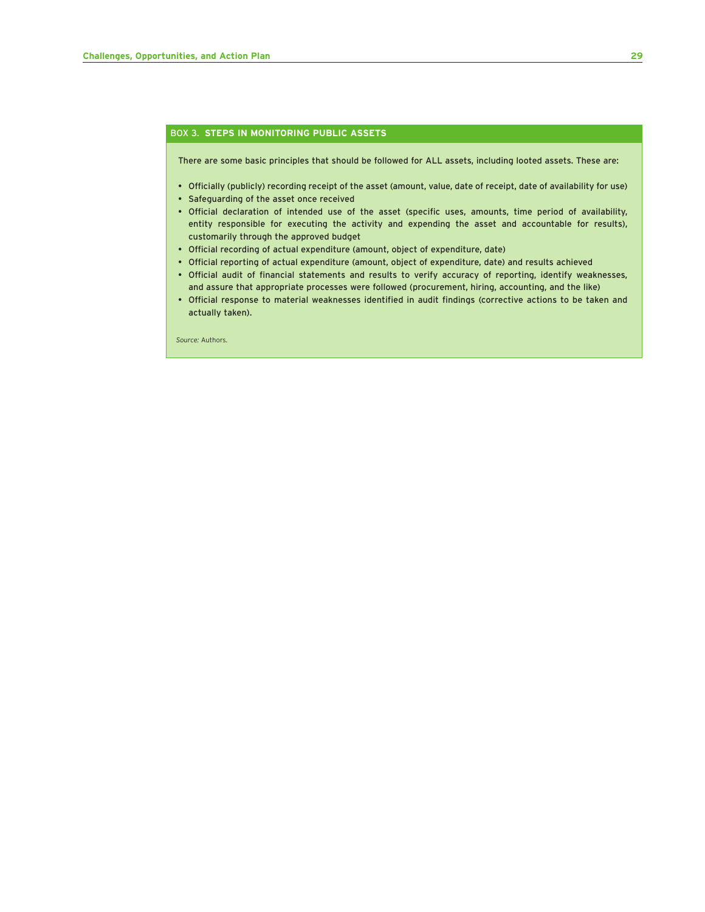### BOX 3. STEPS IN MONITORING PUBLIC ASSETS

There are some basic principles that should be followed for ALL assets, including looted assets. These are:

- Officially (publicly) recording receipt of the asset (amount, value, date of receipt, date of availability for use)
- Safeguarding of the asset once received
- Official declaration of intended use of the asset (specific uses, amounts, time period of availability, entity responsible for executing the activity and expending the asset and accountable for results), customarily through the approved budget
- Official recording of actual expenditure (amount, object of expenditure, date)
- Official reporting of actual expenditure (amount, object of expenditure, date) and results achieved
- Official audit of financial statements and results to verify accuracy of reporting, identify weaknesses, and assure that appropriate processes were followed (procurement, hiring, accounting, and the like)
- Official response to material weaknesses identified in audit findings (corrective actions to be taken and actually taken).

*Source:* Authors.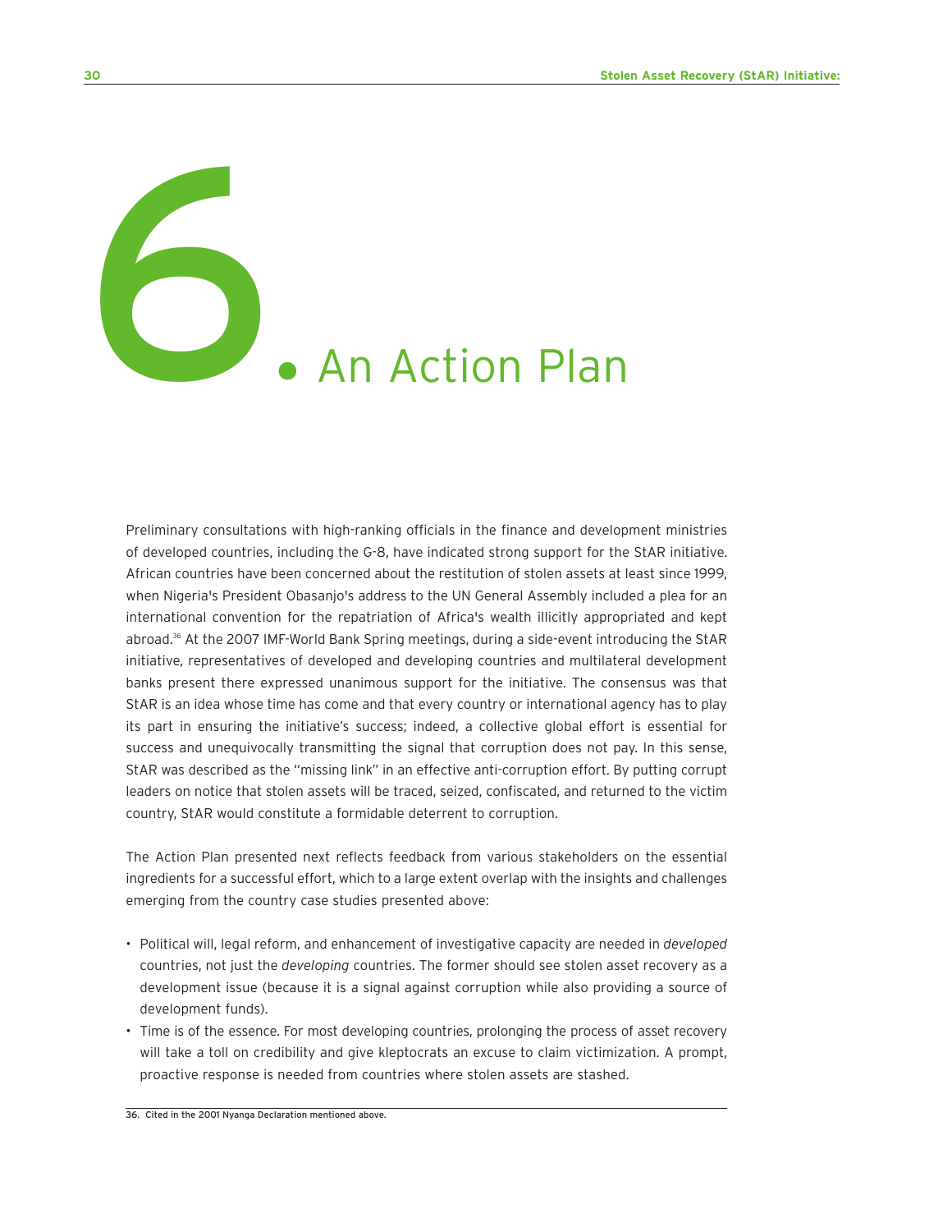# 6. An Action Plan

Preliminary consultations with high-ranking officials in the finance and development ministries of developed countries, including the G-8, have indicated strong support for the StAR initiative. African countries have been concerned about the restitution of stolen assets at least since 1999, when Nigeria's President Obasanjo's address to the UN General Assembly included a plea for an international convention for the repatriation of Africa's wealth illicitly appropriated and kept abroad.[36] At the 2007 IMF-World Bank Spring meetings, during a side-event introducing the StAR initiative, representatives of developed and developing countries and multilateral development banks present there expressed unanimous support for the initiative. The consensus was that StAR is an idea whose time has come and that every country or international agency has to play its part in ensuring the initiative's success; indeed, a collective global effort is essential for success and unequivocally transmitting the signal that corruption does not pay. In this sense, StAR was described as the "missing link" in an effective anti-corruption effort. By putting corrupt leaders on notice that stolen assets will be traced, seized, confiscated, and returned to the victim country, StAR would constitute a formidable deterrent to corruption.

The Action Plan presented next reflects feedback from various stakeholders on the essential ingredients for a successful effort, which to a large extent overlap with the insights and challenges emerging from the country case studies presented above:

- Political will, legal reform, and enhancement of investigative capacity are needed in *developed* countries, not just the *developing* countries. The former should see stolen asset recovery as a development issue (because it is a signal against corruption while also providing a source of development funds).
- Time is of the essence. For most developing countries, prolonging the process of asset recovery will take a toll on credibility and give kleptocrats an excuse to claim victimization. A prompt, proactive response is needed from countries where stolen assets are stashed.

36. Cited in the 2001 Nyanga Declaration mentioned above.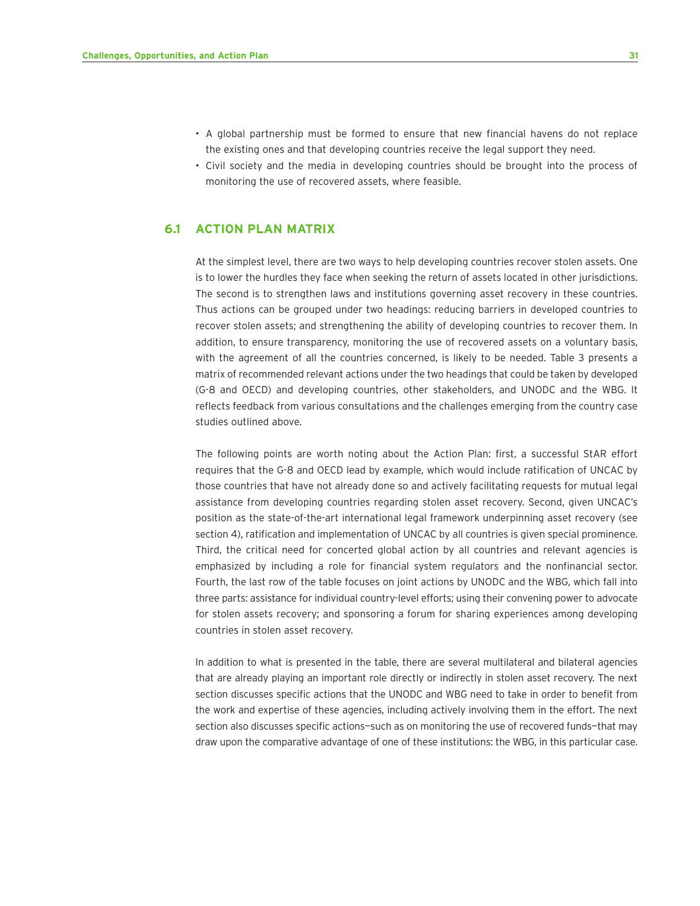- A global partnership must be formed to ensure that new financial havens do not replace the existing ones and that developing countries receive the legal support they need.
- Civil society and the media in developing countries should be brought into the process of monitoring the use of recovered assets, where feasible.

## 6.1 ACTION PLAN MATRIX

At the simplest level, there are two ways to help developing countries recover stolen assets. One is to lower the hurdles they face when seeking the return of assets located in other jurisdictions. The second is to strengthen laws and institutions governing asset recovery in these countries. Thus actions can be grouped under two headings: reducing barriers in developed countries to recover stolen assets; and strengthening the ability of developing countries to recover them. In addition, to ensure transparency, monitoring the use of recovered assets on a voluntary basis, with the agreement of all the countries concerned, is likely to be needed. Table 3 presents a matrix of recommended relevant actions under the two headings that could be taken by developed (G-8 and OECD) and developing countries, other stakeholders, and UNODC and the WBG. It reflects feedback from various consultations and the challenges emerging from the country case studies outlined above.

The following points are worth noting about the Action Plan: first, a successful StAR effort requires that the G-8 and OECD lead by example, which would include ratification of UNCAC by those countries that have not already done so and actively facilitating requests for mutual legal assistance from developing countries regarding stolen asset recovery. Second, given UNCAC's position as the state-of-the-art international legal framework underpinning asset recovery (see section 4), ratification and implementation of UNCAC by all countries is given special prominence. Third, the critical need for concerted global action by all countries and relevant agencies is emphasized by including a role for financial system regulators and the nonfinancial sector. Fourth, the last row of the table focuses on joint actions by UNODC and the WBG, which fall into three parts: assistance for individual country-level efforts; using their convening power to advocate for stolen assets recovery; and sponsoring a forum for sharing experiences among developing countries in stolen asset recovery.

In addition to what is presented in the table, there are several multilateral and bilateral agencies that are already playing an important role directly or indirectly in stolen asset recovery. The next section discusses specific actions that the UNODC and WBG need to take in order to benefit from the work and expertise of these agencies, including actively involving them in the effort. The next section also discusses specific actions—such as on monitoring the use of recovered funds—that may draw upon the comparative advantage of one of these institutions: the WBG, in this particular case.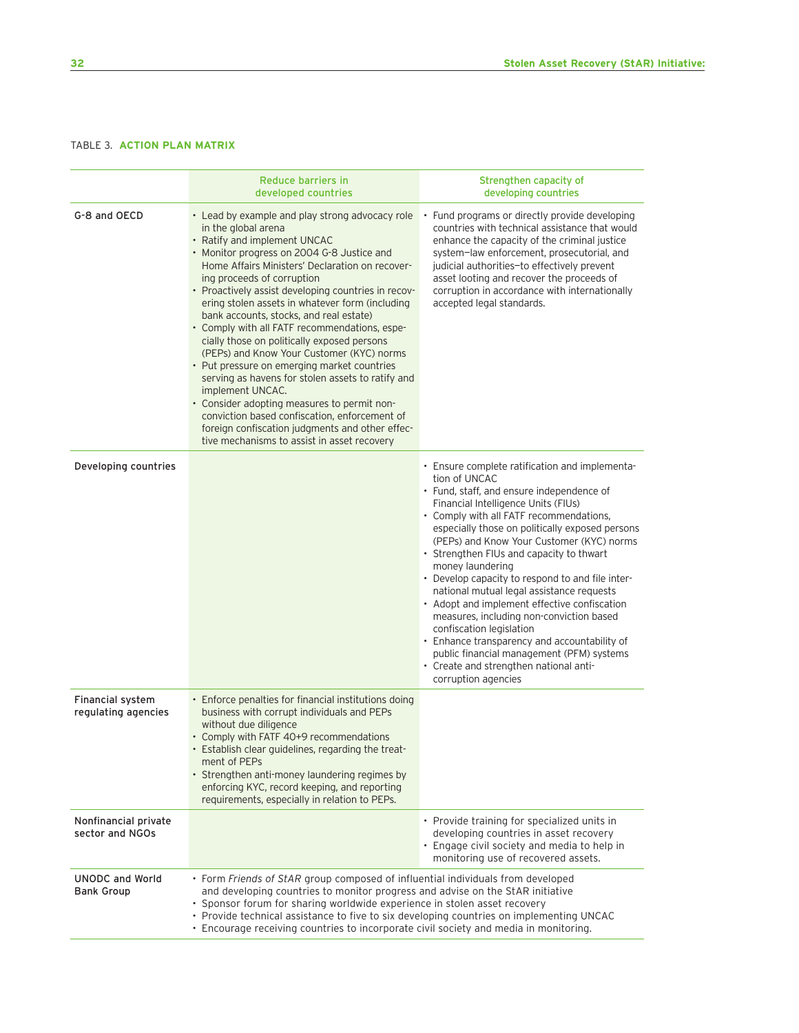TABLE 3. **ACTION PLAN MATRIX**

| | Reduce barriers in developed countries | Strengthen capacity of developing countries |
|---|---|---|
| G-8 and OECD | • Lead by example and play strong advocacy role in the global arena<br>• Ratify and implement UNCAC<br>• Monitor progress on 2004 G-8 Justice and Home Affairs Ministers' Declaration on recovering proceeds of corruption<br>• Proactively assist developing countries in recovering stolen assets in whatever form (including bank accounts, stocks, and real estate)<br>• Comply with all FATF recommendations, especially those on politically exposed persons (PEPs) and Know Your Customer (KYC) norms<br>• Put pressure on emerging market countries serving as havens for stolen assets to ratify and implement UNCAC.<br>• Consider adopting measures to permit non-conviction based confiscation, enforcement of foreign confiscation judgments and other effective mechanisms to assist in asset recovery | • Fund programs or directly provide developing countries with technical assistance that would enhance the capacity of the criminal justice system—law enforcement, prosecutorial, and judicial authorities—to effectively prevent asset looting and recover the proceeds of corruption in accordance with internationally accepted legal standards. |
| Developing countries | | • Ensure complete ratification and implementation of UNCAC<br>• Fund, staff, and ensure independence of Financial Intelligence Units (FIUs)<br>• Comply with all FATF recommendations, especially those on politically exposed persons (PEPs) and Know Your Customer (KYC) norms<br>• Strengthen FIUs and capacity to thwart money laundering<br>• Develop capacity to respond to and file international mutual legal assistance requests<br>• Adopt and implement effective confiscation measures, including non-conviction based confiscation legislation<br>• Enhance transparency and accountability of public financial management (PFM) systems<br>• Create and strengthen national anti-corruption agencies |
| Financial system regulating agencies | • Enforce penalties for financial institutions doing business with corrupt individuals and PEPs without due diligence<br>• Comply with FATF 40+9 recommendations<br>• Establish clear guidelines, regarding the treatment of PEPs<br>• Strengthen anti-money laundering regimes by enforcing KYC, record keeping, and reporting requirements, especially in relation to PEPs. | |
| Nonfinancial private sector and NGOs | | • Provide training for specialized units in developing countries in asset recovery<br>• Engage civil society and media to help in monitoring use of recovered assets. |
| UNODC and World Bank Group | • Form *Friends of StAR* group composed of influential individuals from developed and developing countries to monitor progress and advise on the StAR initiative<br>• Sponsor forum for sharing worldwide experience in stolen asset recovery<br>• Provide technical assistance to five to six developing countries on implementing UNCAC<br>• Encourage receiving countries to incorporate civil society and media in monitoring. | |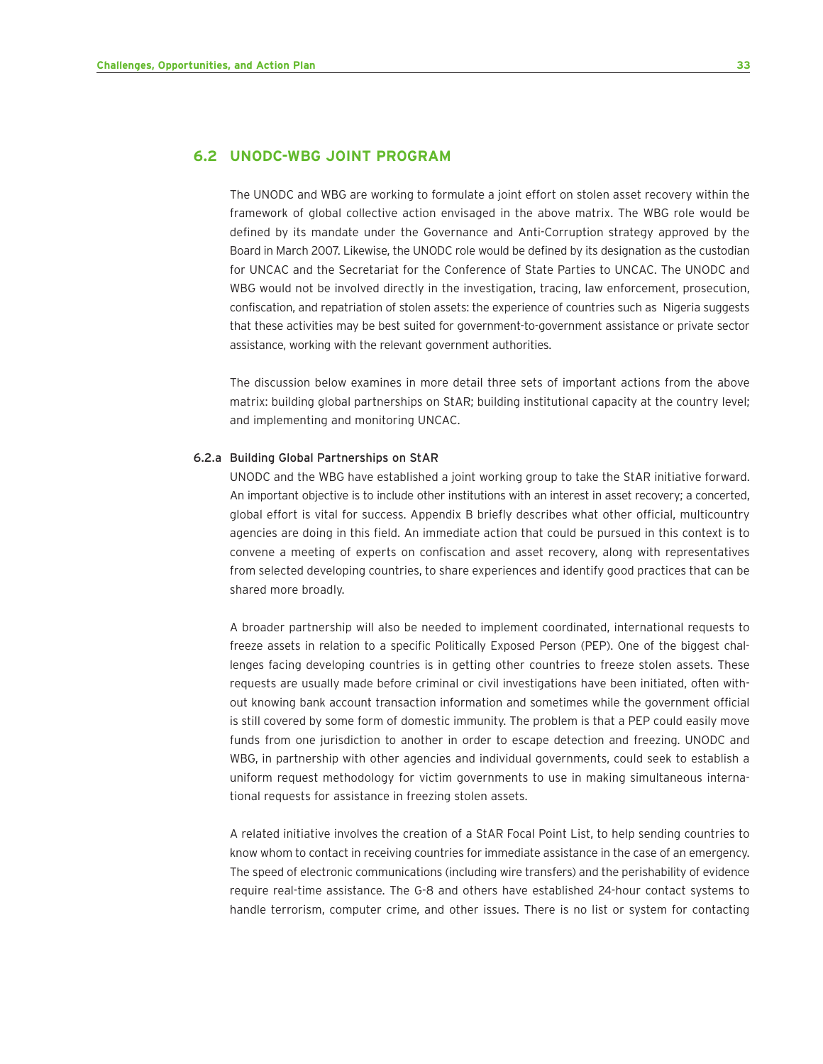## 6.2 UNODC-WBG JOINT PROGRAM

The UNODC and WBG are working to formulate a joint effort on stolen asset recovery within the framework of global collective action envisaged in the above matrix. The WBG role would be defined by its mandate under the Governance and Anti-Corruption strategy approved by the Board in March 2007. Likewise, the UNODC role would be defined by its designation as the custodian for UNCAC and the Secretariat for the Conference of State Parties to UNCAC. The UNODC and WBG would not be involved directly in the investigation, tracing, law enforcement, prosecution, confiscation, and repatriation of stolen assets: the experience of countries such as Nigeria suggests that these activities may be best suited for government-to-government assistance or private sector assistance, working with the relevant government authorities.

The discussion below examines in more detail three sets of important actions from the above matrix: building global partnerships on StAR; building institutional capacity at the country level; and implementing and monitoring UNCAC.

### 6.2.a Building Global Partnerships on StAR

UNODC and the WBG have established a joint working group to take the StAR initiative forward. An important objective is to include other institutions with an interest in asset recovery; a concerted, global effort is vital for success. Appendix B briefly describes what other official, multicountry agencies are doing in this field. An immediate action that could be pursued in this context is to convene a meeting of experts on confiscation and asset recovery, along with representatives from selected developing countries, to share experiences and identify good practices that can be shared more broadly.

A broader partnership will also be needed to implement coordinated, international requests to freeze assets in relation to a specific Politically Exposed Person (PEP). One of the biggest challenges facing developing countries is in getting other countries to freeze stolen assets. These requests are usually made before criminal or civil investigations have been initiated, often without knowing bank account transaction information and sometimes while the government official is still covered by some form of domestic immunity. The problem is that a PEP could easily move funds from one jurisdiction to another in order to escape detection and freezing. UNODC and WBG, in partnership with other agencies and individual governments, could seek to establish a uniform request methodology for victim governments to use in making simultaneous international requests for assistance in freezing stolen assets.

A related initiative involves the creation of a StAR Focal Point List, to help sending countries to know whom to contact in receiving countries for immediate assistance in the case of an emergency. The speed of electronic communications (including wire transfers) and the perishability of evidence require real-time assistance. The G-8 and others have established 24-hour contact systems to handle terrorism, computer crime, and other issues. There is no list or system for contacting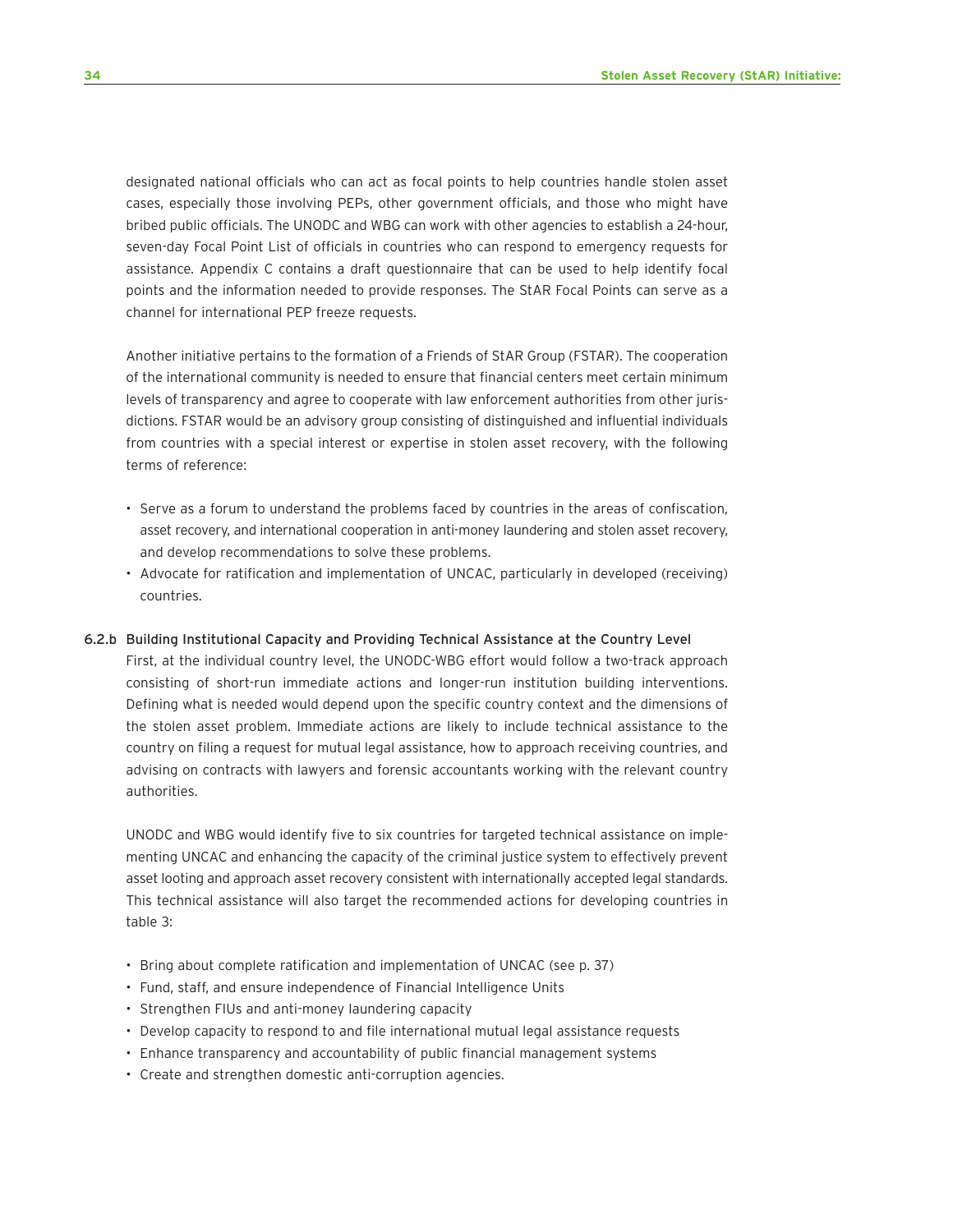designated national officials who can act as focal points to help countries handle stolen asset cases, especially those involving PEPs, other government officials, and those who might have bribed public officials. The UNODC and WBG can work with other agencies to establish a 24-hour, seven-day Focal Point List of officials in countries who can respond to emergency requests for assistance. Appendix C contains a draft questionnaire that can be used to help identify focal points and the information needed to provide responses. The StAR Focal Points can serve as a channel for international PEP freeze requests.

Another initiative pertains to the formation of a Friends of StAR Group (FSTAR). The cooperation of the international community is needed to ensure that financial centers meet certain minimum levels of transparency and agree to cooperate with law enforcement authorities from other jurisdictions. FSTAR would be an advisory group consisting of distinguished and influential individuals from countries with a special interest or expertise in stolen asset recovery, with the following terms of reference:

- Serve as a forum to understand the problems faced by countries in the areas of confiscation, asset recovery, and international cooperation in anti-money laundering and stolen asset recovery, and develop recommendations to solve these problems.
- Advocate for ratification and implementation of UNCAC, particularly in developed (receiving) countries.

### 6.2.b Building Institutional Capacity and Providing Technical Assistance at the Country Level

First, at the individual country level, the UNODC-WBG effort would follow a two-track approach consisting of short-run immediate actions and longer-run institution building interventions. Defining what is needed would depend upon the specific country context and the dimensions of the stolen asset problem. Immediate actions are likely to include technical assistance to the country on filing a request for mutual legal assistance, how to approach receiving countries, and advising on contracts with lawyers and forensic accountants working with the relevant country authorities.

UNODC and WBG would identify five to six countries for targeted technical assistance on implementing UNCAC and enhancing the capacity of the criminal justice system to effectively prevent asset looting and approach asset recovery consistent with internationally accepted legal standards. This technical assistance will also target the recommended actions for developing countries in table 3:

- Bring about complete ratification and implementation of UNCAC (see p. 37)
- Fund, staff, and ensure independence of Financial Intelligence Units
- Strengthen FIUs and anti-money laundering capacity
- Develop capacity to respond to and file international mutual legal assistance requests
- Enhance transparency and accountability of public financial management systems
- Create and strengthen domestic anti-corruption agencies.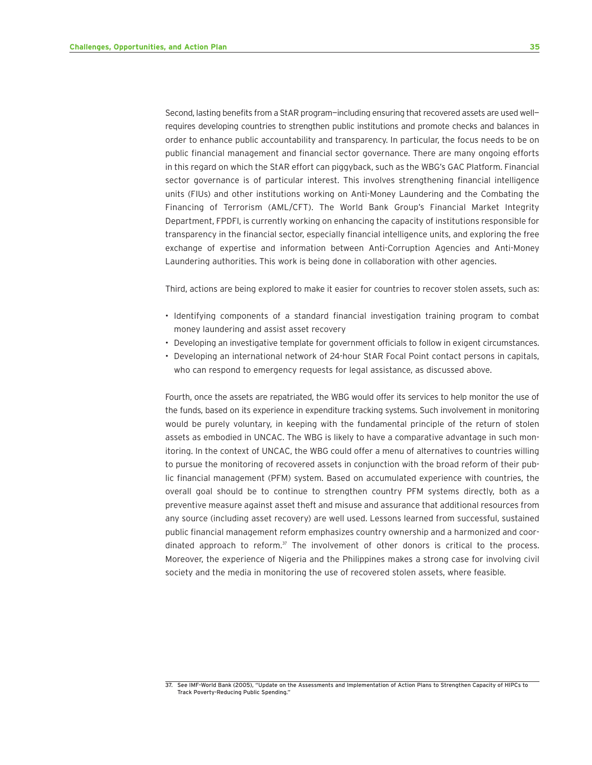Second, lasting benefits from a StAR program—including ensuring that recovered assets are used well—requires developing countries to strengthen public institutions and promote checks and balances in order to enhance public accountability and transparency. In particular, the focus needs to be on public financial management and financial sector governance. There are many ongoing efforts in this regard on which the StAR effort can piggyback, such as the WBG's GAC Platform. Financial sector governance is of particular interest. This involves strengthening financial intelligence units (FIUs) and other institutions working on Anti-Money Laundering and the Combating the Financing of Terrorism (AML/CFT). The World Bank Group's Financial Market Integrity Department, FPDFI, is currently working on enhancing the capacity of institutions responsible for transparency in the financial sector, especially financial intelligence units, and exploring the free exchange of expertise and information between Anti-Corruption Agencies and Anti-Money Laundering authorities. This work is being done in collaboration with other agencies.

Third, actions are being explored to make it easier for countries to recover stolen assets, such as:

- Identifying components of a standard financial investigation training program to combat money laundering and assist asset recovery
- Developing an investigative template for government officials to follow in exigent circumstances.
- Developing an international network of 24-hour StAR Focal Point contact persons in capitals, who can respond to emergency requests for legal assistance, as discussed above.

Fourth, once the assets are repatriated, the WBG would offer its services to help monitor the use of the funds, based on its experience in expenditure tracking systems. Such involvement in monitoring would be purely voluntary, in keeping with the fundamental principle of the return of stolen assets as embodied in UNCAC. The WBG is likely to have a comparative advantage in such monitoring. In the context of UNCAC, the WBG could offer a menu of alternatives to countries willing to pursue the monitoring of recovered assets in conjunction with the broad reform of their public financial management (PFM) system. Based on accumulated experience with countries, the overall goal should be to continue to strengthen country PFM systems directly, both as a preventive measure against asset theft and misuse and assurance that additional resources from any source (including asset recovery) are well used. Lessons learned from successful, sustained public financial management reform emphasizes country ownership and a harmonized and coordinated approach to reform.[37] The involvement of other donors is critical to the process. Moreover, the experience of Nigeria and the Philippines makes a strong case for involving civil society and the media in monitoring the use of recovered stolen assets, where feasible.

---

37. See IMF-World Bank (2005), "Update on the Assessments and Implementation of Action Plans to Strengthen Capacity of HIPCs to Track Poverty-Reducing Public Spending."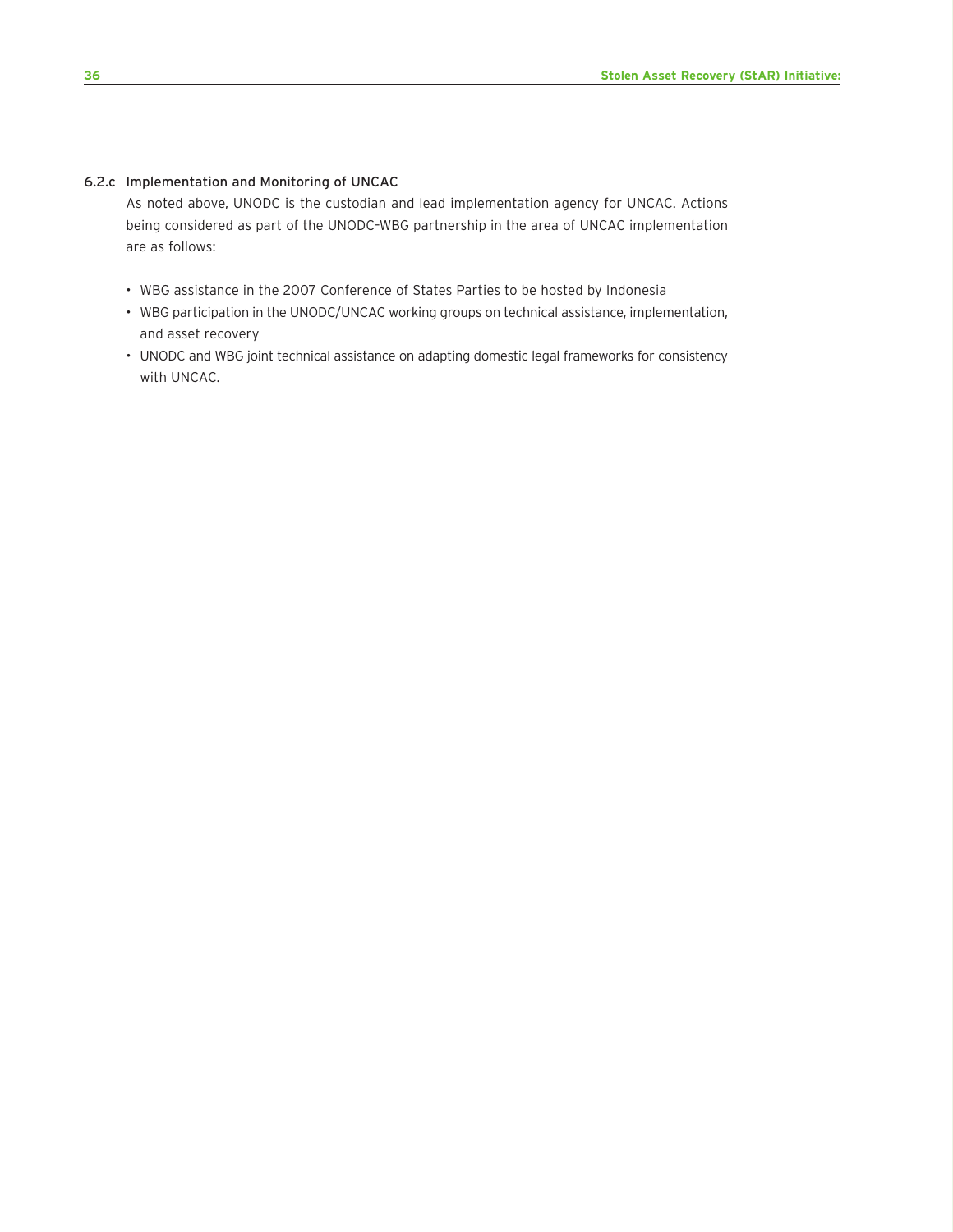### 6.2.c Implementation and Monitoring of UNCAC

As noted above, UNODC is the custodian and lead implementation agency for UNCAC. Actions being considered as part of the UNODC–WBG partnership in the area of UNCAC implementation are as follows:

- WBG assistance in the 2007 Conference of States Parties to be hosted by Indonesia
- WBG participation in the UNODC/UNCAC working groups on technical assistance, implementation, and asset recovery
- UNODC and WBG joint technical assistance on adapting domestic legal frameworks for consistency with UNCAC.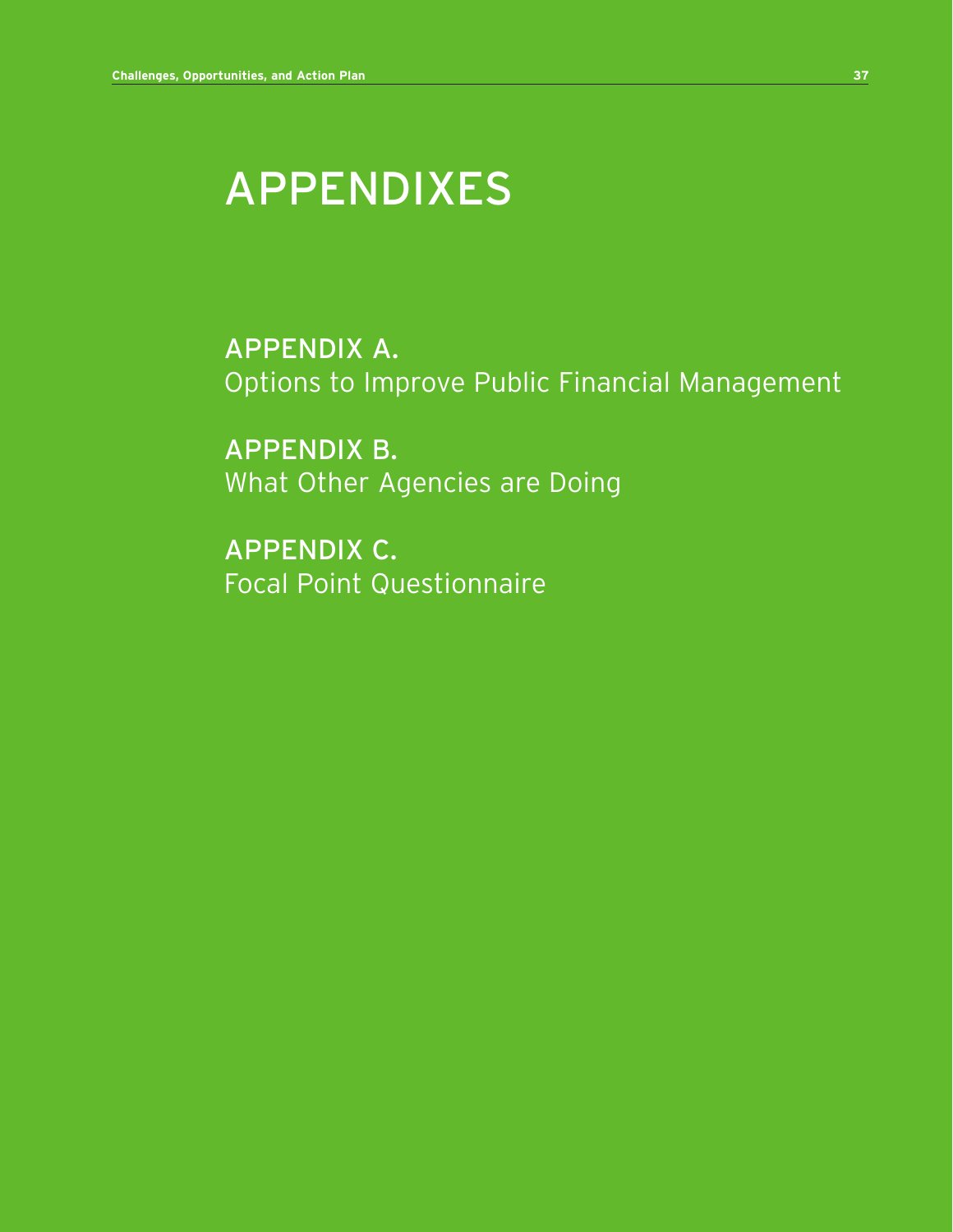# APPENDIXES

## APPENDIX A.
Options to Improve Public Financial Management

## APPENDIX B.
What Other Agencies are Doing

## APPENDIX C.
Focal Point Questionnaire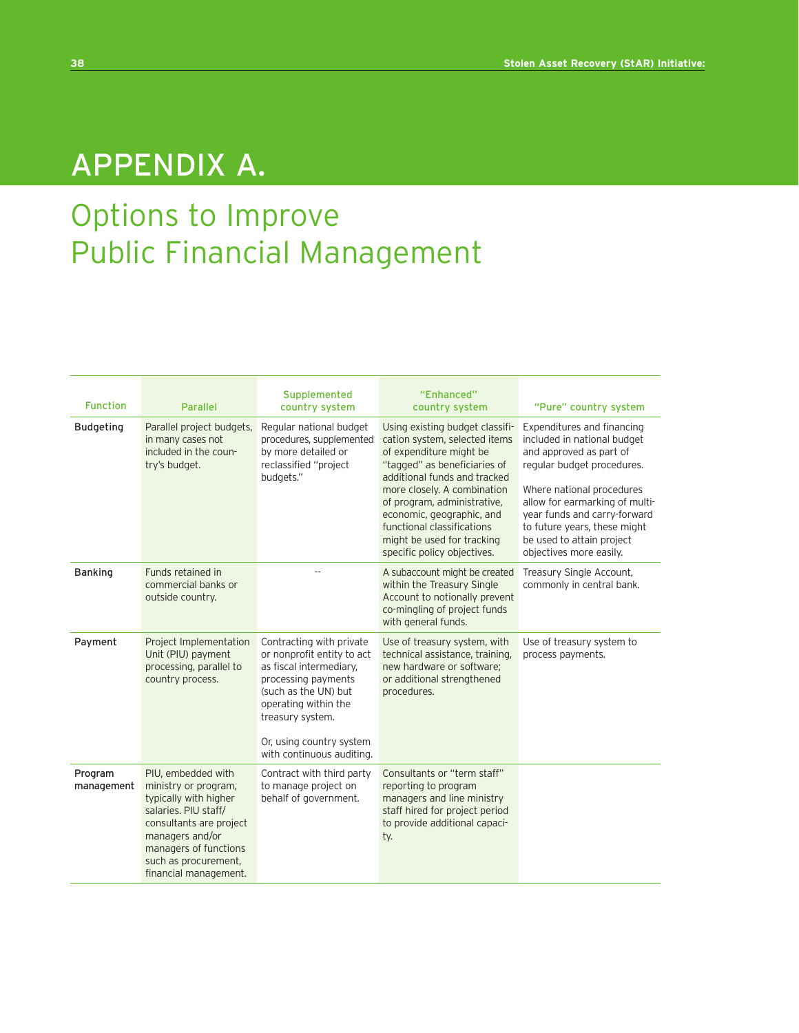# APPENDIX A.

## Options to Improve Public Financial Management

| Function | Parallel | Supplemented country system | "Enhanced" country system | "Pure" country system |
|---|---|---|---|---|
| Budgeting | Parallel project budgets, in many cases not included in the country's budget. | Regular national budget procedures, supplemented by more detailed or reclassified "project budgets." | Using existing budget classification system, selected items of expenditure might be "tagged" as beneficiaries of additional funds and tracked more closely. A combination of program, administrative, economic, geographic, and functional classifications might be used for tracking specific policy objectives. | Expenditures and financing included in national budget and approved as part of regular budget procedures.<br><br>Where national procedures allow for earmarking of multi-year funds and carry-forward to future years, these might be used to attain project objectives more easily. |
| Banking | Funds retained in commercial banks or outside country. | -- | A subaccount might be created within the Treasury Single Account to notionally prevent co-mingling of project funds with general funds. | Treasury Single Account, commonly in central bank. |
| Payment | Project Implementation Unit (PIU) payment processing, parallel to country process. | Contracting with private or nonprofit entity to act as fiscal intermediary, processing payments (such as the UN) but operating within the treasury system.<br><br>Or, using country system with continuous auditing. | Use of treasury system, with technical assistance, training, new hardware or software; or additional strengthened procedures. | Use of treasury system to process payments. |
| Program management | PIU, embedded with ministry or program, typically with higher salaries. PIU staff/ consultants are project managers and/or managers of functions such as procurement, financial management. | Contract with third party to manage project on behalf of government. | Consultants or "term staff" reporting to program managers and line ministry staff hired for project period to provide additional capacity. | |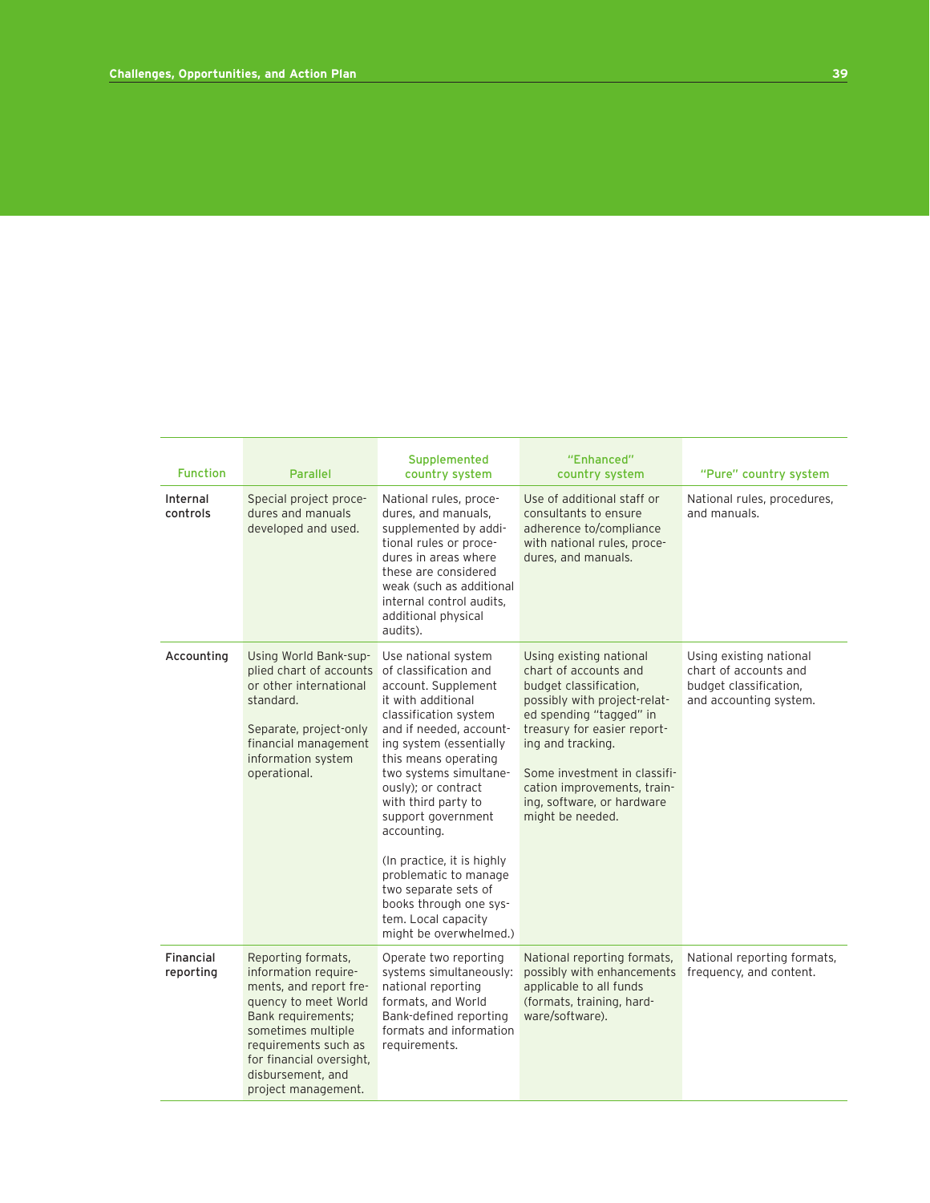| Function | Parallel | Supplemented country system | "Enhanced" country system | "Pure" country system |
|---|---|---|---|---|
| Internal controls | Special project procedures and manuals developed and used. | National rules, procedures, and manuals, supplemented by additional rules or procedures in areas where these are considered weak (such as additional internal control audits, additional physical audits). | Use of additional staff or consultants to ensure adherence to/compliance with national rules, procedures, and manuals. | National rules, procedures, and manuals. |
| Accounting | Using World Bank-supplied chart of accounts or other international standard.<br><br>Separate, project-only financial management information system operational. | Use national system of classification and account. Supplement it with additional classification system and if needed, accounting system (essentially this means operating two systems simultaneously); or contract with third party to support government accounting.<br><br>(In practice, it is highly problematic to manage two separate sets of books through one system. Local capacity might be overwhelmed.) | Using existing national chart of accounts and budget classification, possibly with project-related spending "tagged" in treasury for easier reporting and tracking.<br><br>Some investment in classification improvements, training, software, or hardware might be needed. | Using existing national chart of accounts and budget classification, and accounting system. |
| Financial reporting | Reporting formats, information requirements, and report frequency to meet World Bank requirements; sometimes multiple requirements such as for financial oversight, disbursement, and project management. | Operate two reporting systems simultaneously: national reporting formats, and World Bank-defined reporting formats and information requirements. | National reporting formats, possibly with enhancements applicable to all funds (formats, training, hardware/software). | National reporting formats, frequency, and content. |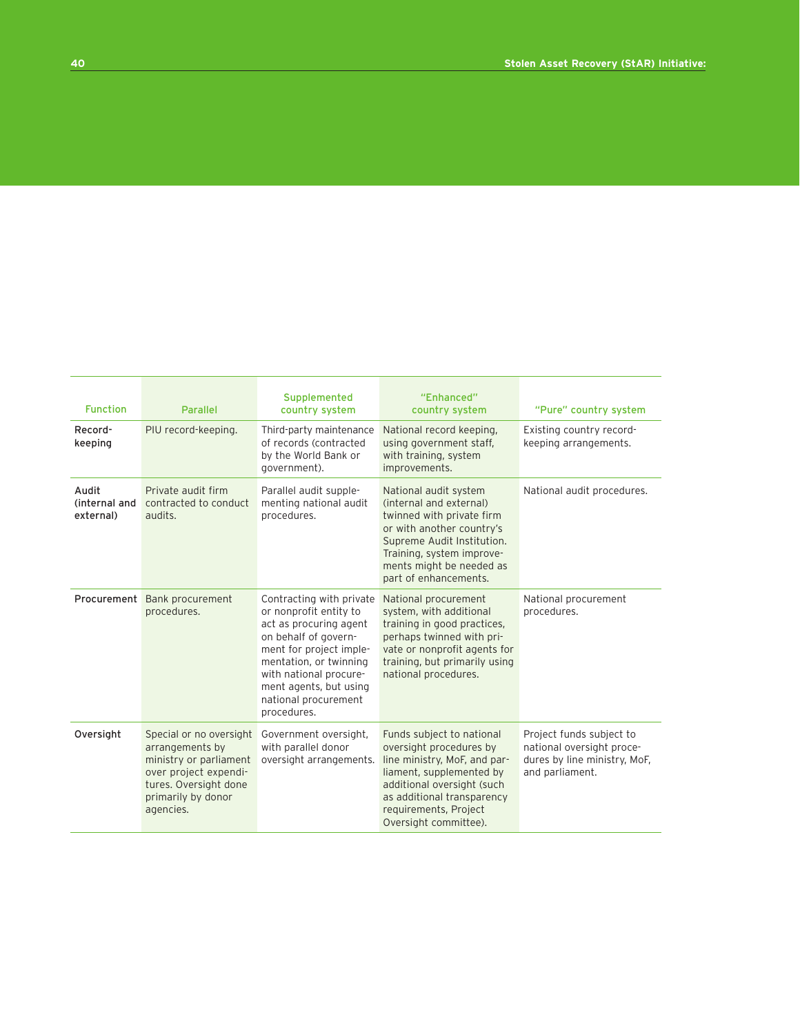| Function | Parallel | Supplemented country system | "Enhanced" country system | "Pure" country system |
|---|---|---|---|---|
| Record-keeping | PIU record-keeping. | Third-party maintenance of records (contracted by the World Bank or government). | National record keeping, using government staff, with training, system improvements. | Existing country record-keeping arrangements. |
| Audit (internal and external) | Private audit firm contracted to conduct audits. | Parallel audit supplementing national audit procedures. | National audit system (internal and external) twinned with private firm or with another country's Supreme Audit Institution. Training, system improvements might be needed as part of enhancements. | National audit procedures. |
| Procurement | Bank procurement procedures. | Contracting with private or nonprofit entity to act as procuring agent on behalf of government for project implementation, or twinning with national procurement agents, but using national procurement procedures. | National procurement system, with additional training in good practices, perhaps twinned with private or nonprofit agents for training, but primarily using national procedures. | National procurement procedures. |
| Oversight | Special or no oversight arrangements by ministry or parliament over project expenditures. Oversight done primarily by donor agencies. | Government oversight, with parallel donor oversight arrangements. | Funds subject to national oversight procedures by line ministry, MoF, and parliament, supplemented by additional oversight (such as additional transparency requirements, Project Oversight committee). | Project funds subject to national oversight procedures by line ministry, MoF, and parliament. |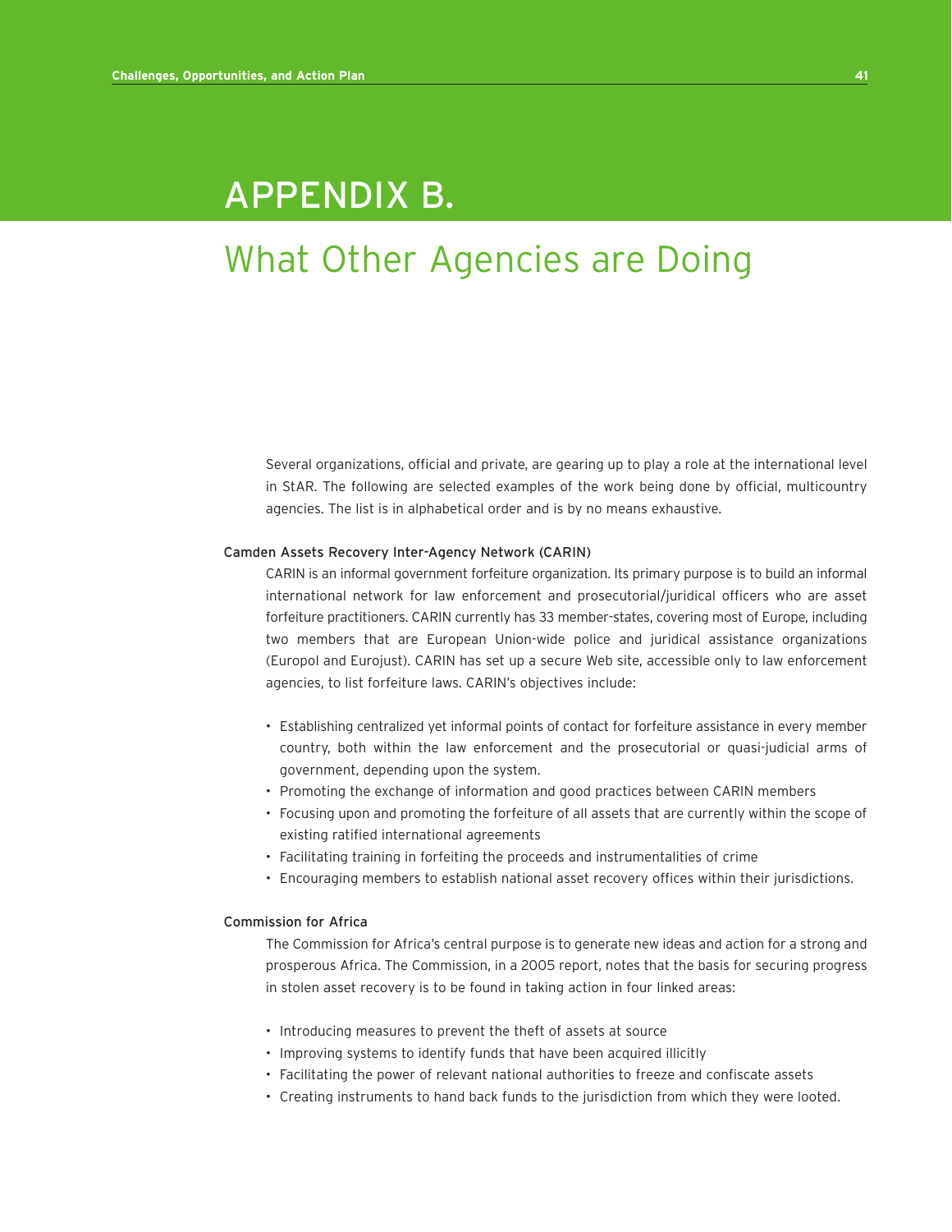# APPENDIX B.

## What Other Agencies are Doing

Several organizations, official and private, are gearing up to play a role at the international level in StAR. The following are selected examples of the work being done by official, multicountry agencies. The list is in alphabetical order and is by no means exhaustive.

### Camden Assets Recovery Inter-Agency Network (CARIN)

CARIN is an informal government forfeiture organization. Its primary purpose is to build an informal international network for law enforcement and prosecutorial/juridical officers who are asset forfeiture practitioners. CARIN currently has 33 member-states, covering most of Europe, including two members that are European Union-wide police and juridical assistance organizations (Europol and Eurojust). CARIN has set up a secure Web site, accessible only to law enforcement agencies, to list forfeiture laws. CARIN's objectives include:

- Establishing centralized yet informal points of contact for forfeiture assistance in every member country, both within the law enforcement and the prosecutorial or quasi-judicial arms of government, depending upon the system.
- Promoting the exchange of information and good practices between CARIN members
- Focusing upon and promoting the forfeiture of all assets that are currently within the scope of existing ratified international agreements
- Facilitating training in forfeiting the proceeds and instrumentalities of crime
- Encouraging members to establish national asset recovery offices within their jurisdictions.

### Commission for Africa

The Commission for Africa's central purpose is to generate new ideas and action for a strong and prosperous Africa. The Commission, in a 2005 report, notes that the basis for securing progress in stolen asset recovery is to be found in taking action in four linked areas:

- Introducing measures to prevent the theft of assets at source
- Improving systems to identify funds that have been acquired illicitly
- Facilitating the power of relevant national authorities to freeze and confiscate assets
- Creating instruments to hand back funds to the jurisdiction from which they were looted.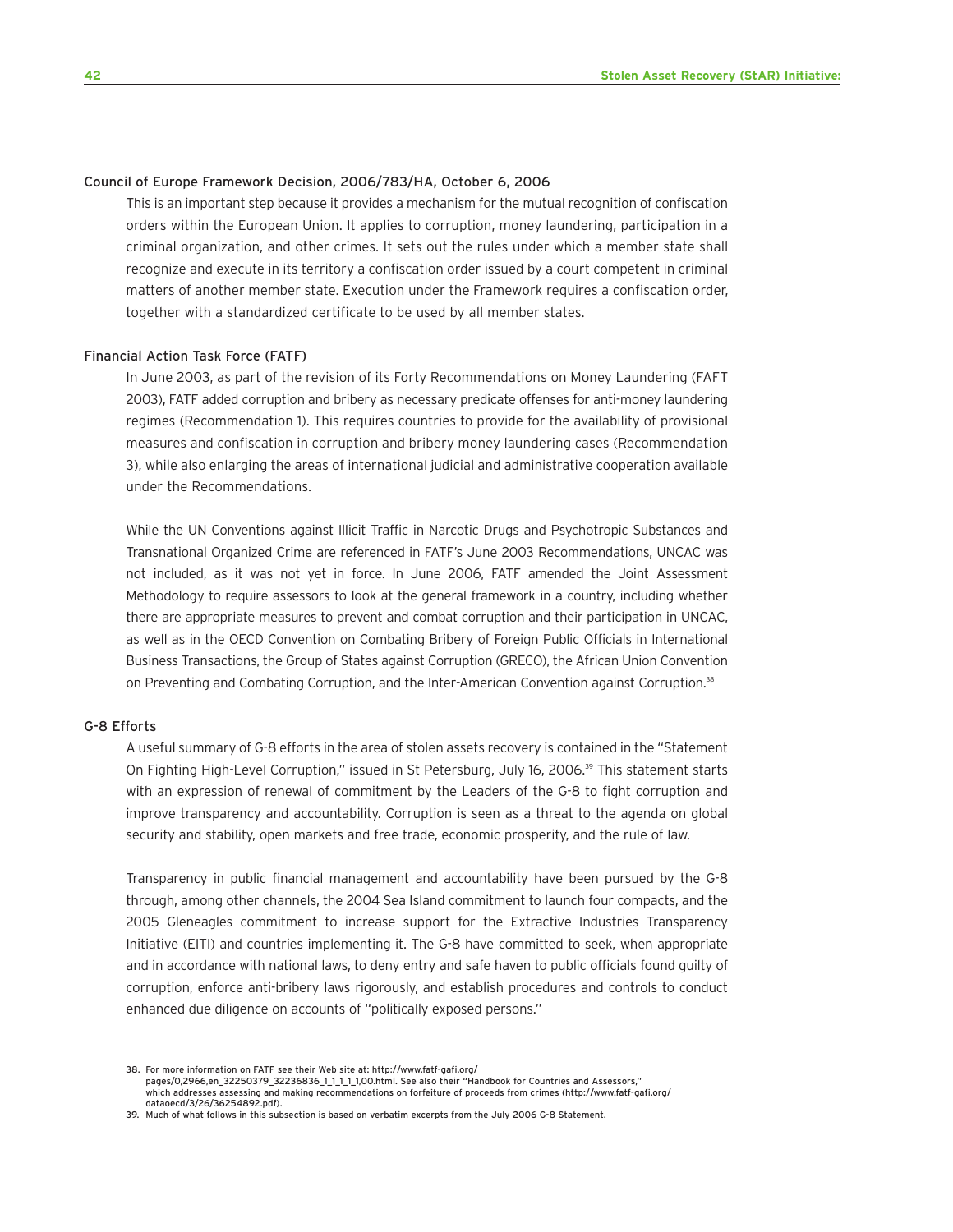### Council of Europe Framework Decision, 2006/783/HA, October 6, 2006

This is an important step because it provides a mechanism for the mutual recognition of confiscation orders within the European Union. It applies to corruption, money laundering, participation in a criminal organization, and other crimes. It sets out the rules under which a member state shall recognize and execute in its territory a confiscation order issued by a court competent in criminal matters of another member state. Execution under the Framework requires a confiscation order, together with a standardized certificate to be used by all member states.

### Financial Action Task Force (FATF)

In June 2003, as part of the revision of its Forty Recommendations on Money Laundering (FAFT 2003), FATF added corruption and bribery as necessary predicate offenses for anti-money laundering regimes (Recommendation 1). This requires countries to provide for the availability of provisional measures and confiscation in corruption and bribery money laundering cases (Recommendation 3), while also enlarging the areas of international judicial and administrative cooperation available under the Recommendations.

While the UN Conventions against Illicit Traffic in Narcotic Drugs and Psychotropic Substances and Transnational Organized Crime are referenced in FATF's June 2003 Recommendations, UNCAC was not included, as it was not yet in force. In June 2006, FATF amended the Joint Assessment Methodology to require assessors to look at the general framework in a country, including whether there are appropriate measures to prevent and combat corruption and their participation in UNCAC, as well as in the OECD Convention on Combating Bribery of Foreign Public Officials in International Business Transactions, the Group of States against Corruption (GRECO), the African Union Convention on Preventing and Combating Corruption, and the Inter-American Convention against Corruption.[38]

### G-8 Efforts

A useful summary of G-8 efforts in the area of stolen assets recovery is contained in the "Statement On Fighting High-Level Corruption," issued in St Petersburg, July 16, 2006.[39] This statement starts with an expression of renewal of commitment by the Leaders of the G-8 to fight corruption and improve transparency and accountability. Corruption is seen as a threat to the agenda on global security and stability, open markets and free trade, economic prosperity, and the rule of law.

Transparency in public financial management and accountability have been pursued by the G-8 through, among other channels, the 2004 Sea Island commitment to launch four compacts, and the 2005 Gleneagles commitment to increase support for the Extractive Industries Transparency Initiative (EITI) and countries implementing it. The G-8 have committed to seek, when appropriate and in accordance with national laws, to deny entry and safe haven to public officials found guilty of corruption, enforce anti-bribery laws rigorously, and establish procedures and controls to conduct enhanced due diligence on accounts of "politically exposed persons."

---

38. For more information on FATF see their Web site at: http://www.fatf-gafi.org/pages/0,2966,en_32250379_32236836_1_1_1_1_1,00.html. See also their "Handbook for Countries and Assessors," which addresses assessing and making recommendations on forfeiture of proceeds from crimes (http://www.fatf-gafi.org/dataoecd/3/26/36254892.pdf).

39. Much of what follows in this subsection is based on verbatim excerpts from the July 2006 G-8 Statement.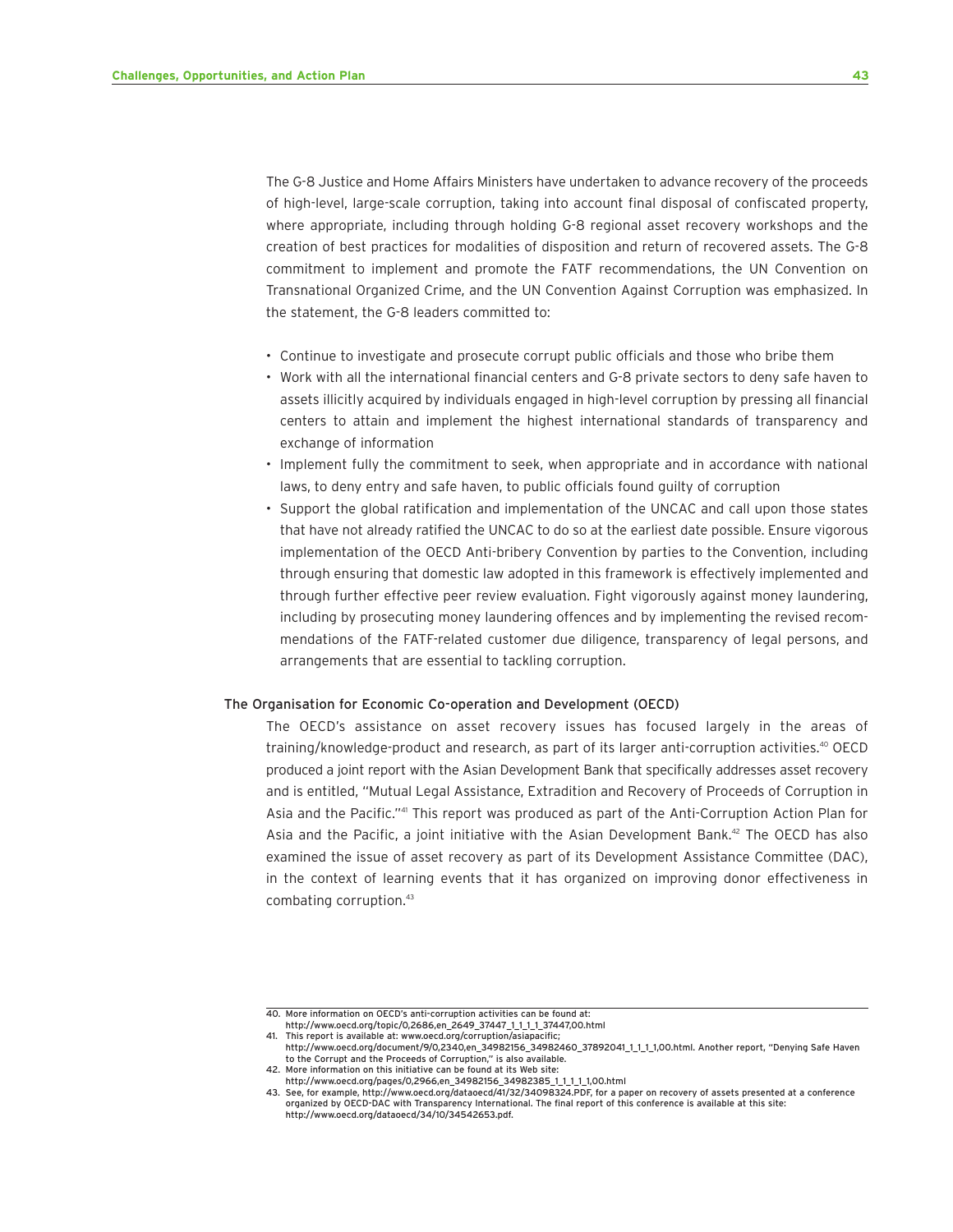The G-8 Justice and Home Affairs Ministers have undertaken to advance recovery of the proceeds of high-level, large-scale corruption, taking into account final disposal of confiscated property, where appropriate, including through holding G-8 regional asset recovery workshops and the creation of best practices for modalities of disposition and return of recovered assets. The G-8 commitment to implement and promote the FATF recommendations, the UN Convention on Transnational Organized Crime, and the UN Convention Against Corruption was emphasized. In the statement, the G-8 leaders committed to:

- Continue to investigate and prosecute corrupt public officials and those who bribe them
- Work with all the international financial centers and G-8 private sectors to deny safe haven to assets illicitly acquired by individuals engaged in high-level corruption by pressing all financial centers to attain and implement the highest international standards of transparency and exchange of information
- Implement fully the commitment to seek, when appropriate and in accordance with national laws, to deny entry and safe haven, to public officials found guilty of corruption
- Support the global ratification and implementation of the UNCAC and call upon those states that have not already ratified the UNCAC to do so at the earliest date possible. Ensure vigorous implementation of the OECD Anti-bribery Convention by parties to the Convention, including through ensuring that domestic law adopted in this framework is effectively implemented and through further effective peer review evaluation. Fight vigorously against money laundering, including by prosecuting money laundering offences and by implementing the revised recommendations of the FATF-related customer due diligence, transparency of legal persons, and arrangements that are essential to tackling corruption.

### The Organisation for Economic Co-operation and Development (OECD)

The OECD's assistance on asset recovery issues has focused largely in the areas of training/knowledge-product and research, as part of its larger anti-corruption activities.[40] OECD produced a joint report with the Asian Development Bank that specifically addresses asset recovery and is entitled, "Mutual Legal Assistance, Extradition and Recovery of Proceeds of Corruption in Asia and the Pacific."[41] This report was produced as part of the Anti-Corruption Action Plan for Asia and the Pacific, a joint initiative with the Asian Development Bank.[42] The OECD has also examined the issue of asset recovery as part of its Development Assistance Committee (DAC), in the context of learning events that it has organized on improving donor effectiveness in combating corruption.[43]

---

40. More information on OECD's anti-corruption activities can be found at: http://www.oecd.org/topic/0,2686,en_2649_37447_1_1_1_1_37447,00.html
41. This report is available at: www.oecd.org/corruption/asiapacific; http://www.oecd.org/document/9/0,2340,en_34982156_34982460_37892041_1_1_1_1,00.html. Another report, "Denying Safe Haven to the Corrupt and the Proceeds of Corruption," is also available.
42. More information on this initiative can be found at its Web site: http://www.oecd.org/pages/0,2966,en_34982156_34982385_1_1_1_1_1,00.html
43. See, for example, http://www.oecd.org/dataoecd/41/32/34098324.PDF, for a paper on recovery of assets presented at a conference organized by OECD-DAC with Transparency International. The final report of this conference is available at this site: http://www.oecd.org/dataoecd/34/10/34542653.pdf.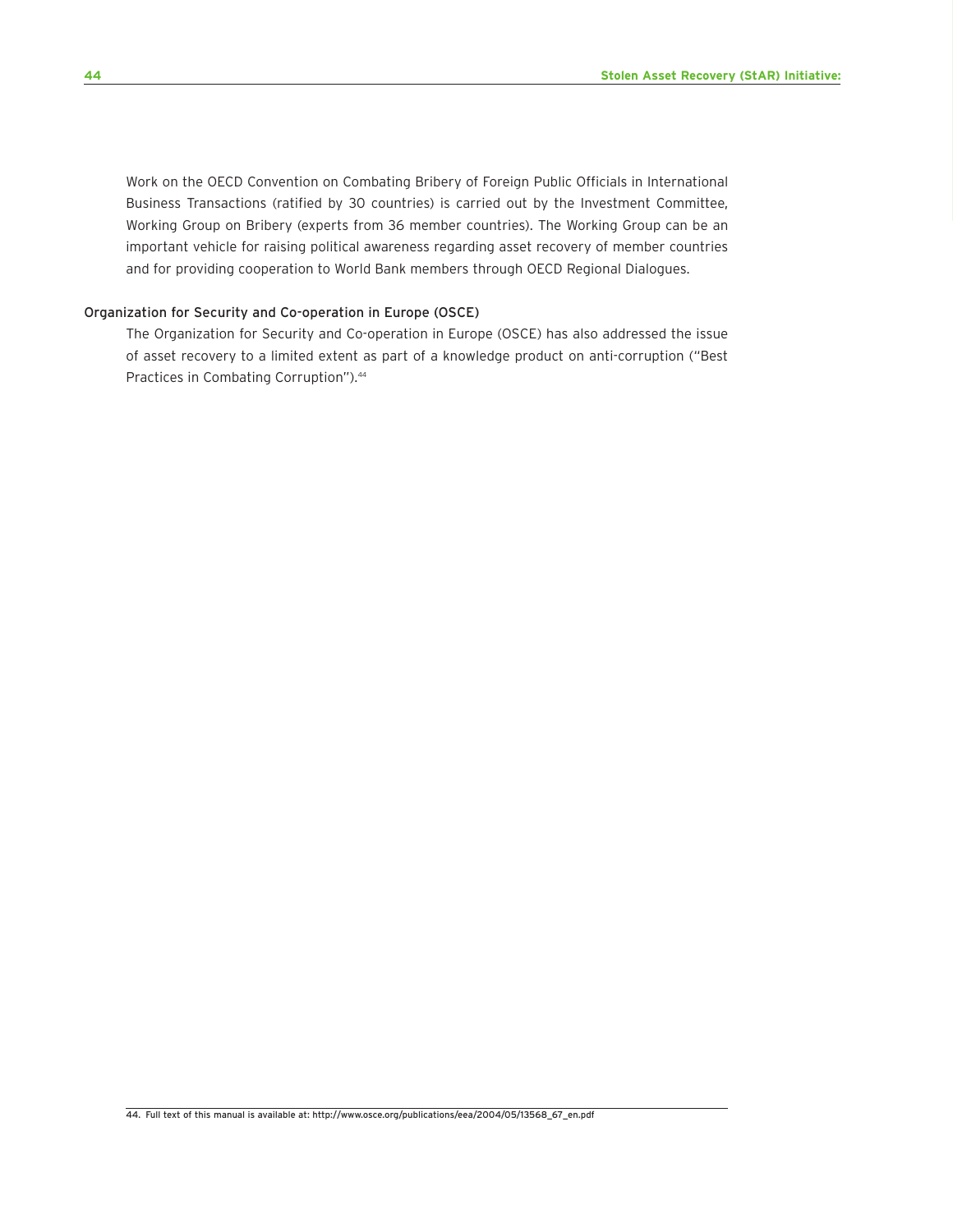Work on the OECD Convention on Combating Bribery of Foreign Public Officials in International Business Transactions (ratified by 30 countries) is carried out by the Investment Committee, Working Group on Bribery (experts from 36 member countries). The Working Group can be an important vehicle for raising political awareness regarding asset recovery of member countries and for providing cooperation to World Bank members through OECD Regional Dialogues.

### Organization for Security and Co-operation in Europe (OSCE)

The Organization for Security and Co-operation in Europe (OSCE) has also addressed the issue of asset recovery to a limited extent as part of a knowledge product on anti-corruption ("Best Practices in Combating Corruption").[44]

---

44. Full text of this manual is available at: http://www.osce.org/publications/eea/2004/05/13568_67_en.pdf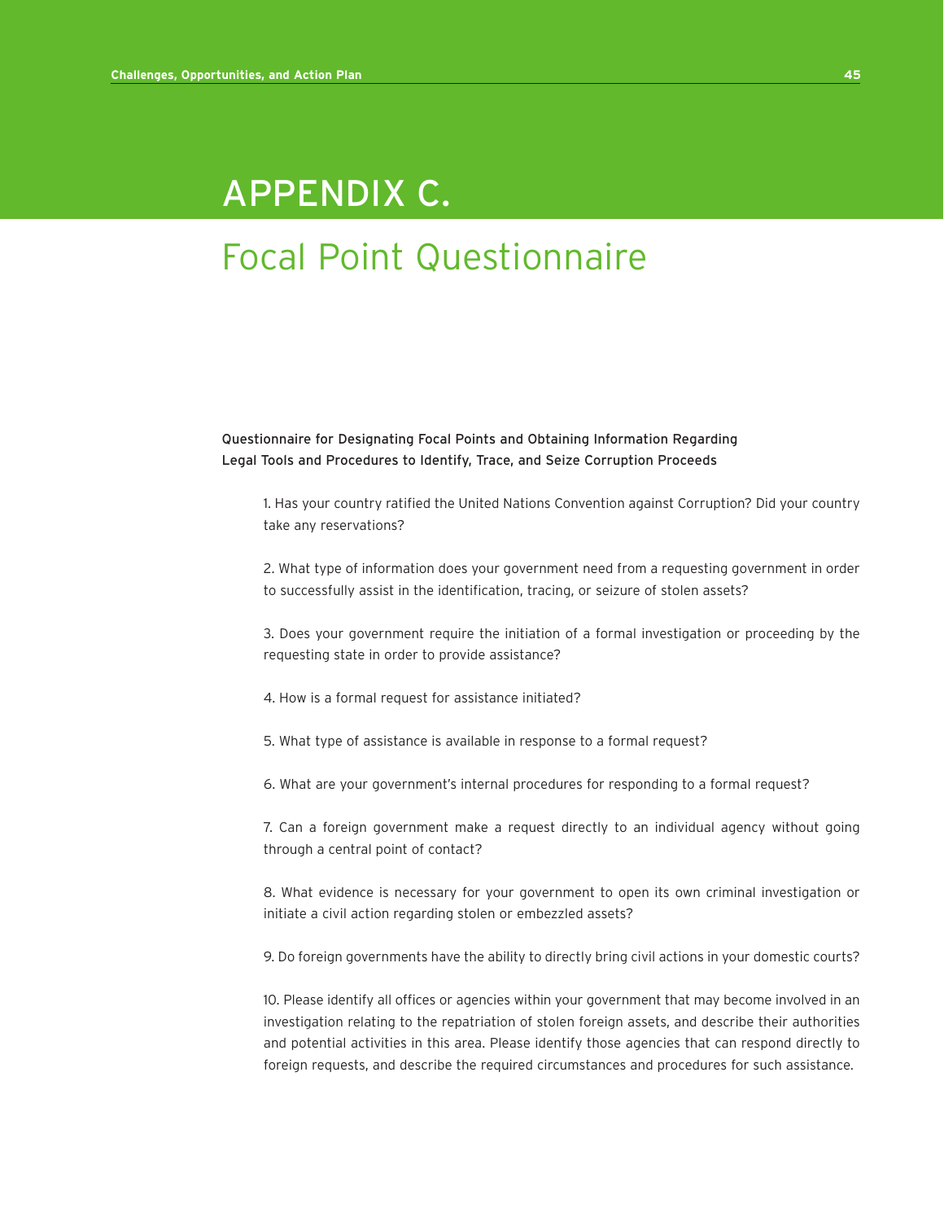# APPENDIX C.

## Focal Point Questionnaire

**Questionnaire for Designating Focal Points and Obtaining Information Regarding Legal Tools and Procedures to Identify, Trace, and Seize Corruption Proceeds**

1. Has your country ratified the United Nations Convention against Corruption? Did your country take any reservations?

2. What type of information does your government need from a requesting government in order to successfully assist in the identification, tracing, or seizure of stolen assets?

3. Does your government require the initiation of a formal investigation or proceeding by the requesting state in order to provide assistance?

4. How is a formal request for assistance initiated?

5. What type of assistance is available in response to a formal request?

6. What are your government's internal procedures for responding to a formal request?

7. Can a foreign government make a request directly to an individual agency without going through a central point of contact?

8. What evidence is necessary for your government to open its own criminal investigation or initiate a civil action regarding stolen or embezzled assets?

9. Do foreign governments have the ability to directly bring civil actions in your domestic courts?

10. Please identify all offices or agencies within your government that may become involved in an investigation relating to the repatriation of stolen foreign assets, and describe their authorities and potential activities in this area. Please identify those agencies that can respond directly to foreign requests, and describe the required circumstances and procedures for such assistance.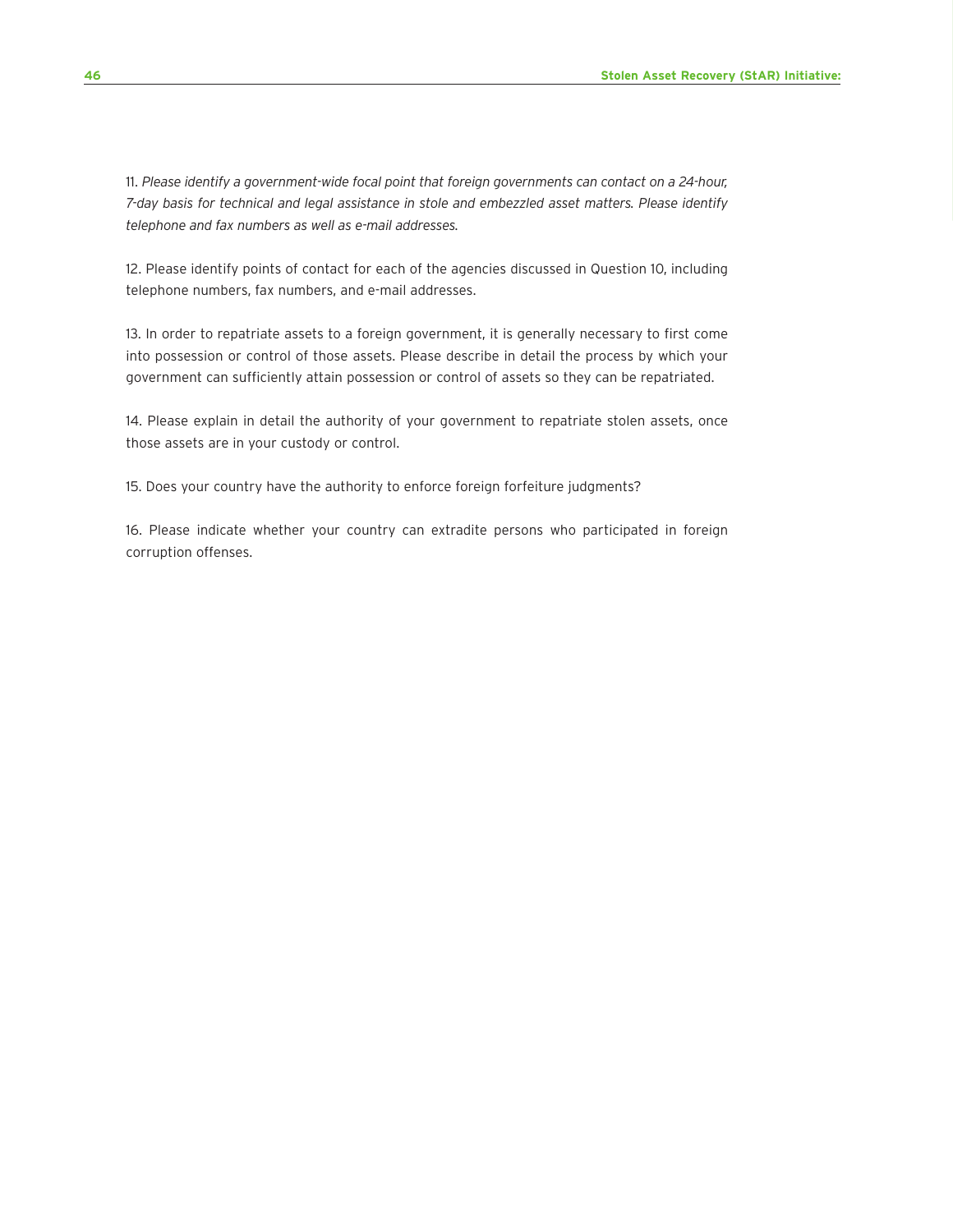11. *Please identify a government-wide focal point that foreign governments can contact on a 24-hour, 7-day basis for technical and legal assistance in stole and embezzled asset matters. Please identify telephone and fax numbers as well as e-mail addresses.*

12. Please identify points of contact for each of the agencies discussed in Question 10, including telephone numbers, fax numbers, and e-mail addresses.

13. In order to repatriate assets to a foreign government, it is generally necessary to first come into possession or control of those assets. Please describe in detail the process by which your government can sufficiently attain possession or control of assets so they can be repatriated.

14. Please explain in detail the authority of your government to repatriate stolen assets, once those assets are in your custody or control.

15. Does your country have the authority to enforce foreign forfeiture judgments?

16. Please indicate whether your country can extradite persons who participated in foreign corruption offenses.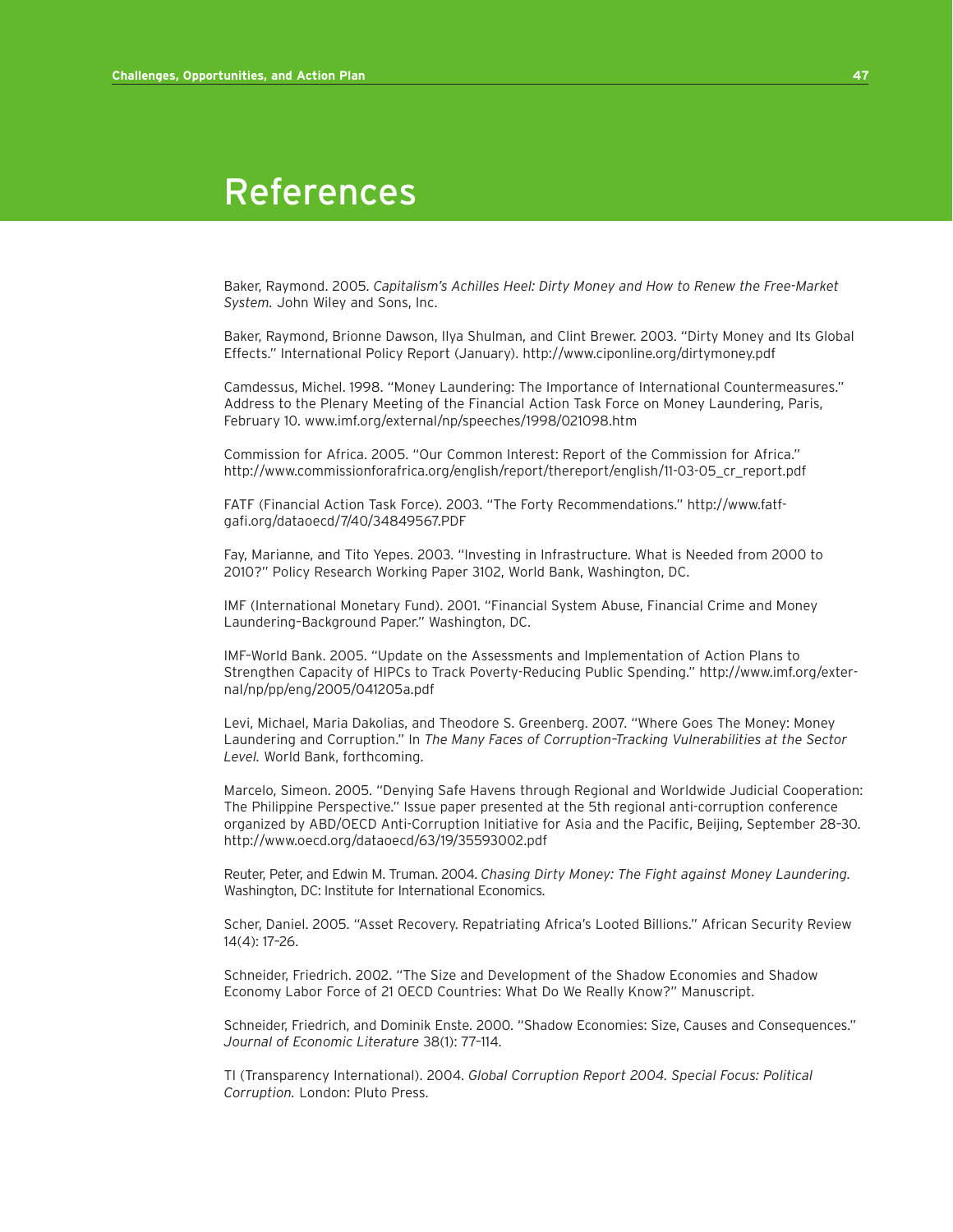# References

Baker, Raymond. 2005. *Capitalism's Achilles Heel: Dirty Money and How to Renew the Free-Market System.* John Wiley and Sons, Inc.

Baker, Raymond, Brionne Dawson, Ilya Shulman, and Clint Brewer. 2003. "Dirty Money and Its Global Effects." International Policy Report (January). http://www.ciponline.org/dirtymoney.pdf

Camdessus, Michel. 1998. "Money Laundering: The Importance of International Countermeasures." Address to the Plenary Meeting of the Financial Action Task Force on Money Laundering, Paris, February 10. www.imf.org/external/np/speeches/1998/021098.htm

Commission for Africa. 2005. "Our Common Interest: Report of the Commission for Africa." http://www.commissionforafrica.org/english/report/thereport/english/11-03-05_cr_report.pdf

FATF (Financial Action Task Force). 2003. "The Forty Recommendations." http://www.fatf-gafi.org/dataoecd/7/40/34849567.PDF

Fay, Marianne, and Tito Yepes. 2003. "Investing in Infrastructure. What is Needed from 2000 to 2010?" Policy Research Working Paper 3102, World Bank, Washington, DC.

IMF (International Monetary Fund). 2001. "Financial System Abuse, Financial Crime and Money Laundering–Background Paper." Washington, DC.

IMF–World Bank. 2005. "Update on the Assessments and Implementation of Action Plans to Strengthen Capacity of HIPCs to Track Poverty-Reducing Public Spending." http://www.imf.org/external/np/pp/eng/2005/041205a.pdf

Levi, Michael, Maria Dakolias, and Theodore S. Greenberg. 2007. "Where Goes The Money: Money Laundering and Corruption." In *The Many Faces of Corruption–Tracking Vulnerabilities at the Sector Level.* World Bank, forthcoming.

Marcelo, Simeon. 2005. "Denying Safe Havens through Regional and Worldwide Judicial Cooperation: The Philippine Perspective." Issue paper presented at the 5th regional anti-corruption conference organized by ABD/OECD Anti-Corruption Initiative for Asia and the Pacific, Beijing, September 28–30. http://www.oecd.org/dataoecd/63/19/35593002.pdf

Reuter, Peter, and Edwin M. Truman. 2004. *Chasing Dirty Money: The Fight against Money Laundering.* Washington, DC: Institute for International Economics.

Scher, Daniel. 2005. "Asset Recovery. Repatriating Africa's Looted Billions." African Security Review 14(4): 17–26.

Schneider, Friedrich. 2002. "The Size and Development of the Shadow Economies and Shadow Economy Labor Force of 21 OECD Countries: What Do We Really Know?" Manuscript.

Schneider, Friedrich, and Dominik Enste. 2000. "Shadow Economies: Size, Causes and Consequences." *Journal of Economic Literature* 38(1): 77–114.

TI (Transparency International). 2004. *Global Corruption Report 2004. Special Focus: Political Corruption.* London: Pluto Press.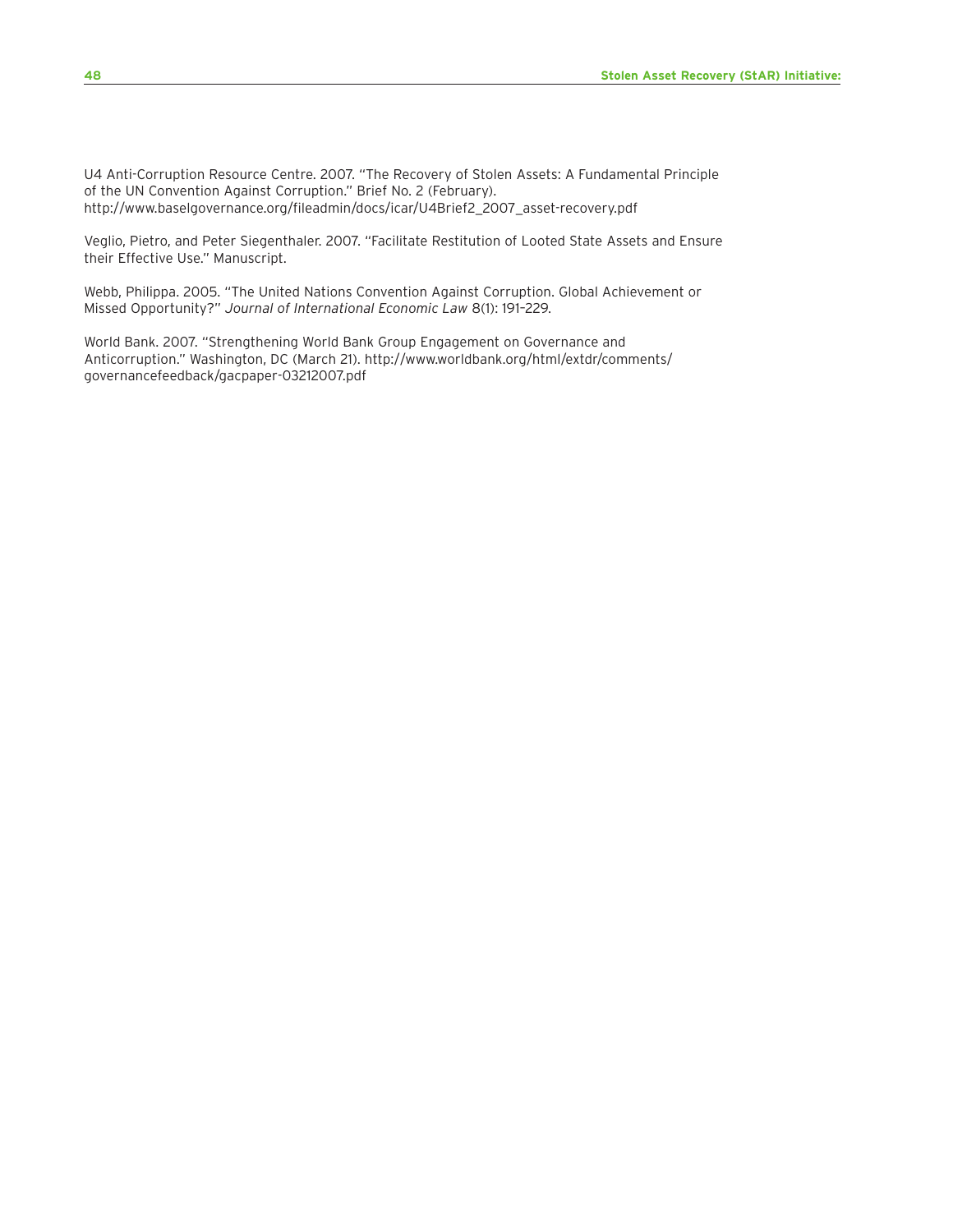U4 Anti-Corruption Resource Centre. 2007. "The Recovery of Stolen Assets: A Fundamental Principle of the UN Convention Against Corruption." Brief No. 2 (February). http://www.baselgovernance.org/fileadmin/docs/icar/U4Brief2_2007_asset-recovery.pdf

Veglio, Pietro, and Peter Siegenthaler. 2007. "Facilitate Restitution of Looted State Assets and Ensure their Effective Use." Manuscript.

Webb, Philippa. 2005. "The United Nations Convention Against Corruption. Global Achievement or Missed Opportunity?" *Journal of International Economic Law* 8(1): 191–229.

World Bank. 2007. "Strengthening World Bank Group Engagement on Governance and Anticorruption." Washington, DC (March 21). http://www.worldbank.org/html/extdr/comments/governancefeedback/gacpaper-03212007.pdf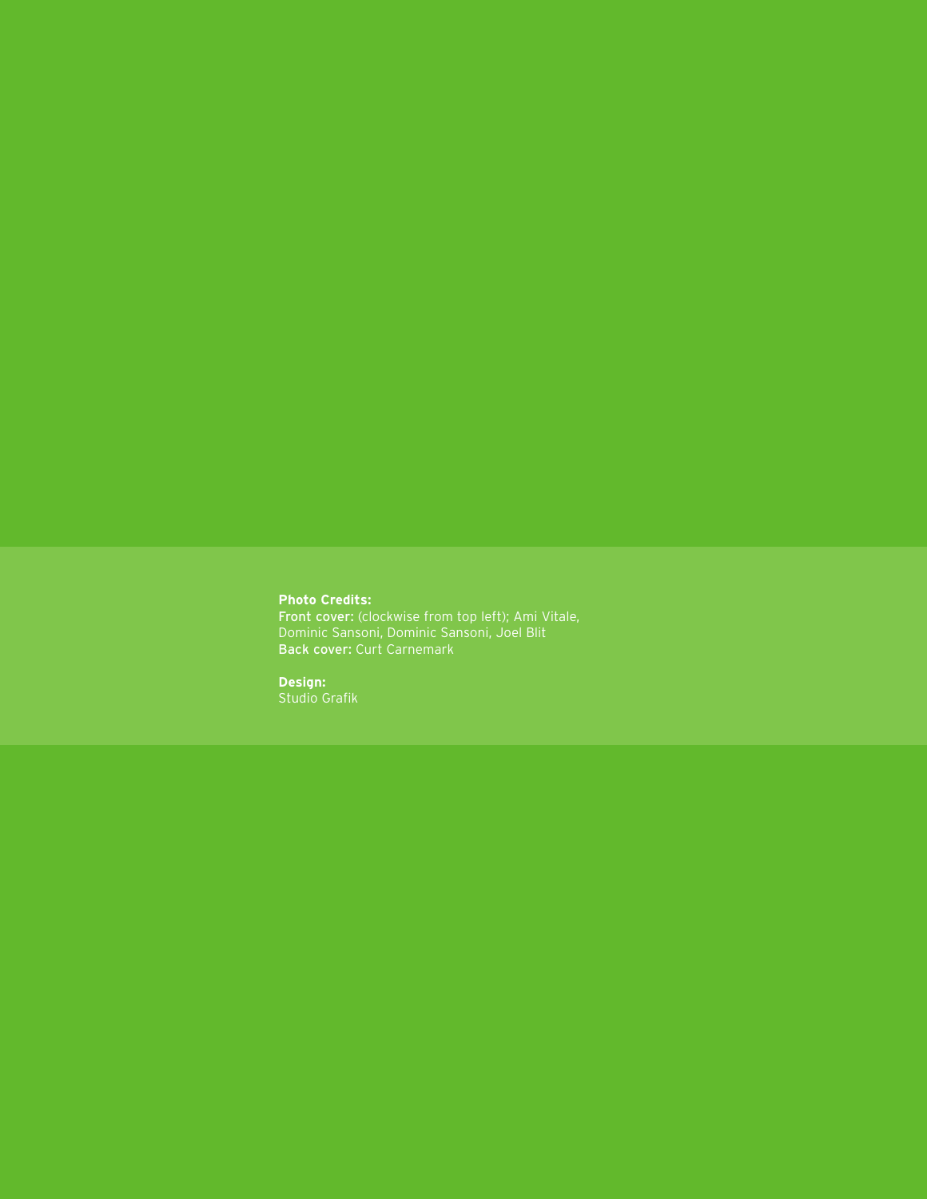**Photo Credits:**
**Front cover:** (clockwise from top left); Ami Vitale, Dominic Sansoni, Dominic Sansoni, Joel Blit
**Back cover:** Curt Carnemark

**Design:**
Studio Grafik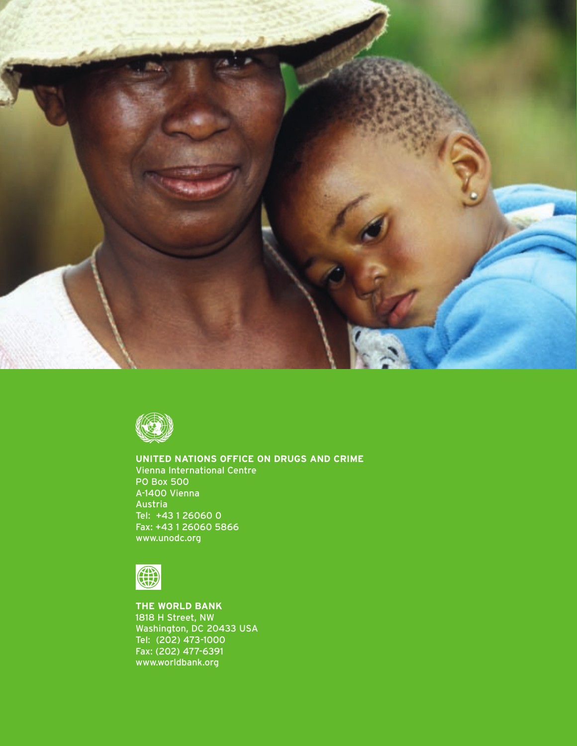**UNITED NATIONS OFFICE ON DRUGS AND CRIME**
Vienna International Centre
PO Box 500
A-1400 Vienna
Austria
Tel: +43 1 26060 0
Fax: +43 1 26060 5866
www.unodc.org

**THE WORLD BANK**
1818 H Street, NW
Washington, DC 20433 USA
Tel: (202) 473-1000
Fax: (202) 477-6391
www.worldbank.org